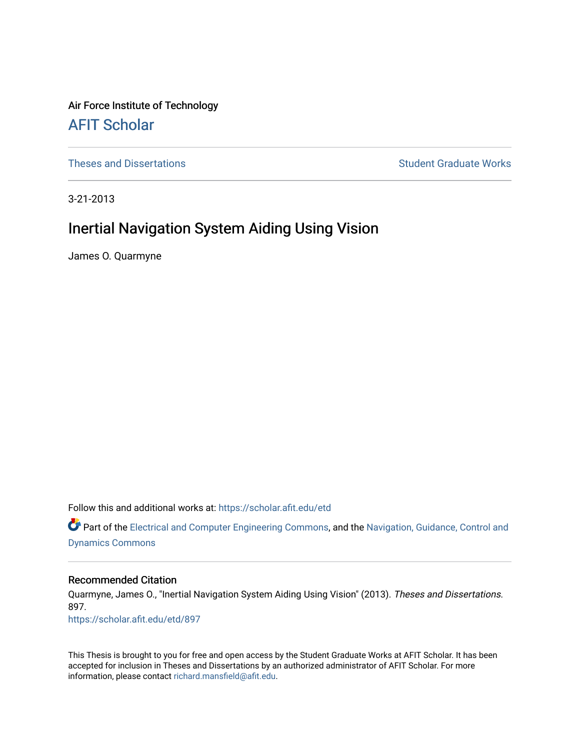Air Force Institute of Technology

# AFIT Scholar

Theses and Dissertations | Student Graduate Works

3-21-2013

## Inertial Navigation System Aiding Using Vision

James O. Quarmyne

Follow this and additional works at: https://scholar.afit.edu/etd

Part of the Electrical and Computer Engineering Commons, and the Navigation, Guidance, Control and Dynamics Commons

### Recommended Citation

Quarmyne, James O., "Inertial Navigation System Aiding Using Vision" (2013). *Theses and Dissertations*. 897.
https://scholar.afit.edu/etd/897

This Thesis is brought to you for free and open access by the Student Graduate Works at AFIT Scholar. It has been accepted for inclusion in Theses and Dissertations by an authorized administrator of AFIT Scholar. For more information, please contact richard.mansfield@afit.edu.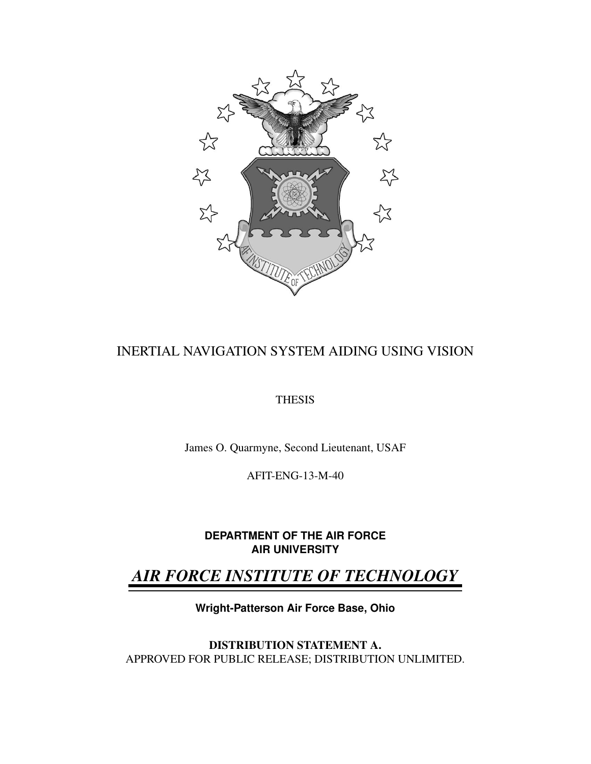INERTIAL NAVIGATION SYSTEM AIDING USING VISION

THESIS

James O. Quarmyne, Second Lieutenant, USAF

AFIT-ENG-13-M-40

**DEPARTMENT OF THE AIR FORCE**
**AIR UNIVERSITY**

***AIR FORCE INSTITUTE OF TECHNOLOGY***

**Wright-Patterson Air Force Base, Ohio**

**DISTRIBUTION STATEMENT A.**
APPROVED FOR PUBLIC RELEASE; DISTRIBUTION UNLIMITED.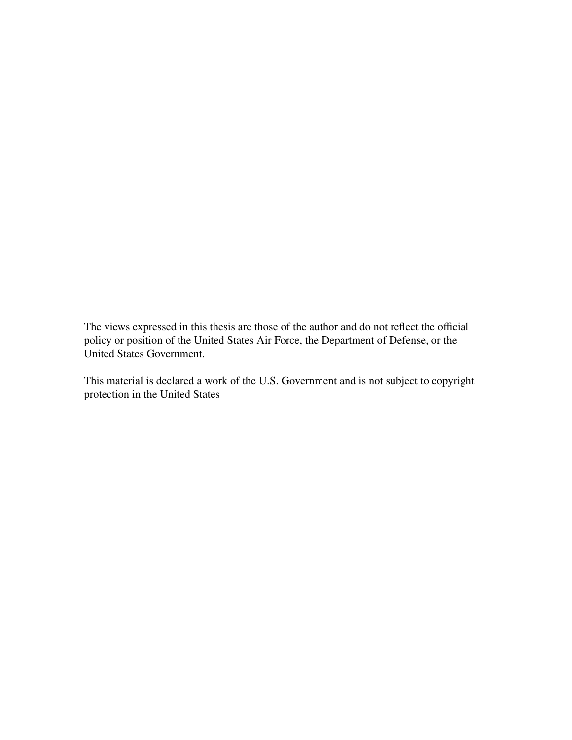The views expressed in this thesis are those of the author and do not reflect the official policy or position of the United States Air Force, the Department of Defense, or the United States Government.

This material is declared a work of the U.S. Government and is not subject to copyright protection in the United States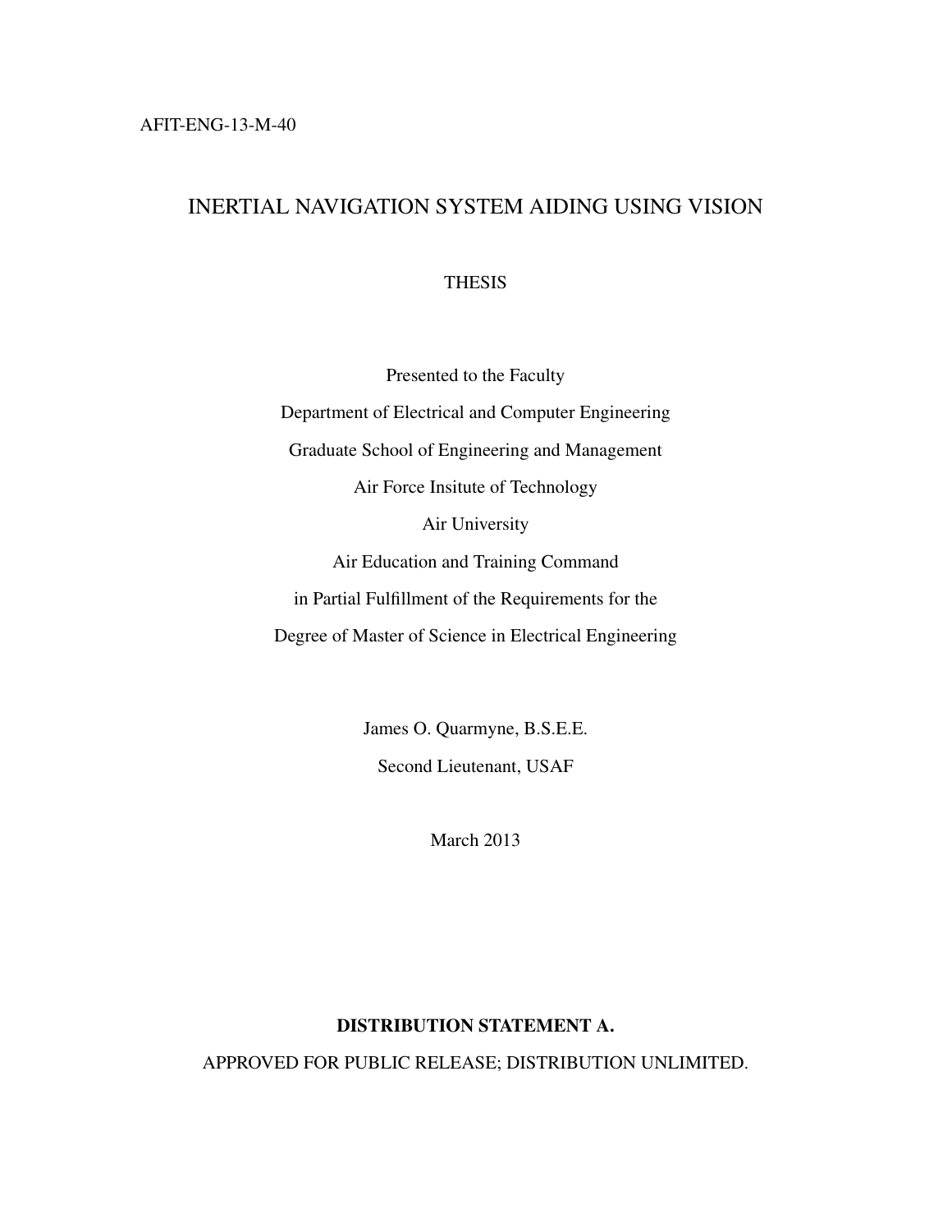AFIT-ENG-13-M-40

# INERTIAL NAVIGATION SYSTEM AIDING USING VISION

THESIS

Presented to the Faculty

Department of Electrical and Computer Engineering

Graduate School of Engineering and Management

Air Force Insitute of Technology

Air University

Air Education and Training Command

in Partial Fulfillment of the Requirements for the

Degree of Master of Science in Electrical Engineering

James O. Quarmyne, B.S.E.E.

Second Lieutenant, USAF

March 2013

**DISTRIBUTION STATEMENT A.**

APPROVED FOR PUBLIC RELEASE; DISTRIBUTION UNLIMITED.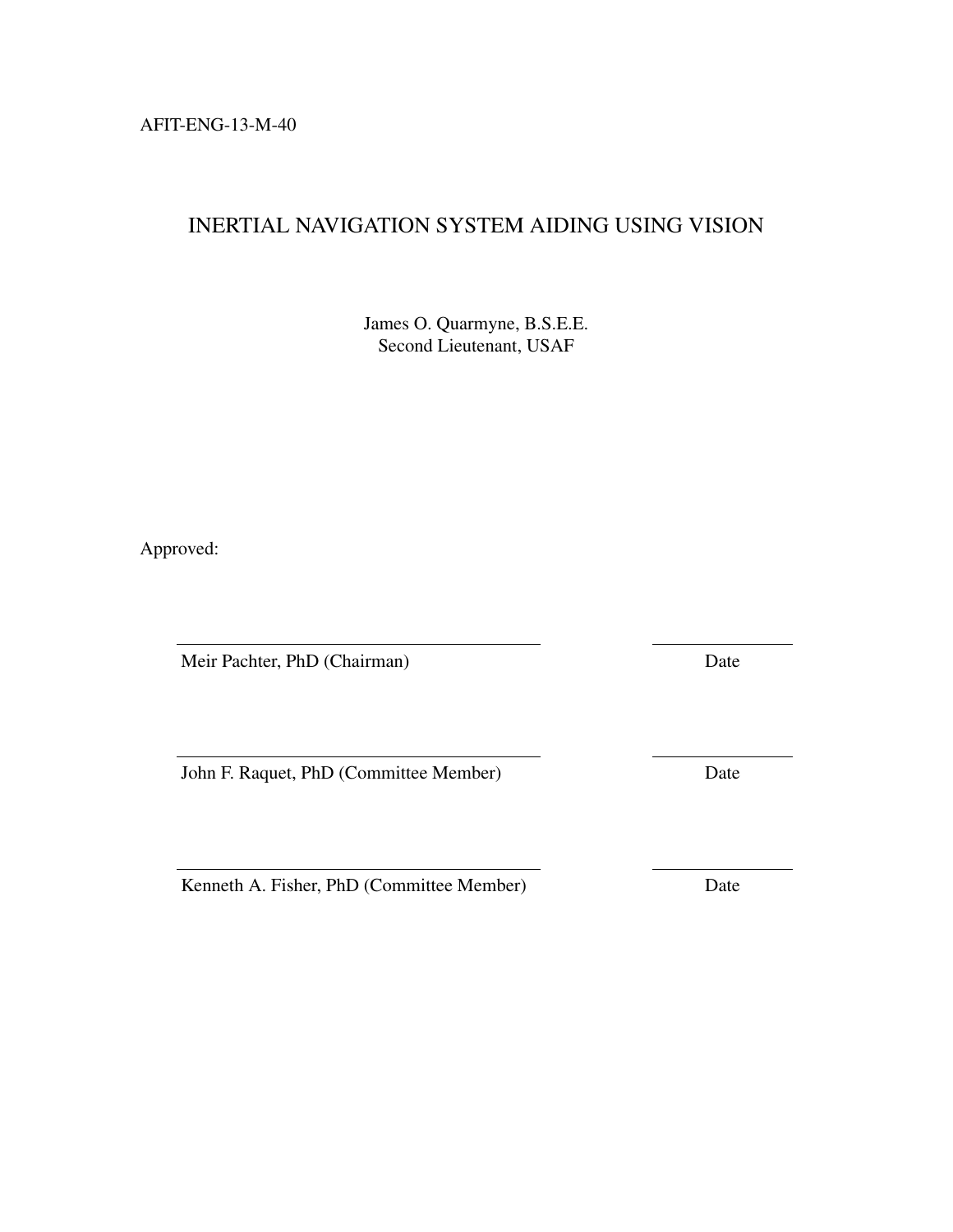AFIT-ENG-13-M-40

# INERTIAL NAVIGATION SYSTEM AIDING USING VISION

James O. Quarmyne, B.S.E.E.
Second Lieutenant, USAF

Approved:

| | |
|---|---|
| Meir Pachter, PhD (Chairman) | Date |
| John F. Raquet, PhD (Committee Member) | Date |
| Kenneth A. Fisher, PhD (Committee Member) | Date |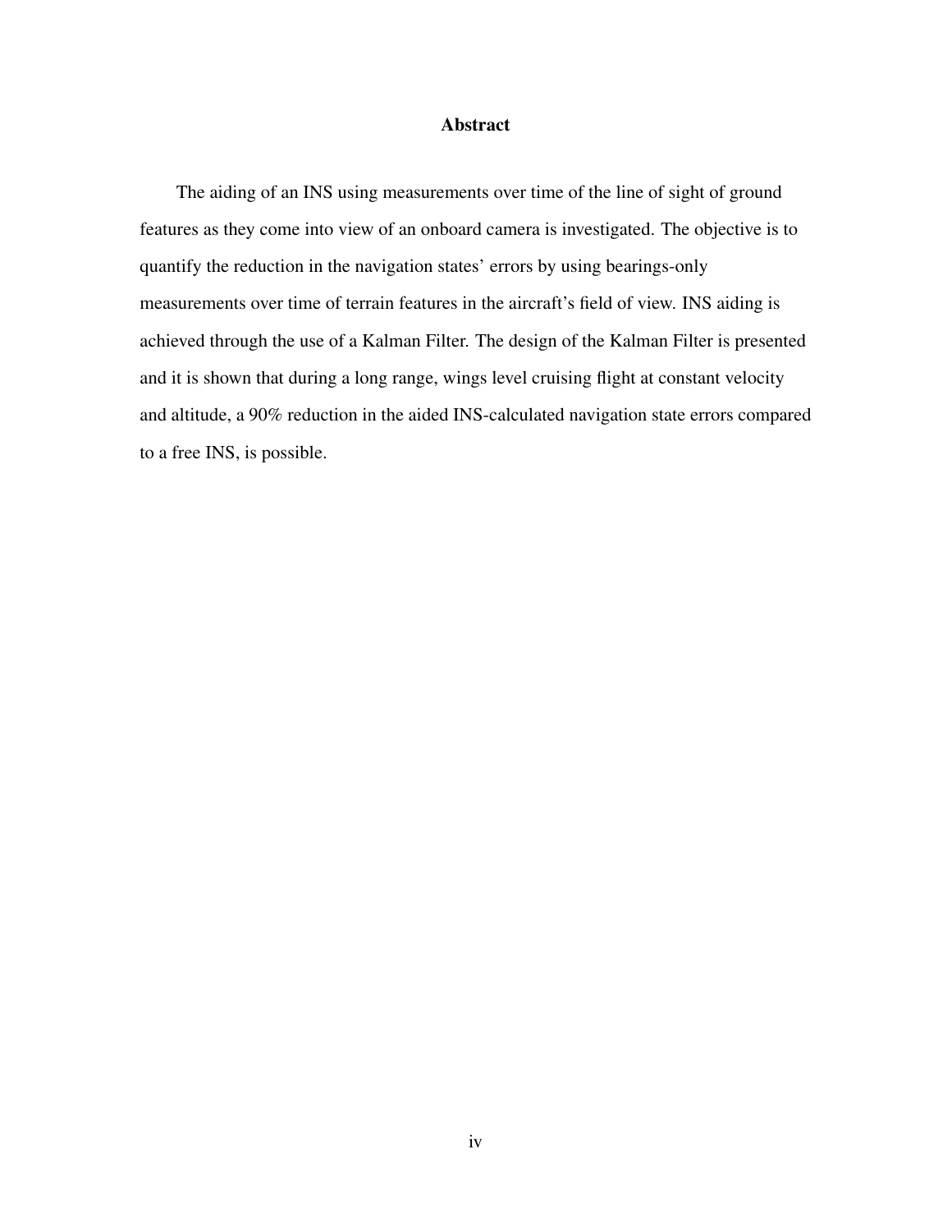# Abstract

The aiding of an INS using measurements over time of the line of sight of ground features as they come into view of an onboard camera is investigated. The objective is to quantify the reduction in the navigation states' errors by using bearings-only measurements over time of terrain features in the aircraft's field of view. INS aiding is achieved through the use of a Kalman Filter. The design of the Kalman Filter is presented and it is shown that during a long range, wings level cruising flight at constant velocity and altitude, a 90% reduction in the aided INS-calculated navigation state errors compared to a free INS, is possible.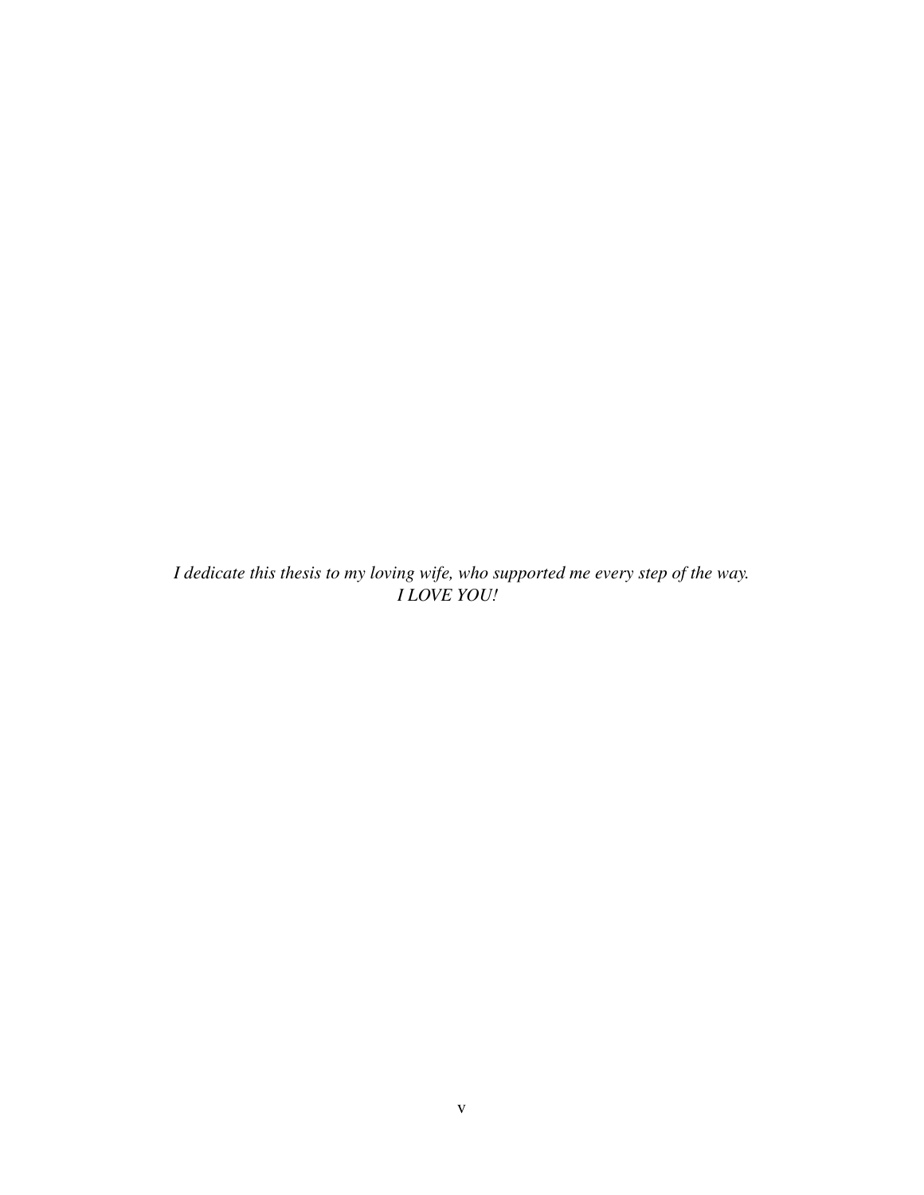*I dedicate this thesis to my loving wife, who supported me every step of the way.*
*I LOVE YOU!*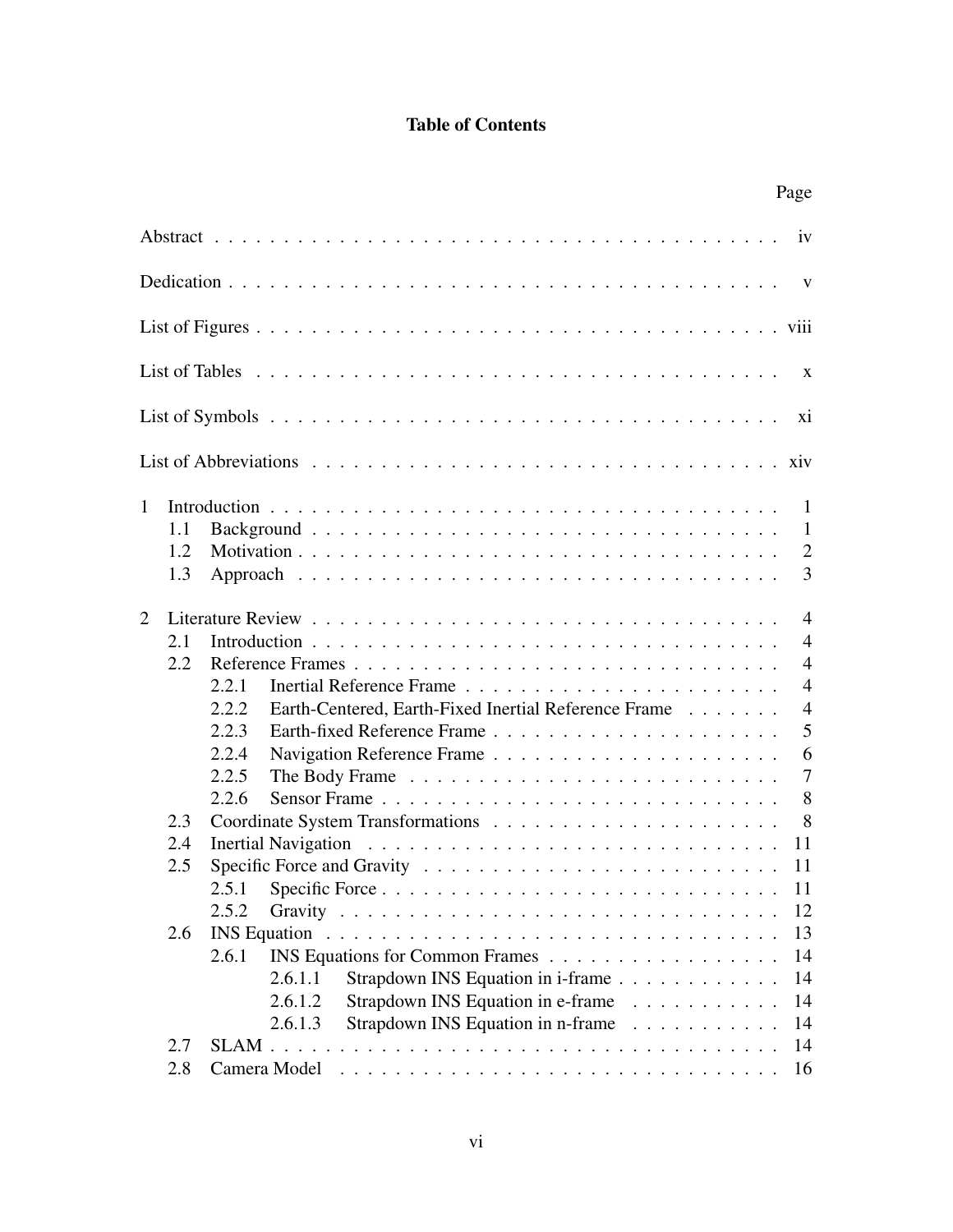# Table of Contents

| | Page |
|---|---|
| Abstract | iv |
| Dedication | v |
| List of Figures | viii |
| List of Tables | x |
| List of Symbols | xi |
| List of Abbreviations | xiv |
| 1 Introduction | 1 |
| 1.1 Background | 1 |
| 1.2 Motivation | 2 |
| 1.3 Approach | 3 |
| 2 Literature Review | 4 |
| 2.1 Introduction | 4 |
| 2.2 Reference Frames | 4 |
| 2.2.1 Inertial Reference Frame | 4 |
| 2.2.2 Earth-Centered, Earth-Fixed Inertial Reference Frame | 4 |
| 2.2.3 Earth-fixed Reference Frame | 5 |
| 2.2.4 Navigation Reference Frame | 6 |
| 2.2.5 The Body Frame | 7 |
| 2.2.6 Sensor Frame | 8 |
| 2.3 Coordinate System Transformations | 8 |
| 2.4 Inertial Navigation | 11 |
| 2.5 Specific Force and Gravity | 11 |
| 2.5.1 Specific Force | 11 |
| 2.5.2 Gravity | 12 |
| 2.6 INS Equation | 13 |
| 2.6.1 INS Equations for Common Frames | 14 |
| 2.6.1.1 Strapdown INS Equation in i-frame | 14 |
| 2.6.1.2 Strapdown INS Equation in e-frame | 14 |
| 2.6.1.3 Strapdown INS Equation in n-frame | 14 |
| 2.7 SLAM | 14 |
| 2.8 Camera Model | 16 |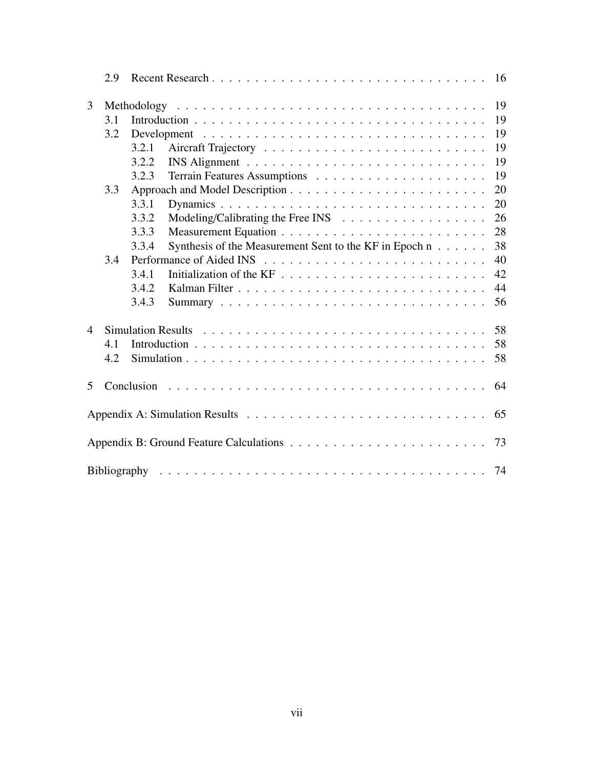| | | | |
|---|---|---|---|
| 2.9 | Recent Research | | 16 |
| **3** | **Methodology** | | 19 |
| 3.1 | Introduction | | 19 |
| 3.2 | Development | | 19 |
| | 3.2.1 | Aircraft Trajectory | 19 |
| | 3.2.2 | INS Alignment | 19 |
| | 3.2.3 | Terrain Features Assumptions | 19 |
| 3.3 | Approach and Model Description | | 20 |
| | 3.3.1 | Dynamics | 20 |
| | 3.3.2 | Modeling/Calibrating the Free INS | 26 |
| | 3.3.3 | Measurement Equation | 28 |
| | 3.3.4 | Synthesis of the Measurement Sent to the KF in Epoch n | 38 |
| 3.4 | Performance of Aided INS | | 40 |
| | 3.4.1 | Initialization of the KF | 42 |
| | 3.4.2 | Kalman Filter | 44 |
| | 3.4.3 | Summary | 56 |
| **4** | **Simulation Results** | | 58 |
| 4.1 | Introduction | | 58 |
| 4.2 | Simulation | | 58 |
| **5** | **Conclusion** | | 64 |
| | Appendix A: Simulation Results | | 65 |
| | Appendix B: Ground Feature Calculations | | 73 |
| | Bibliography | | 74 |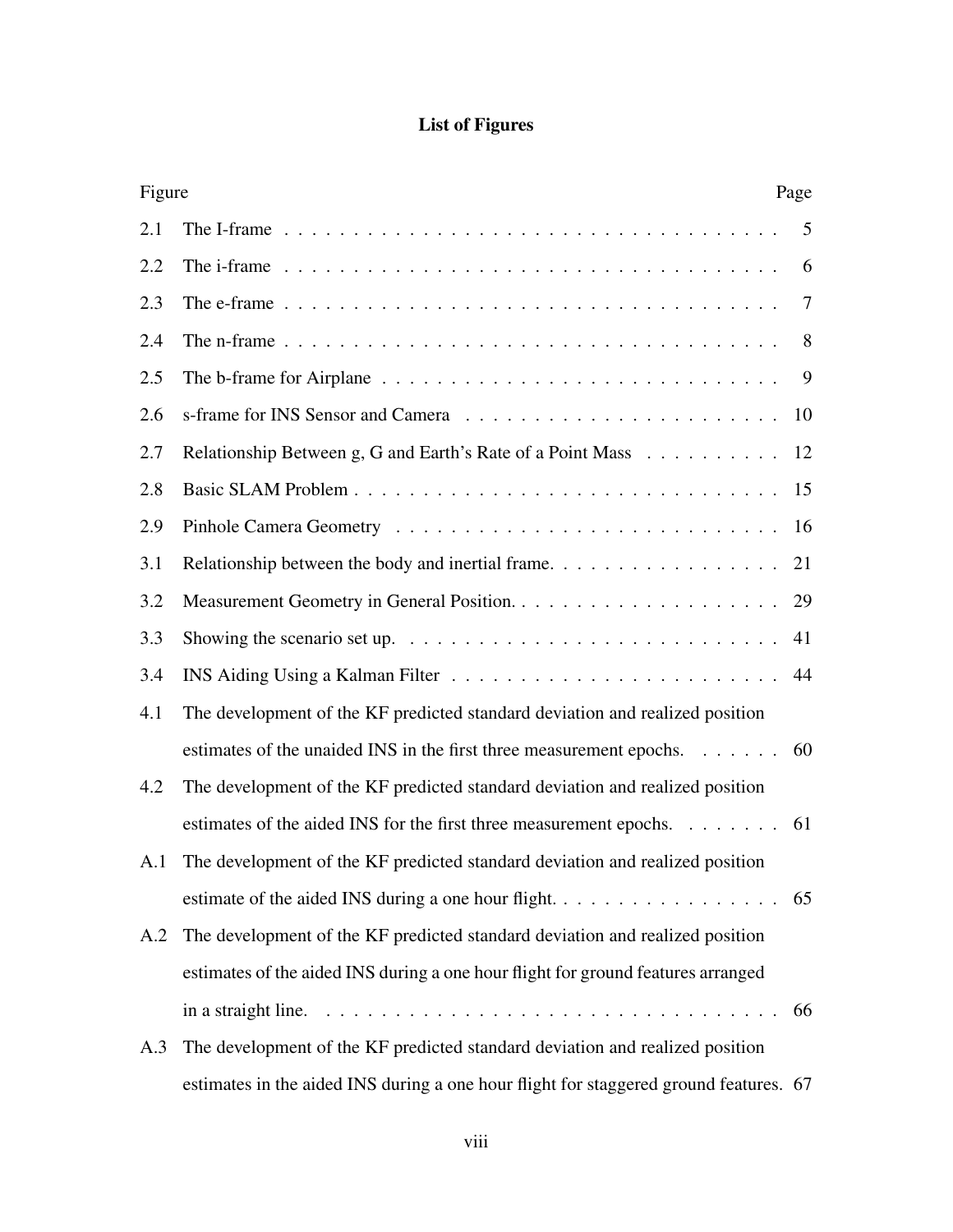# List of Figures

| Figure | | Page |
|---|---|---|
| 2.1 | The I-frame | 5 |
| 2.2 | The i-frame | 6 |
| 2.3 | The e-frame | 7 |
| 2.4 | The n-frame | 8 |
| 2.5 | The b-frame for Airplane | 9 |
| 2.6 | s-frame for INS Sensor and Camera | 10 |
| 2.7 | Relationship Between g, G and Earth's Rate of a Point Mass | 12 |
| 2.8 | Basic SLAM Problem | 15 |
| 2.9 | Pinhole Camera Geometry | 16 |
| 3.1 | Relationship between the body and inertial frame. | 21 |
| 3.2 | Measurement Geometry in General Position. | 29 |
| 3.3 | Showing the scenario set up. | 41 |
| 3.4 | INS Aiding Using a Kalman Filter | 44 |
| 4.1 | The development of the KF predicted standard deviation and realized position estimates of the unaided INS in the first three measurement epochs. | 60 |
| 4.2 | The development of the KF predicted standard deviation and realized position estimates of the aided INS for the first three measurement epochs. | 61 |
| A.1 | The development of the KF predicted standard deviation and realized position estimate of the aided INS during a one hour flight. | 65 |
| A.2 | The development of the KF predicted standard deviation and realized position estimates of the aided INS during a one hour flight for ground features arranged in a straight line. | 66 |
| A.3 | The development of the KF predicted standard deviation and realized position estimates in the aided INS during a one hour flight for staggered ground features. | 67 |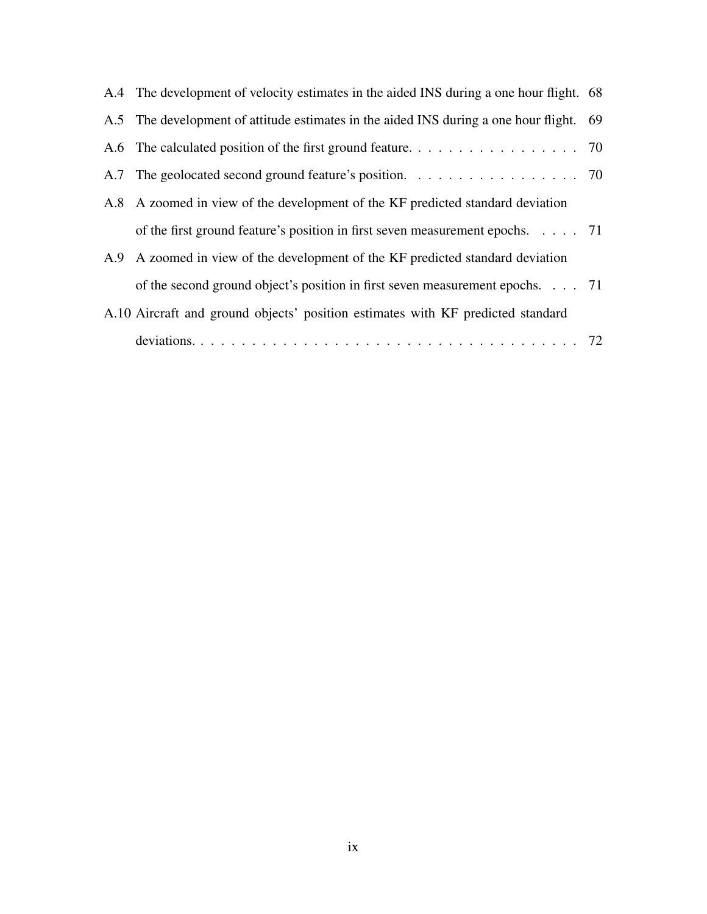A.4 The development of velocity estimates in the aided INS during a one hour flight. 68

A.5 The development of attitude estimates in the aided INS during a one hour flight. 69

A.6 The calculated position of the first ground feature. . . . . . . . . . . . . . . . . 70

A.7 The geolocated second ground feature's position. . . . . . . . . . . . . . . . . 70

A.8 A zoomed in view of the development of the KF predicted standard deviation of the first ground feature's position in first seven measurement epochs. . . . . 71

A.9 A zoomed in view of the development of the KF predicted standard deviation of the second ground object's position in first seven measurement epochs. . . . 71

A.10 Aircraft and ground objects' position estimates with KF predicted standard deviations. . . . . . . . . . . . . . . . . . . . . . . . . . . . . . . . . . . . . 72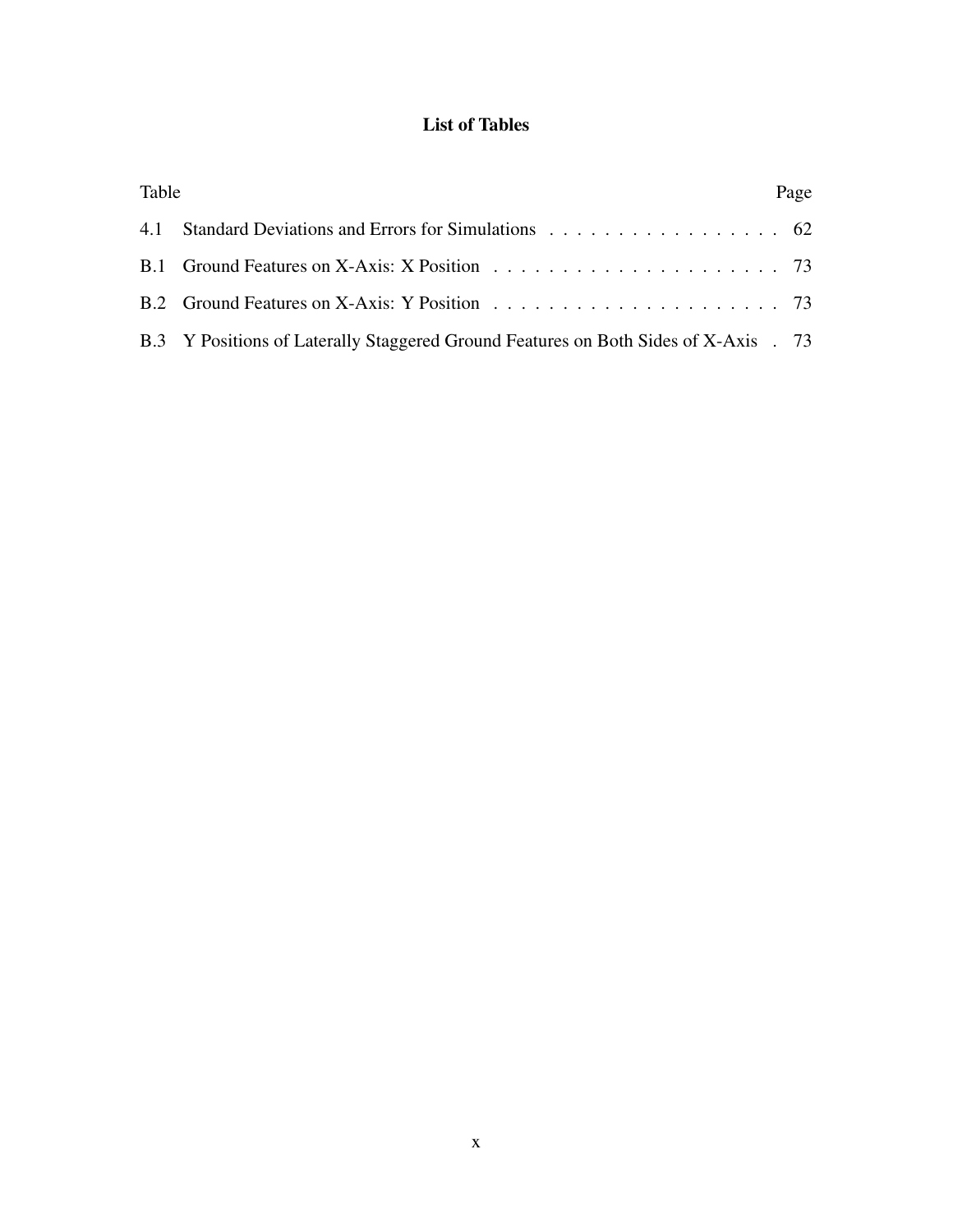# List of Tables

| Table | | Page |
|---|---|---|
| 4.1 | Standard Deviations and Errors for Simulations | 62 |
| B.1 | Ground Features on X-Axis: X Position | 73 |
| B.2 | Ground Features on X-Axis: Y Position | 73 |
| B.3 | Y Positions of Laterally Staggered Ground Features on Both Sides of X-Axis | 73 |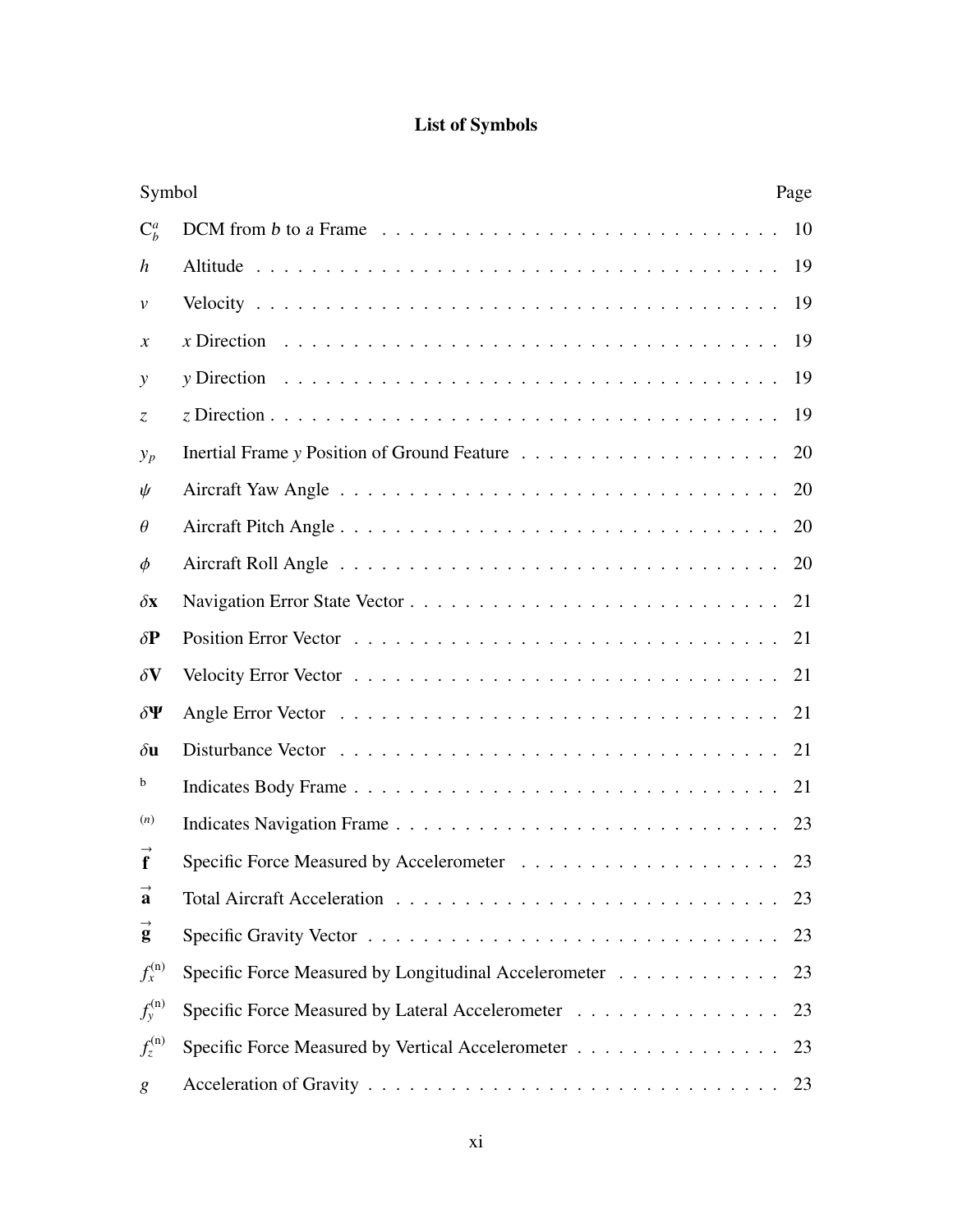# List of Symbols

| Symbol | | Page |
|---|---|---|
| $\mathrm{C}_b^a$ | DCM from *b* to *a* Frame | 10 |
| $h$ | Altitude | 19 |
| $v$ | Velocity | 19 |
| $x$ | *x* Direction | 19 |
| $y$ | *y* Direction | 19 |
| $z$ | *z* Direction | 19 |
| $y_p$ | Inertial Frame *y* Position of Ground Feature | 20 |
| $\psi$ | Aircraft Yaw Angle | 20 |
| $\theta$ | Aircraft Pitch Angle | 20 |
| $\phi$ | Aircraft Roll Angle | 20 |
| $\delta\mathbf{x}$ | Navigation Error State Vector | 21 |
| $\delta\mathbf{P}$ | Position Error Vector | 21 |
| $\delta\mathbf{V}$ | Velocity Error Vector | 21 |
| $\delta\mathbf{\Psi}$ | Angle Error Vector | 21 |
| $\delta\mathbf{u}$ | Disturbance Vector | 21 |
| $^{\mathrm{b}}$ | Indicates Body Frame | 21 |
| $^{(n)}$ | Indicates Navigation Frame | 23 |
| $\vec{\mathbf{f}}$ | Specific Force Measured by Accelerometer | 23 |
| $\vec{\mathbf{a}}$ | Total Aircraft Acceleration | 23 |
| $\vec{\mathbf{g}}$ | Specific Gravity Vector | 23 |
| $f_x^{(\mathrm{n})}$ | Specific Force Measured by Longitudinal Accelerometer | 23 |
| $f_y^{(\mathrm{n})}$ | Specific Force Measured by Lateral Accelerometer | 23 |
| $f_z^{(\mathrm{n})}$ | Specific Force Measured by Vertical Accelerometer | 23 |
| $g$ | Acceleration of Gravity | 23 |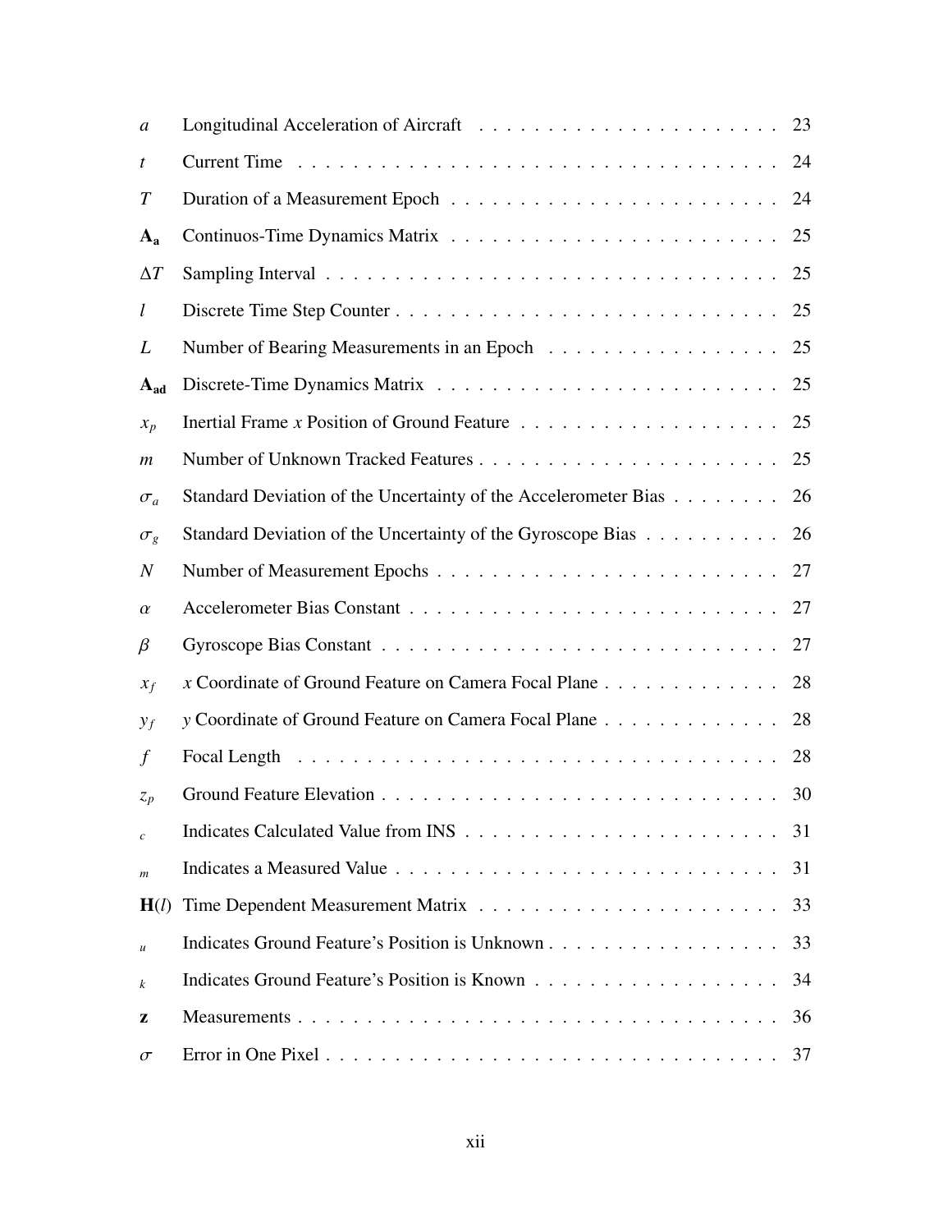| Symbol | Description | Page |
|---|---|---|
| $a$ | Longitudinal Acceleration of Aircraft | 23 |
| $t$ | Current Time | 24 |
| $T$ | Duration of a Measurement Epoch | 24 |
| $\mathbf{A_a}$ | Continuos-Time Dynamics Matrix | 25 |
| $\Delta T$ | Sampling Interval | 25 |
| $l$ | Discrete Time Step Counter | 25 |
| $L$ | Number of Bearing Measurements in an Epoch | 25 |
| $\mathbf{A_{ad}}$ | Discrete-Time Dynamics Matrix | 25 |
| $x_p$ | Inertial Frame $x$ Position of Ground Feature | 25 |
| $m$ | Number of Unknown Tracked Features | 25 |
| $\sigma_a$ | Standard Deviation of the Uncertainty of the Accelerometer Bias | 26 |
| $\sigma_g$ | Standard Deviation of the Uncertainty of the Gyroscope Bias | 26 |
| $N$ | Number of Measurement Epochs | 27 |
| $\alpha$ | Accelerometer Bias Constant | 27 |
| $\beta$ | Gyroscope Bias Constant | 27 |
| $x_f$ | $x$ Coordinate of Ground Feature on Camera Focal Plane | 28 |
| $y_f$ | $y$ Coordinate of Ground Feature on Camera Focal Plane | 28 |
| $f$ | Focal Length | 28 |
| $z_p$ | Ground Feature Elevation | 30 |
| $_c$ | Indicates Calculated Value from INS | 31 |
| $_m$ | Indicates a Measured Value | 31 |
| $\mathbf{H}(l)$ | Time Dependent Measurement Matrix | 33 |
| $_u$ | Indicates Ground Feature's Position is Unknown | 33 |
| $_k$ | Indicates Ground Feature's Position is Known | 34 |
| $\mathbf{z}$ | Measurements | 36 |
| $\sigma$ | Error in One Pixel | 37 |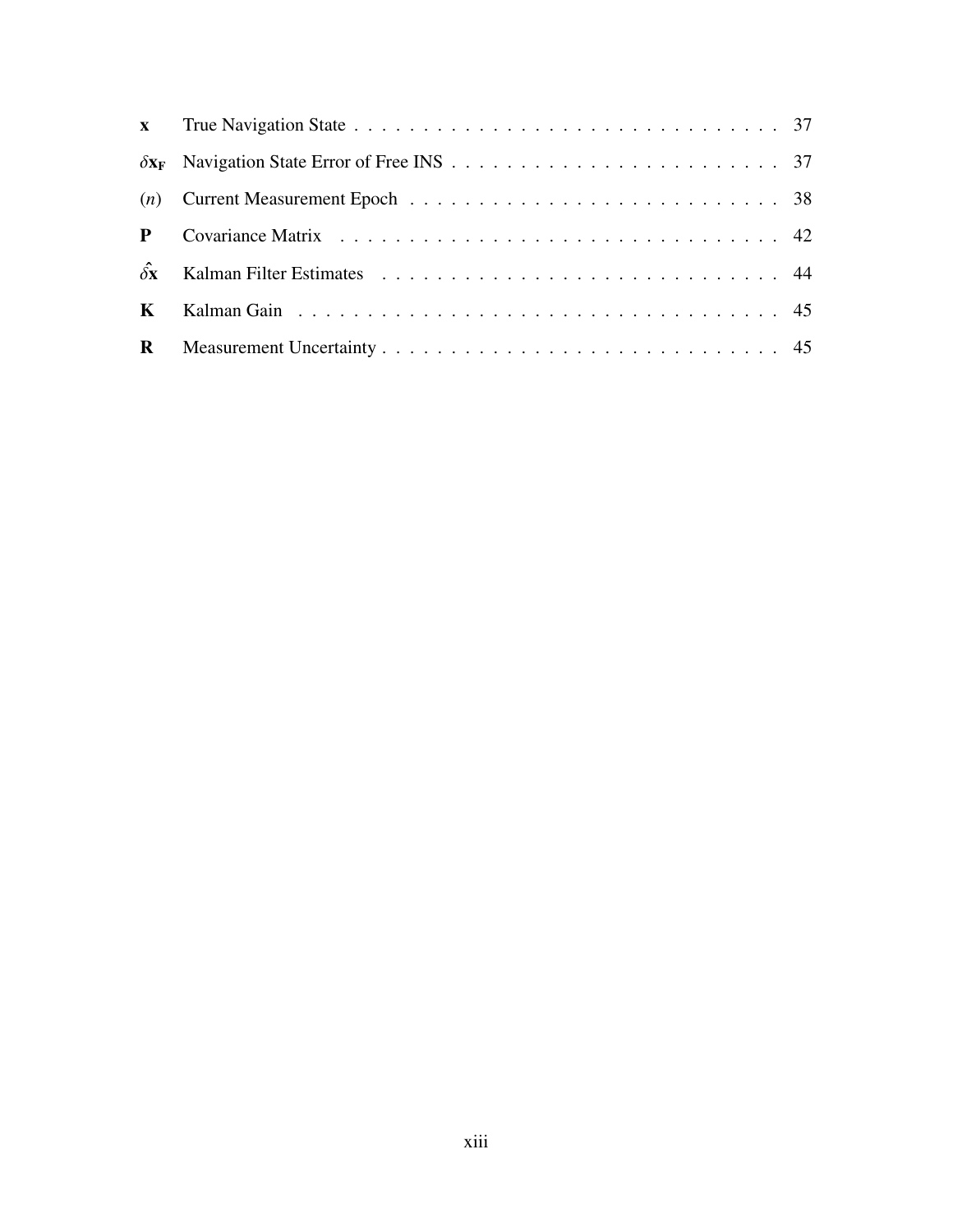| | | |
|---|---|---|
| $\mathbf{x}$ | True Navigation State | 37 |
| $\delta\mathbf{x}_\mathbf{F}$ | Navigation State Error of Free INS | 37 |
| $(n)$ | Current Measurement Epoch | 38 |
| $\mathbf{P}$ | Covariance Matrix | 42 |
| $\hat{\delta}\mathbf{x}$ | Kalman Filter Estimates | 44 |
| $\mathbf{K}$ | Kalman Gain | 45 |
| $\mathbf{R}$ | Measurement Uncertainty | 45 |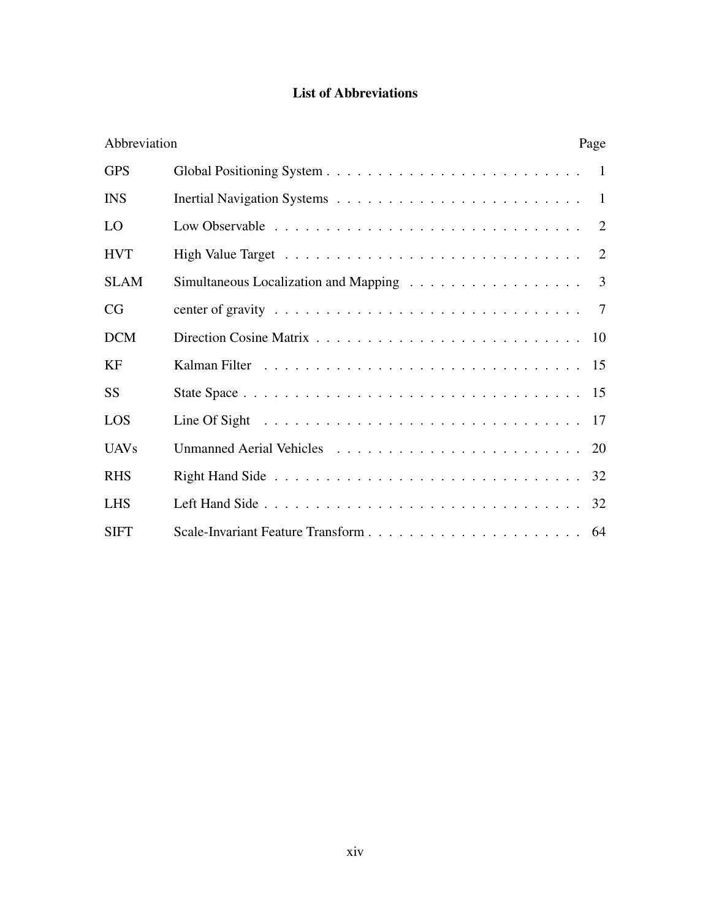# List of Abbreviations

| Abbreviation | | Page |
|---|---|---|
| GPS | Global Positioning System | 1 |
| INS | Inertial Navigation Systems | 1 |
| LO | Low Observable | 2 |
| HVT | High Value Target | 2 |
| SLAM | Simultaneous Localization and Mapping | 3 |
| CG | center of gravity | 7 |
| DCM | Direction Cosine Matrix | 10 |
| KF | Kalman Filter | 15 |
| SS | State Space | 15 |
| LOS | Line Of Sight | 17 |
| UAVs | Unmanned Aerial Vehicles | 20 |
| RHS | Right Hand Side | 32 |
| LHS | Left Hand Side | 32 |
| SIFT | Scale-Invariant Feature Transform | 64 |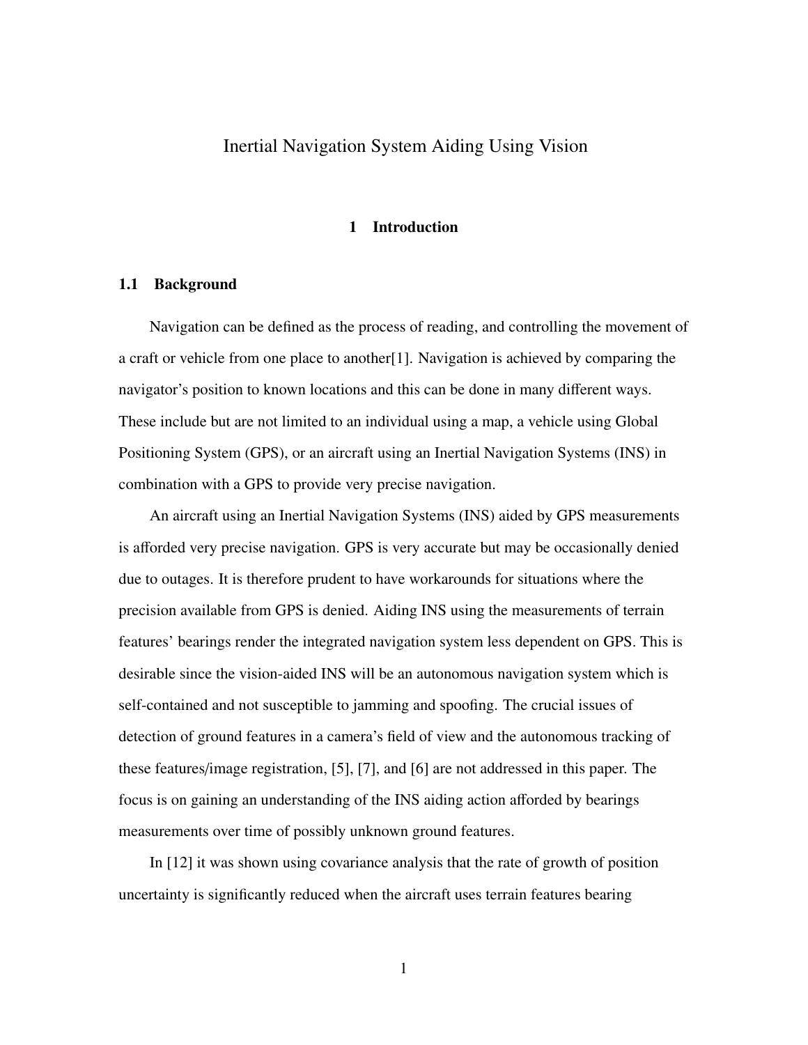# Inertial Navigation System Aiding Using Vision

## 1 Introduction

### 1.1 Background

Navigation can be defined as the process of reading, and controlling the movement of a craft or vehicle from one place to another[1]. Navigation is achieved by comparing the navigator's position to known locations and this can be done in many different ways. These include but are not limited to an individual using a map, a vehicle using Global Positioning System (GPS), or an aircraft using an Inertial Navigation Systems (INS) in combination with a GPS to provide very precise navigation.

An aircraft using an Inertial Navigation Systems (INS) aided by GPS measurements is afforded very precise navigation. GPS is very accurate but may be occasionally denied due to outages. It is therefore prudent to have workarounds for situations where the precision available from GPS is denied. Aiding INS using the measurements of terrain features' bearings render the integrated navigation system less dependent on GPS. This is desirable since the vision-aided INS will be an autonomous navigation system which is self-contained and not susceptible to jamming and spoofing. The crucial issues of detection of ground features in a camera's field of view and the autonomous tracking of these features/image registration, [5], [7], and [6] are not addressed in this paper. The focus is on gaining an understanding of the INS aiding action afforded by bearings measurements over time of possibly unknown ground features.

In [12] it was shown using covariance analysis that the rate of growth of position uncertainty is significantly reduced when the aircraft uses terrain features bearing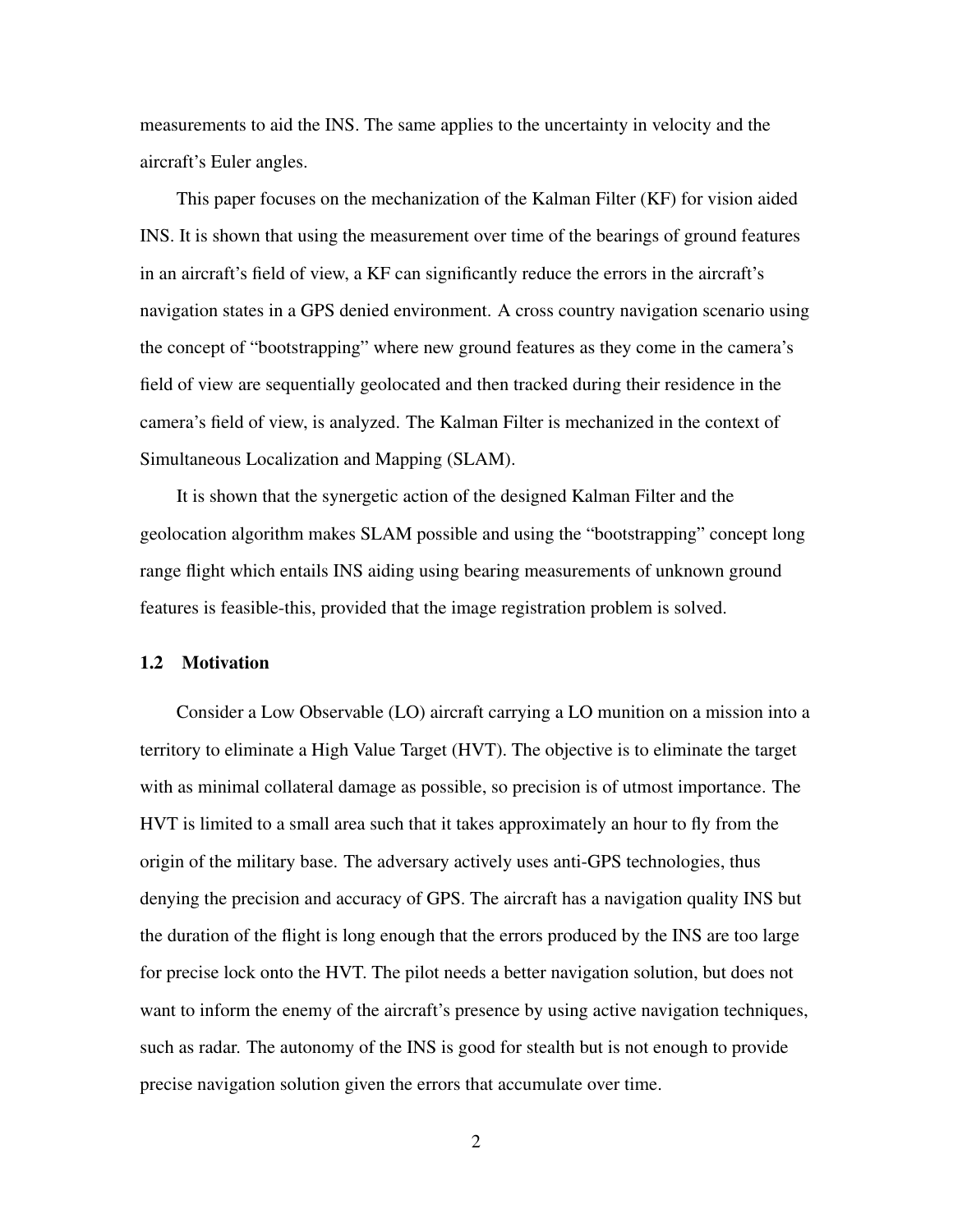measurements to aid the INS. The same applies to the uncertainty in velocity and the aircraft's Euler angles.

This paper focuses on the mechanization of the Kalman Filter (KF) for vision aided INS. It is shown that using the measurement over time of the bearings of ground features in an aircraft's field of view, a KF can significantly reduce the errors in the aircraft's navigation states in a GPS denied environment. A cross country navigation scenario using the concept of "bootstrapping" where new ground features as they come in the camera's field of view are sequentially geolocated and then tracked during their residence in the camera's field of view, is analyzed. The Kalman Filter is mechanized in the context of Simultaneous Localization and Mapping (SLAM).

It is shown that the synergetic action of the designed Kalman Filter and the geolocation algorithm makes SLAM possible and using the "bootstrapping" concept long range flight which entails INS aiding using bearing measurements of unknown ground features is feasible-this, provided that the image registration problem is solved.

### 1.2 Motivation

Consider a Low Observable (LO) aircraft carrying a LO munition on a mission into a territory to eliminate a High Value Target (HVT). The objective is to eliminate the target with as minimal collateral damage as possible, so precision is of utmost importance. The HVT is limited to a small area such that it takes approximately an hour to fly from the origin of the military base. The adversary actively uses anti-GPS technologies, thus denying the precision and accuracy of GPS. The aircraft has a navigation quality INS but the duration of the flight is long enough that the errors produced by the INS are too large for precise lock onto the HVT. The pilot needs a better navigation solution, but does not want to inform the enemy of the aircraft's presence by using active navigation techniques, such as radar. The autonomy of the INS is good for stealth but is not enough to provide precise navigation solution given the errors that accumulate over time.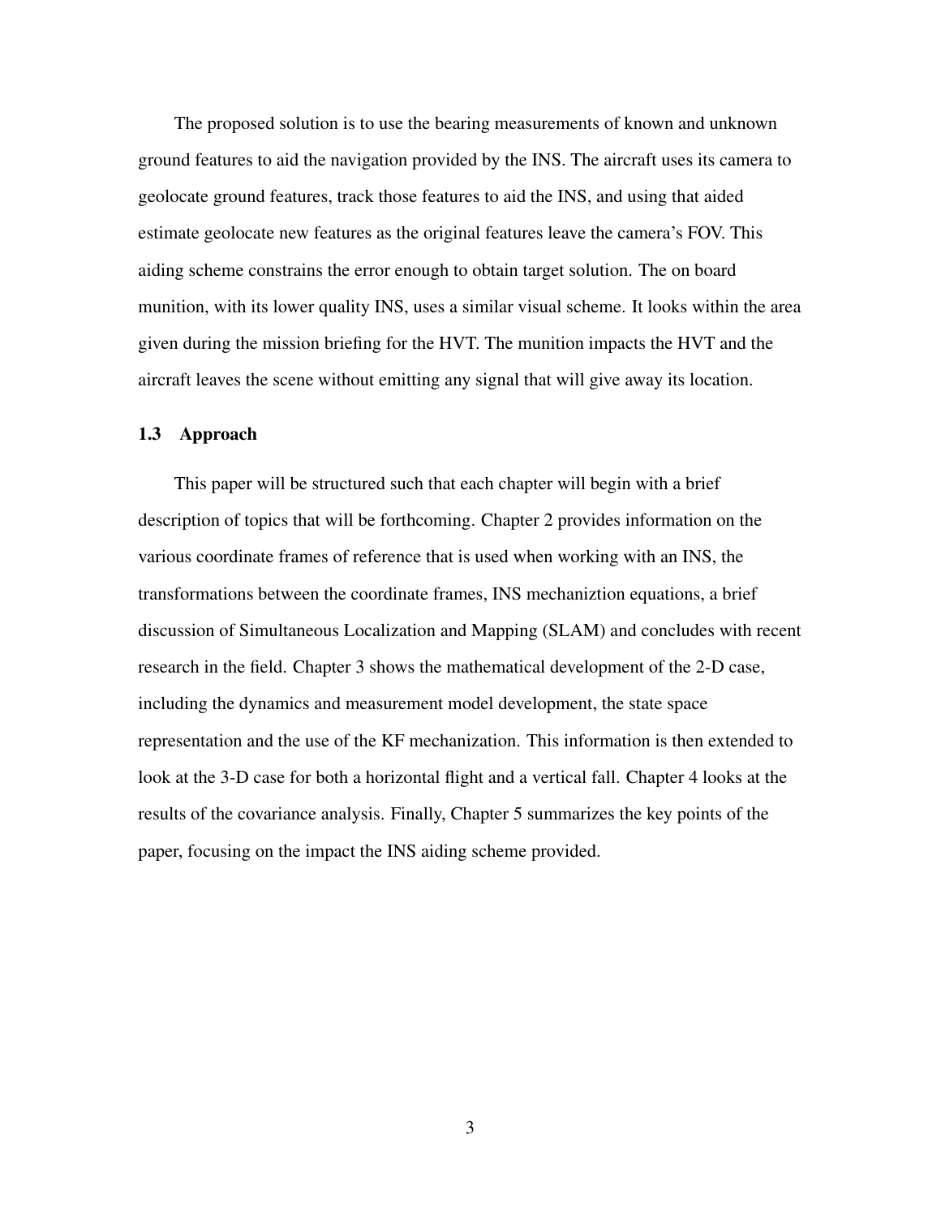The proposed solution is to use the bearing measurements of known and unknown ground features to aid the navigation provided by the INS. The aircraft uses its camera to geolocate ground features, track those features to aid the INS, and using that aided estimate geolocate new features as the original features leave the camera's FOV. This aiding scheme constrains the error enough to obtain target solution. The on board munition, with its lower quality INS, uses a similar visual scheme. It looks within the area given during the mission briefing for the HVT. The munition impacts the HVT and the aircraft leaves the scene without emitting any signal that will give away its location.

## 1.3 Approach

This paper will be structured such that each chapter will begin with a brief description of topics that will be forthcoming. Chapter 2 provides information on the various coordinate frames of reference that is used when working with an INS, the transformations between the coordinate frames, INS mechaniztion equations, a brief discussion of Simultaneous Localization and Mapping (SLAM) and concludes with recent research in the field. Chapter 3 shows the mathematical development of the 2-D case, including the dynamics and measurement model development, the state space representation and the use of the KF mechanization. This information is then extended to look at the 3-D case for both a horizontal flight and a vertical fall. Chapter 4 looks at the results of the covariance analysis. Finally, Chapter 5 summarizes the key points of the paper, focusing on the impact the INS aiding scheme provided.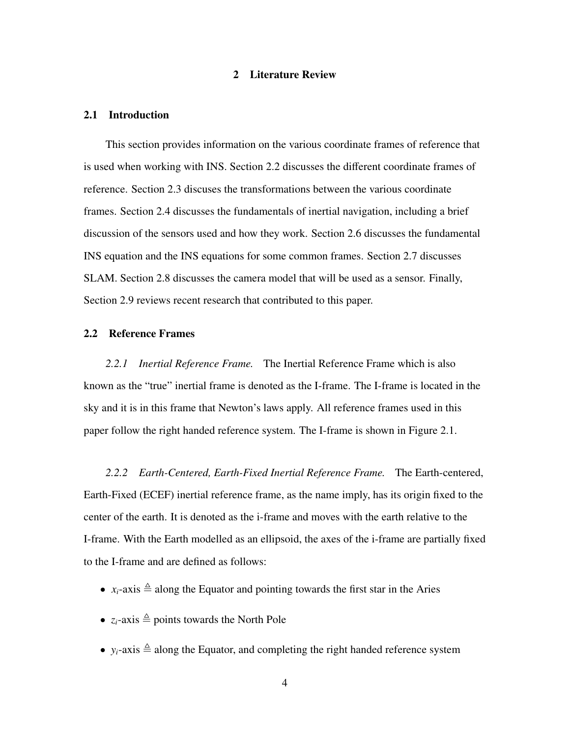# 2 Literature Review

## 2.1 Introduction

This section provides information on the various coordinate frames of reference that is used when working with INS. Section 2.2 discusses the different coordinate frames of reference. Section 2.3 discuses the transformations between the various coordinate frames. Section 2.4 discusses the fundamentals of inertial navigation, including a brief discussion of the sensors used and how they work. Section 2.6 discusses the fundamental INS equation and the INS equations for some common frames. Section 2.7 discusses SLAM. Section 2.8 discusses the camera model that will be used as a sensor. Finally, Section 2.9 reviews recent research that contributed to this paper.

## 2.2 Reference Frames

*2.2.1 Inertial Reference Frame.* The Inertial Reference Frame which is also known as the "true" inertial frame is denoted as the I-frame. The I-frame is located in the sky and it is in this frame that Newton's laws apply. All reference frames used in this paper follow the right handed reference system. The I-frame is shown in Figure 2.1.

*2.2.2 Earth-Centered, Earth-Fixed Inertial Reference Frame.* The Earth-centered, Earth-Fixed (ECEF) inertial reference frame, as the name imply, has its origin fixed to the center of the earth. It is denoted as the i-frame and moves with the earth relative to the I-frame. With the Earth modelled as an ellipsoid, the axes of the i-frame are partially fixed to the I-frame and are defined as follows:

- $x_i$-axis $\triangleq$ along the Equator and pointing towards the first star in the Aries
- $z_i$-axis $\triangleq$ points towards the North Pole
- $y_i$-axis $\triangleq$ along the Equator, and completing the right handed reference system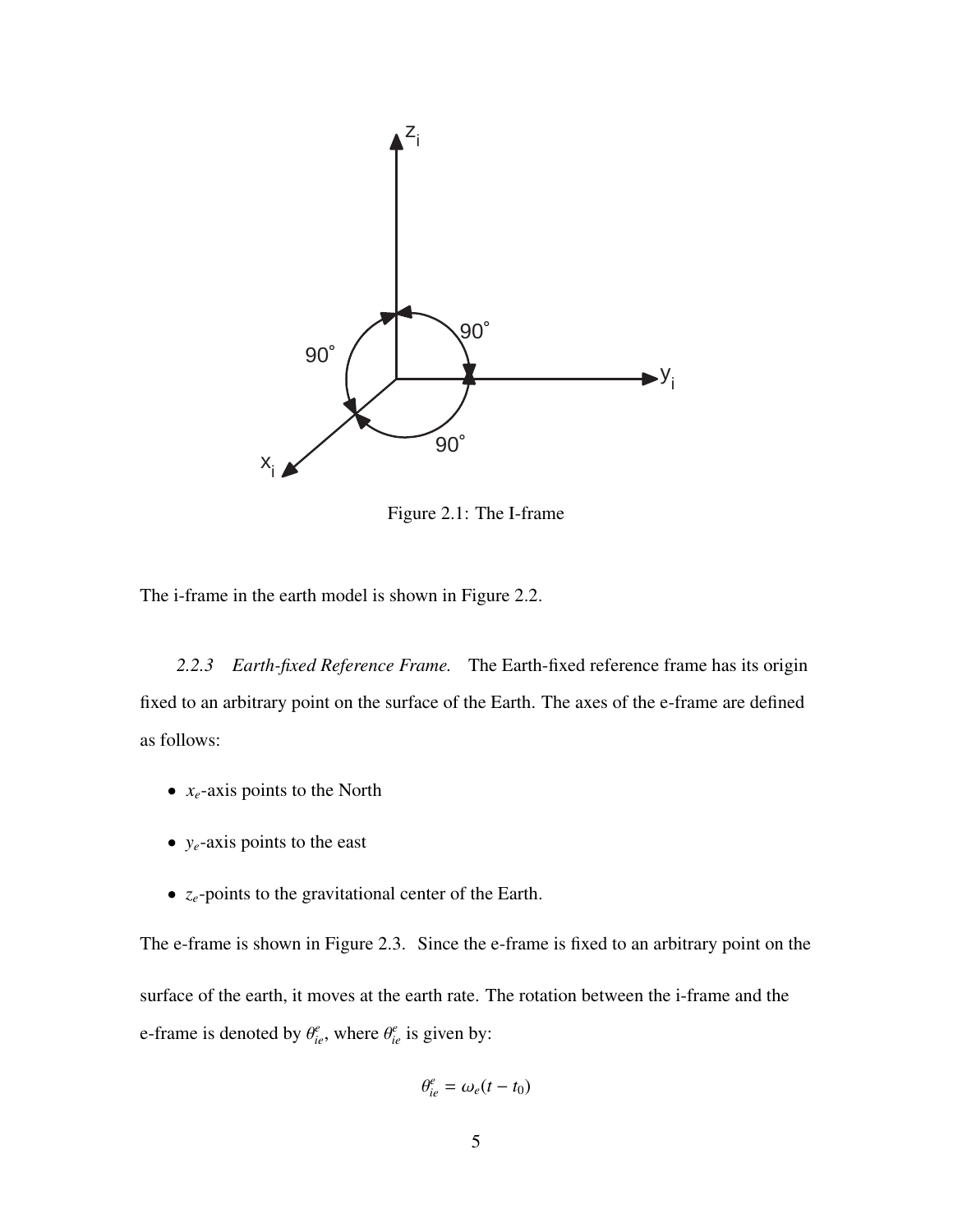Figure 2.1: The I-frame

The i-frame in the earth model is shown in Figure 2.2.

*2.2.3 Earth-fixed Reference Frame.* The Earth-fixed reference frame has its origin fixed to an arbitrary point on the surface of the Earth. The axes of the e-frame are defined as follows:

- $x_e$-axis points to the North
- $y_e$-axis points to the east
- $z_e$-points to the gravitational center of the Earth.

The e-frame is shown in Figure 2.3. Since the e-frame is fixed to an arbitrary point on the surface of the earth, it moves at the earth rate. The rotation between the i-frame and the e-frame is denoted by $\theta_{ie}^{e}$, where $\theta_{ie}^{e}$ is given by:

$$\theta_{ie}^{e} = \omega_e(t - t_0)$$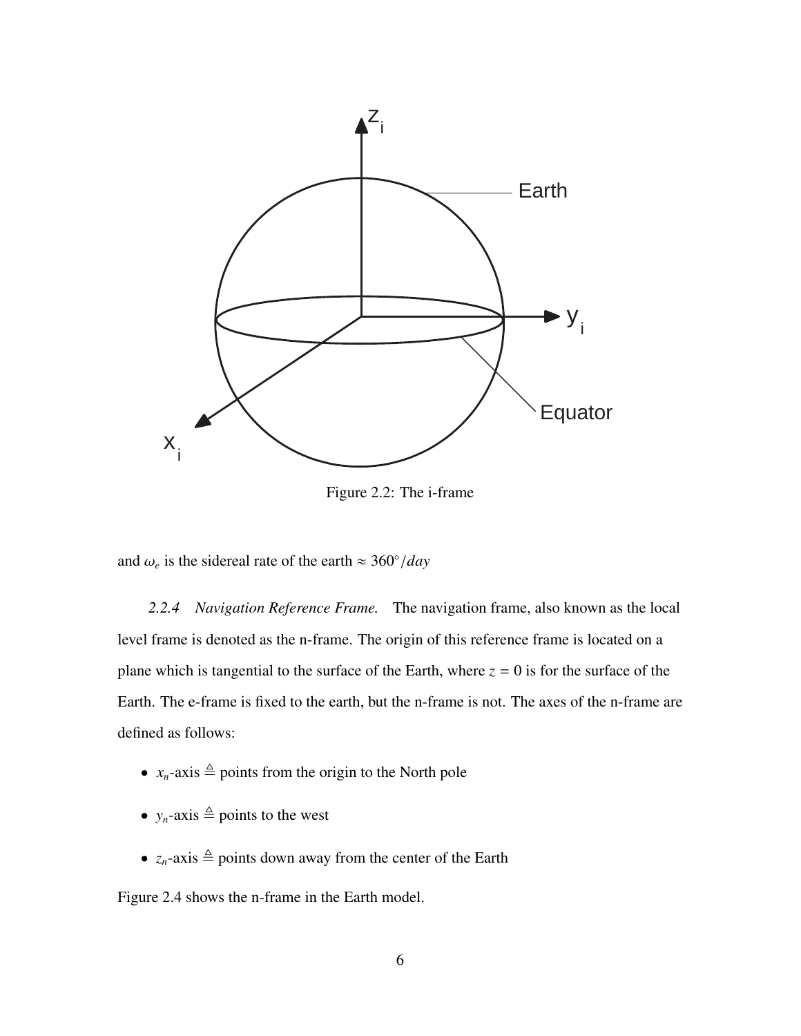Figure 2.2: The i-frame

and $\omega_e$ is the sidereal rate of the earth $\approx 360°/day$

*2.2.4 Navigation Reference Frame.* The navigation frame, also known as the local level frame is denoted as the n-frame. The origin of this reference frame is located on a plane which is tangential to the surface of the Earth, where $z = 0$ is for the surface of the Earth. The e-frame is fixed to the earth, but the n-frame is not. The axes of the n-frame are defined as follows:

- $x_n$-axis $\triangleq$ points from the origin to the North pole
- $y_n$-axis $\triangleq$ points to the west
- $z_n$-axis $\triangleq$ points down away from the center of the Earth

Figure 2.4 shows the n-frame in the Earth model.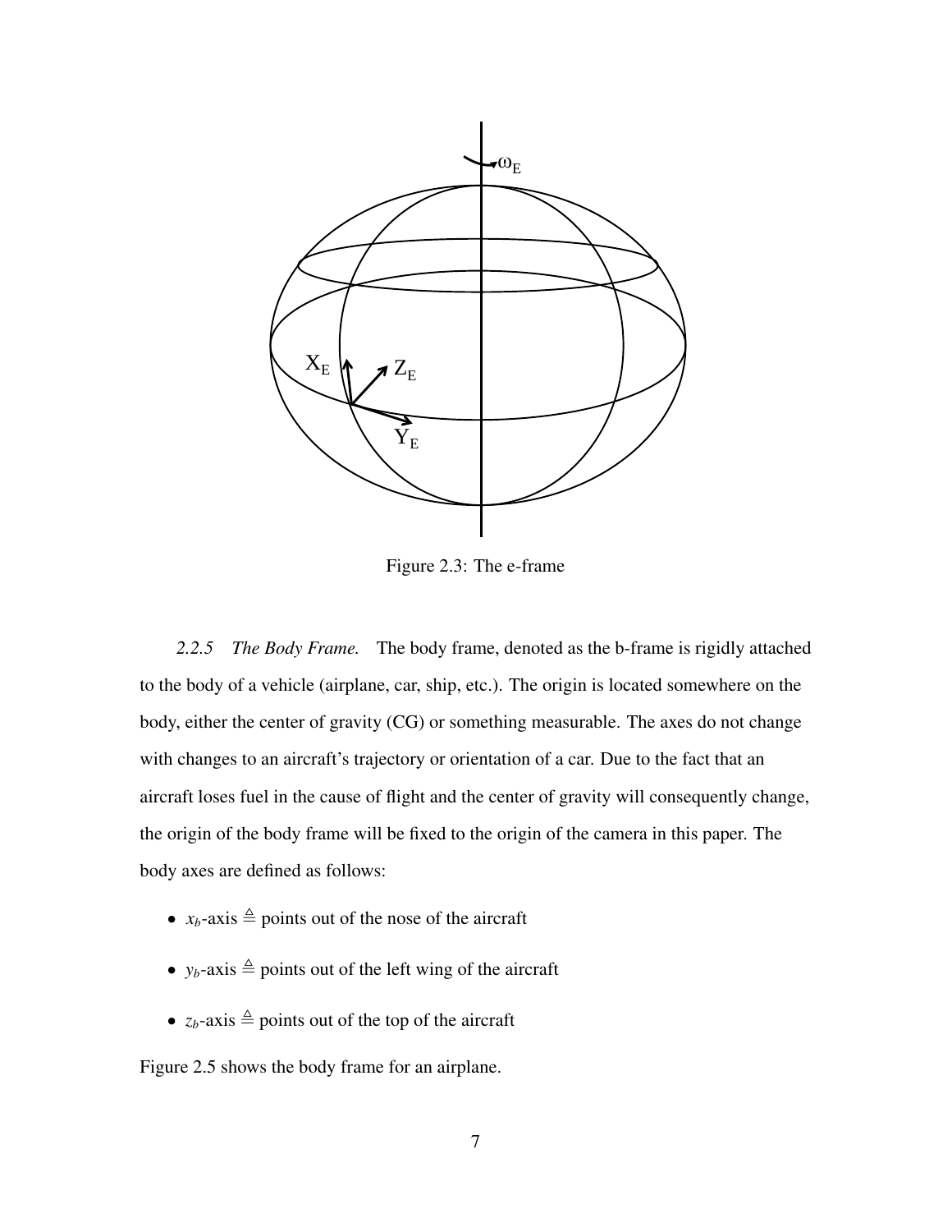Figure 2.3: The e-frame

*2.2.5 The Body Frame.* The body frame, denoted as the b-frame is rigidly attached to the body of a vehicle (airplane, car, ship, etc.). The origin is located somewhere on the body, either the center of gravity (CG) or something measurable. The axes do not change with changes to an aircraft's trajectory or orientation of a car. Due to the fact that an aircraft loses fuel in the cause of flight and the center of gravity will consequently change, the origin of the body frame will be fixed to the origin of the camera in this paper. The body axes are defined as follows:

- $x_b$-axis $\triangleq$ points out of the nose of the aircraft
- $y_b$-axis $\triangleq$ points out of the left wing of the aircraft
- $z_b$-axis $\triangleq$ points out of the top of the aircraft

Figure 2.5 shows the body frame for an airplane.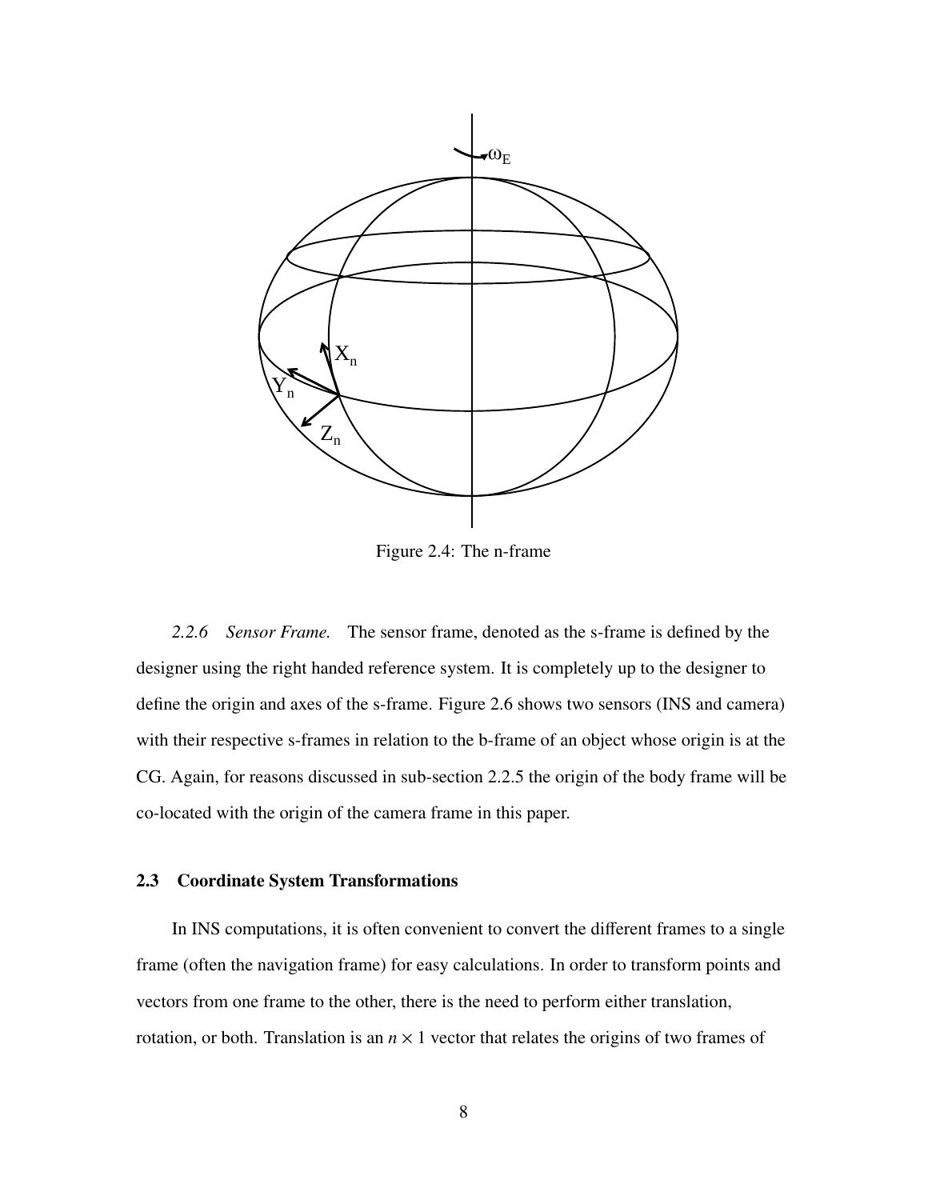Figure 2.4: The n-frame

*2.2.6 Sensor Frame.* The sensor frame, denoted as the s-frame is defined by the designer using the right handed reference system. It is completely up to the designer to define the origin and axes of the s-frame. Figure 2.6 shows two sensors (INS and camera) with their respective s-frames in relation to the b-frame of an object whose origin is at the CG. Again, for reasons discussed in sub-section 2.2.5 the origin of the body frame will be co-located with the origin of the camera frame in this paper.

## 2.3 Coordinate System Transformations

In INS computations, it is often convenient to convert the different frames to a single frame (often the navigation frame) for easy calculations. In order to transform points and vectors from one frame to the other, there is the need to perform either translation, rotation, or both. Translation is an $n \times 1$ vector that relates the origins of two frames of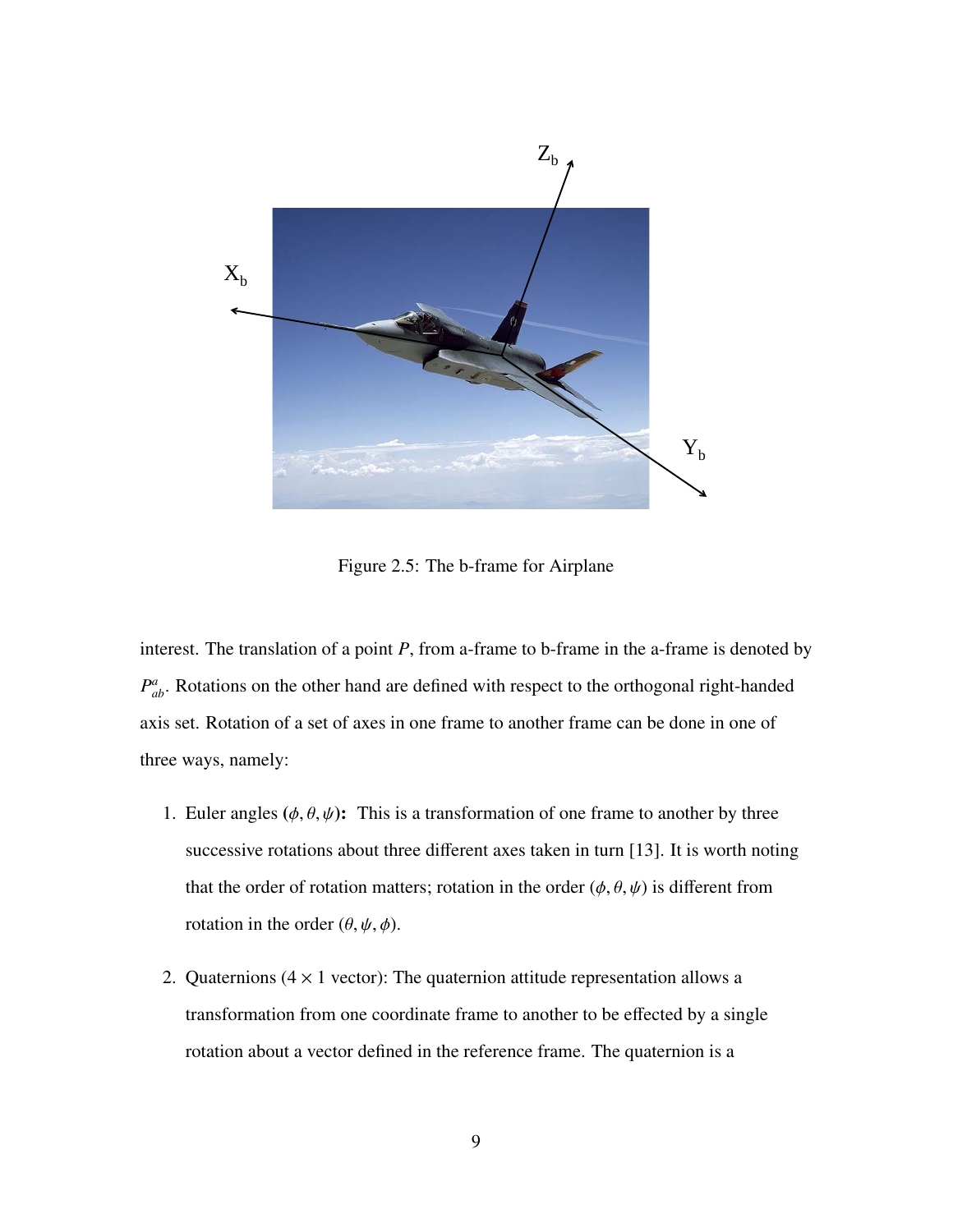Figure 2.5: The b-frame for Airplane

interest. The translation of a point $P$, from a-frame to b-frame in the a-frame is denoted by $P^{a}_{ab}$. Rotations on the other hand are defined with respect to the orthogonal right-handed axis set. Rotation of a set of axes in one frame to another frame can be done in one of three ways, namely:

1. **Euler angles ($\phi, \theta, \psi$):** This is a transformation of one frame to another by three successive rotations about three different axes taken in turn [13]. It is worth noting that the order of rotation matters; rotation in the order ($\phi, \theta, \psi$) is different from rotation in the order ($\theta, \psi, \phi$).

2. Quaternions ($4 \times 1$ vector): The quaternion attitude representation allows a transformation from one coordinate frame to another to be effected by a single rotation about a vector defined in the reference frame. The quaternion is a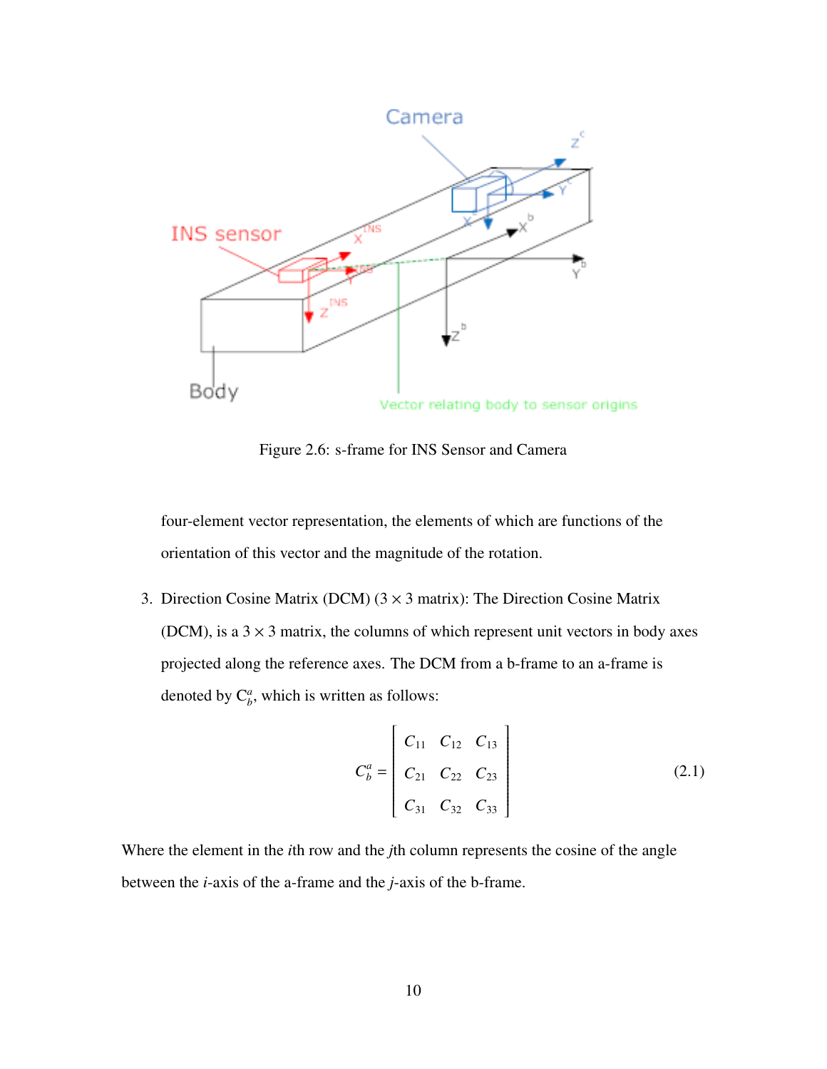Figure 2.6: s-frame for INS Sensor and Camera

four-element vector representation, the elements of which are functions of the orientation of this vector and the magnitude of the rotation.

3. Direction Cosine Matrix (DCM) ($3 \times 3$ matrix): The Direction Cosine Matrix (DCM), is a $3 \times 3$ matrix, the columns of which represent unit vectors in body axes projected along the reference axes. The DCM from a b-frame to an a-frame is denoted by $C_b^a$, which is written as follows:

$$C_b^a = \begin{bmatrix} C_{11} & C_{12} & C_{13} \\ C_{21} & C_{22} & C_{23} \\ C_{31} & C_{32} & C_{33} \end{bmatrix} \tag{2.1}$$

Where the element in the $i$th row and the $j$th column represents the cosine of the angle between the $i$-axis of the a-frame and the $j$-axis of the b-frame.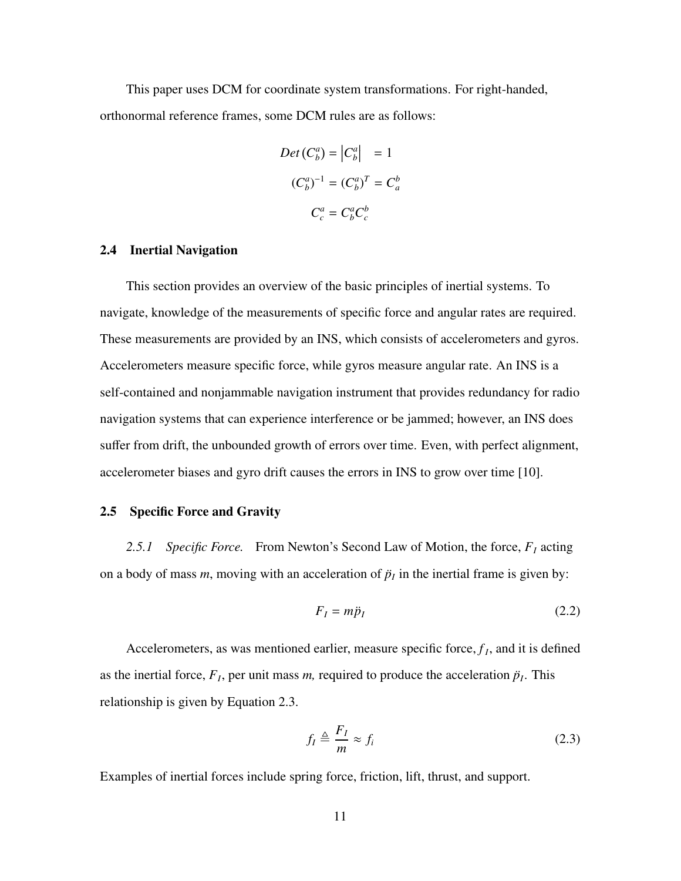This paper uses DCM for coordinate system transformations. For right-handed, orthonormal reference frames, some DCM rules are as follows:

$$Det\,(C_b^a) = \left|C_b^a\right| \quad = 1$$

$$(C_b^a)^{-1} = (C_b^a)^T = C_a^b$$

$$C_c^a = C_b^a C_c^b$$

### 2.4 Inertial Navigation

This section provides an overview of the basic principles of inertial systems. To navigate, knowledge of the measurements of specific force and angular rates are required. These measurements are provided by an INS, which consists of accelerometers and gyros. Accelerometers measure specific force, while gyros measure angular rate. An INS is a self-contained and nonjammable navigation instrument that provides redundancy for radio navigation systems that can experience interference or be jammed; however, an INS does suffer from drift, the unbounded growth of errors over time. Even, with perfect alignment, accelerometer biases and gyro drift causes the errors in INS to grow over time [10].

### 2.5 Specific Force and Gravity

*2.5.1 Specific Force.* From Newton's Second Law of Motion, the force, $F_I$ acting on a body of mass $m$, moving with an acceleration of $\ddot{p}_I$ in the inertial frame is given by:

$$F_I = m\ddot{p}_I \tag{2.2}$$

Accelerometers, as was mentioned earlier, measure specific force, $f_I$, and it is defined as the inertial force, $F_I$, per unit mass $m$, required to produce the acceleration $\ddot{p}_I$. This relationship is given by Equation 2.3.

$$f_I \triangleq \frac{F_I}{m} \approx f_i \tag{2.3}$$

Examples of inertial forces include spring force, friction, lift, thrust, and support.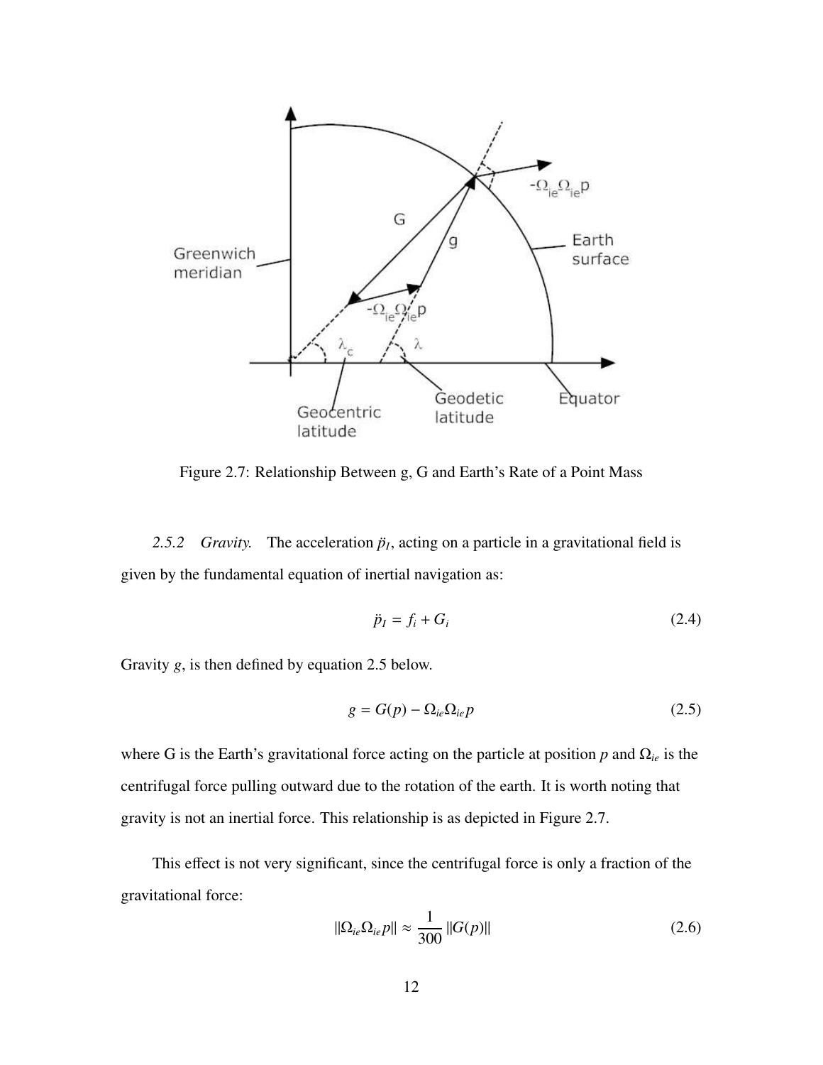Figure 2.7: Relationship Between g, G and Earth's Rate of a Point Mass

*2.5.2 Gravity.* The acceleration $\ddot{p}_I$, acting on a particle in a gravitational field is given by the fundamental equation of inertial navigation as:

$$\ddot{p}_I = f_i + G_i \tag{2.4}$$

Gravity $g$, is then defined by equation 2.5 below.

$$g = G(p) - \Omega_{ie}\Omega_{ie}p \tag{2.5}$$

where G is the Earth's gravitational force acting on the particle at position $p$ and $\Omega_{ie}$ is the centrifugal force pulling outward due to the rotation of the earth. It is worth noting that gravity is not an inertial force. This relationship is as depicted in Figure 2.7.

This effect is not very significant, since the centrifugal force is only a fraction of the gravitational force:

$$\|\Omega_{ie}\Omega_{ie}p\| \approx \frac{1}{300}\|G(p)\| \tag{2.6}$$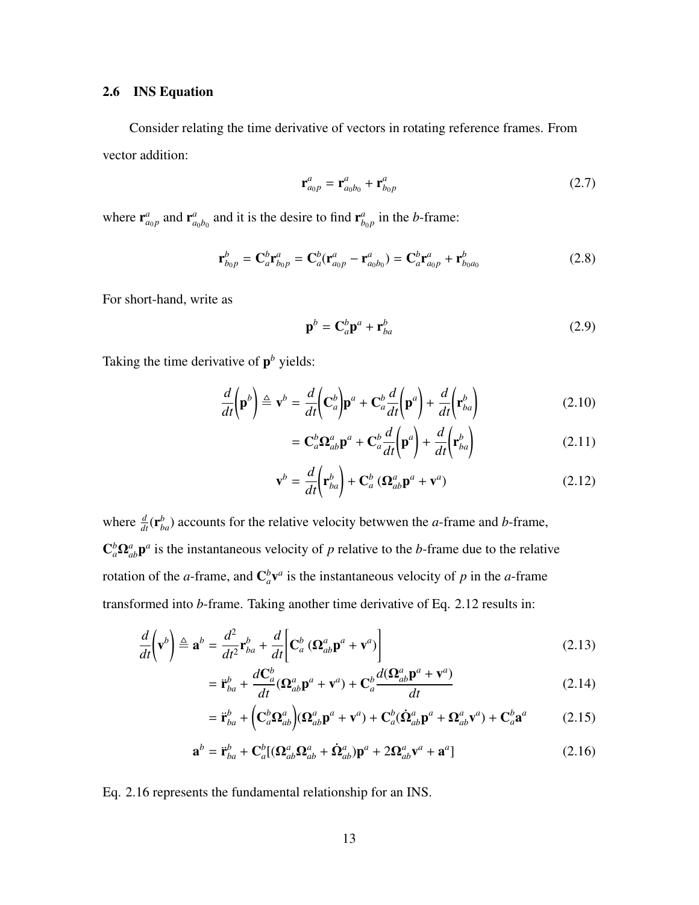## 2.6 INS Equation

Consider relating the time derivative of vectors in rotating reference frames. From vector addition:

$$\mathbf{r}^a_{a_0 p} = \mathbf{r}^a_{a_0 b_0} + \mathbf{r}^a_{b_0 p} \tag{2.7}$$

where $\mathbf{r}^a_{a_0 p}$ and $\mathbf{r}^a_{a_0 b_0}$ and it is the desire to find $\mathbf{r}^a_{b_0 p}$ in the *b*-frame:

$$\mathbf{r}^b_{b_0 p} = \mathbf{C}^b_a \mathbf{r}^a_{b_0 p} = \mathbf{C}^b_a (\mathbf{r}^a_{a_0 p} - \mathbf{r}^a_{a_0 b_0}) = \mathbf{C}^b_a \mathbf{r}^a_{a_0 p} + \mathbf{r}^b_{b_0 a_0} \tag{2.8}$$

For short-hand, write as

$$\mathbf{p}^b = \mathbf{C}^b_a \mathbf{p}^a + \mathbf{r}^b_{ba} \tag{2.9}$$

Taking the time derivative of $\mathbf{p}^b$ yields:

$$\frac{d}{dt}\left(\mathbf{p}^b\right) \triangleq \mathbf{v}^b = \frac{d}{dt}\left(\mathbf{C}^b_a\right)\mathbf{p}^a + \mathbf{C}^b_a \frac{d}{dt}\left(\mathbf{p}^a\right) + \frac{d}{dt}\left(\mathbf{r}^b_{ba}\right) \tag{2.10}$$

$$= \mathbf{C}^b_a \mathbf{\Omega}^a_{ab} \mathbf{p}^a + \mathbf{C}^b_a \frac{d}{dt}\left(\mathbf{p}^a\right) + \frac{d}{dt}\left(\mathbf{r}^b_{ba}\right) \tag{2.11}$$

$$\mathbf{v}^b = \frac{d}{dt}\left(\mathbf{r}^b_{ba}\right) + \mathbf{C}^b_a \left(\mathbf{\Omega}^a_{ab} \mathbf{p}^a + \mathbf{v}^a\right) \tag{2.12}$$

where $\frac{d}{dt}(\mathbf{r}^b_{ba})$ accounts for the relative velocity betwwen the *a*-frame and *b*-frame, $\mathbf{C}^b_a \mathbf{\Omega}^a_{ab} \mathbf{p}^a$ is the instantaneous velocity of *p* relative to the *b*-frame due to the relative rotation of the *a*-frame, and $\mathbf{C}^b_a \mathbf{v}^a$ is the instantaneous velocity of *p* in the *a*-frame transformed into *b*-frame. Taking another time derivative of Eq. 2.12 results in:

$$\frac{d}{dt}\left(\mathbf{v}^b\right) \triangleq \mathbf{a}^b = \frac{d^2}{dt^2}\mathbf{r}^b_{ba} + \frac{d}{dt}\left[\mathbf{C}^b_a \left(\mathbf{\Omega}^a_{ab} \mathbf{p}^a + \mathbf{v}^a\right)\right] \tag{2.13}$$

$$= \ddot{\mathbf{r}}^b_{ba} + \frac{d\mathbf{C}^b_a}{dt}\left(\mathbf{\Omega}^a_{ab} \mathbf{p}^a + \mathbf{v}^a\right) + \mathbf{C}^b_a \frac{d\left(\mathbf{\Omega}^a_{ab} \mathbf{p}^a + \mathbf{v}^a\right)}{dt} \tag{2.14}$$

$$= \ddot{\mathbf{r}}^b_{ba} + \left(\mathbf{C}^b_a \mathbf{\Omega}^a_{ab}\right)\left(\mathbf{\Omega}^a_{ab} \mathbf{p}^a + \mathbf{v}^a\right) + \mathbf{C}^b_a\left(\dot{\mathbf{\Omega}}^a_{ab} \mathbf{p}^a + \mathbf{\Omega}^a_{ab} \mathbf{v}^a\right) + \mathbf{C}^b_a \mathbf{a}^a \tag{2.15}$$

$$\mathbf{a}^b = \ddot{\mathbf{r}}^b_{ba} + \mathbf{C}^b_a\left[\left(\mathbf{\Omega}^a_{ab} \mathbf{\Omega}^a_{ab} + \dot{\mathbf{\Omega}}^a_{ab}\right)\mathbf{p}^a + 2\mathbf{\Omega}^a_{ab} \mathbf{v}^a + \mathbf{a}^a\right] \tag{2.16}$$

Eq. 2.16 represents the fundamental relationship for an INS.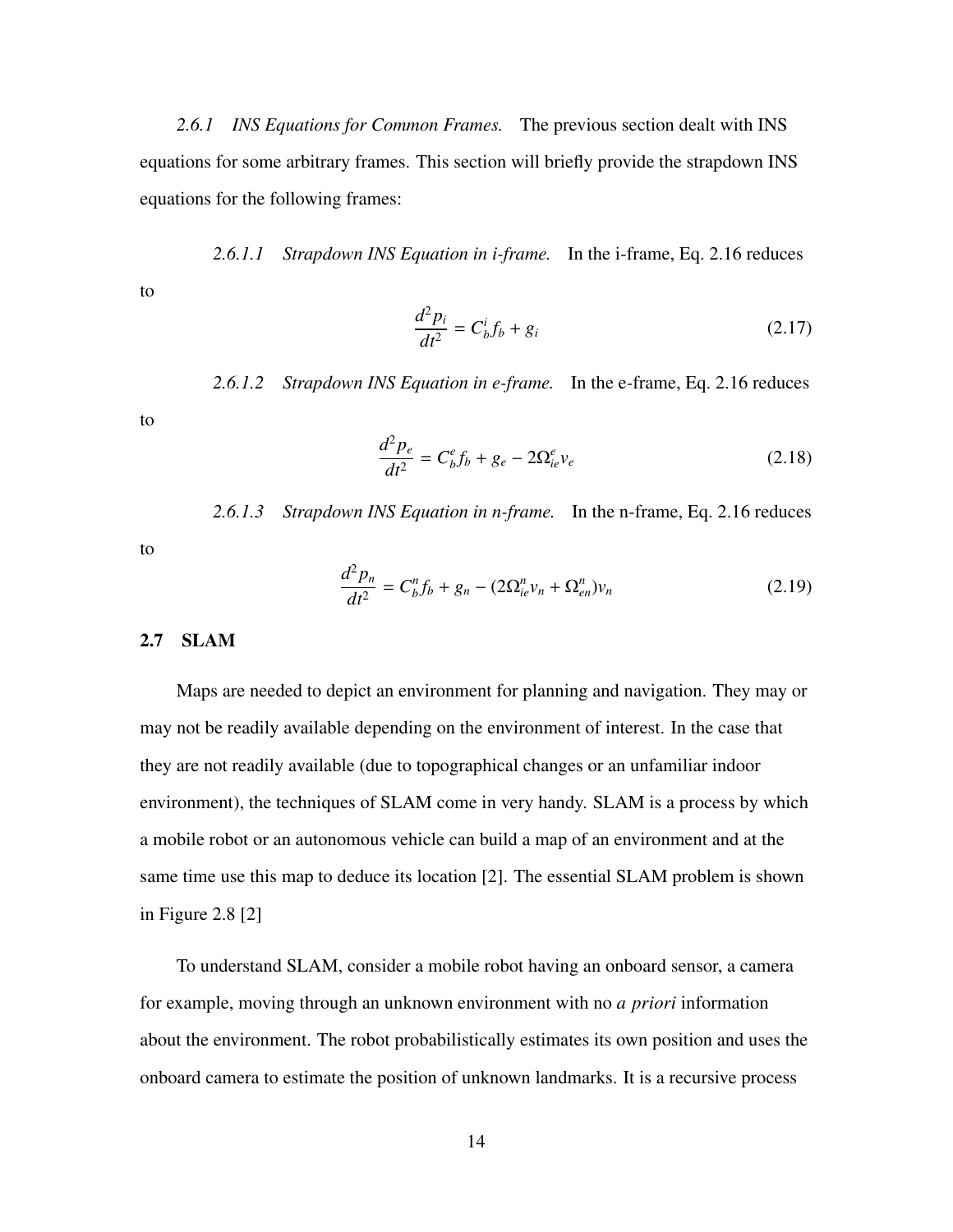*2.6.1 INS Equations for Common Frames.* The previous section dealt with INS equations for some arbitrary frames. This section will briefly provide the strapdown INS equations for the following frames:

*2.6.1.1 Strapdown INS Equation in i-frame.* In the i-frame, Eq. 2.16 reduces to

$$\frac{d^2 p_i}{dt^2} = C_b^i f_b + g_i \tag{2.17}$$

*2.6.1.2 Strapdown INS Equation in e-frame.* In the e-frame, Eq. 2.16 reduces to

$$\frac{d^2 p_e}{dt^2} = C_b^e f_b + g_e - 2\Omega_{ie}^e v_e \tag{2.18}$$

*2.6.1.3 Strapdown INS Equation in n-frame.* In the n-frame, Eq. 2.16 reduces to

$$\frac{d^2 p_n}{dt^2} = C_b^n f_b + g_n - (2\Omega_{ie}^n v_n + \Omega_{en}^n) v_n \tag{2.19}$$

## 2.7 SLAM

Maps are needed to depict an environment for planning and navigation. They may or may not be readily available depending on the environment of interest. In the case that they are not readily available (due to topographical changes or an unfamiliar indoor environment), the techniques of SLAM come in very handy. SLAM is a process by which a mobile robot or an autonomous vehicle can build a map of an environment and at the same time use this map to deduce its location [2]. The essential SLAM problem is shown in Figure 2.8 [2]

To understand SLAM, consider a mobile robot having an onboard sensor, a camera for example, moving through an unknown environment with no *a priori* information about the environment. The robot probabilistically estimates its own position and uses the onboard camera to estimate the position of unknown landmarks. It is a recursive process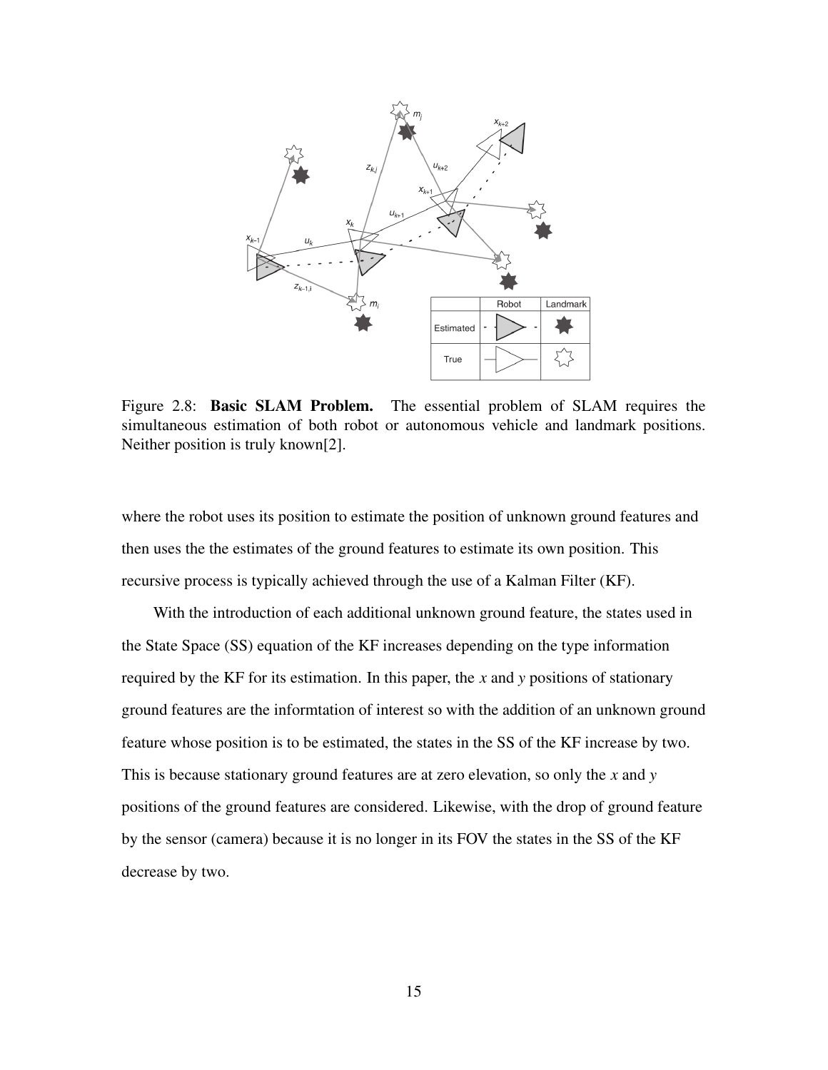Figure 2.8: **Basic SLAM Problem.** The essential problem of SLAM requires the simultaneous estimation of both robot or autonomous vehicle and landmark positions. Neither position is truly known[2].

where the robot uses its position to estimate the position of unknown ground features and then uses the the estimates of the ground features to estimate its own position. This recursive process is typically achieved through the use of a Kalman Filter (KF).

With the introduction of each additional unknown ground feature, the states used in the State Space (SS) equation of the KF increases depending on the type information required by the KF for its estimation. In this paper, the $x$ and $y$ positions of stationary ground features are the informtation of interest so with the addition of an unknown ground feature whose position is to be estimated, the states in the SS of the KF increase by two. This is because stationary ground features are at zero elevation, so only the $x$ and $y$ positions of the ground features are considered. Likewise, with the drop of ground feature by the sensor (camera) because it is no longer in its FOV the states in the SS of the KF decrease by two.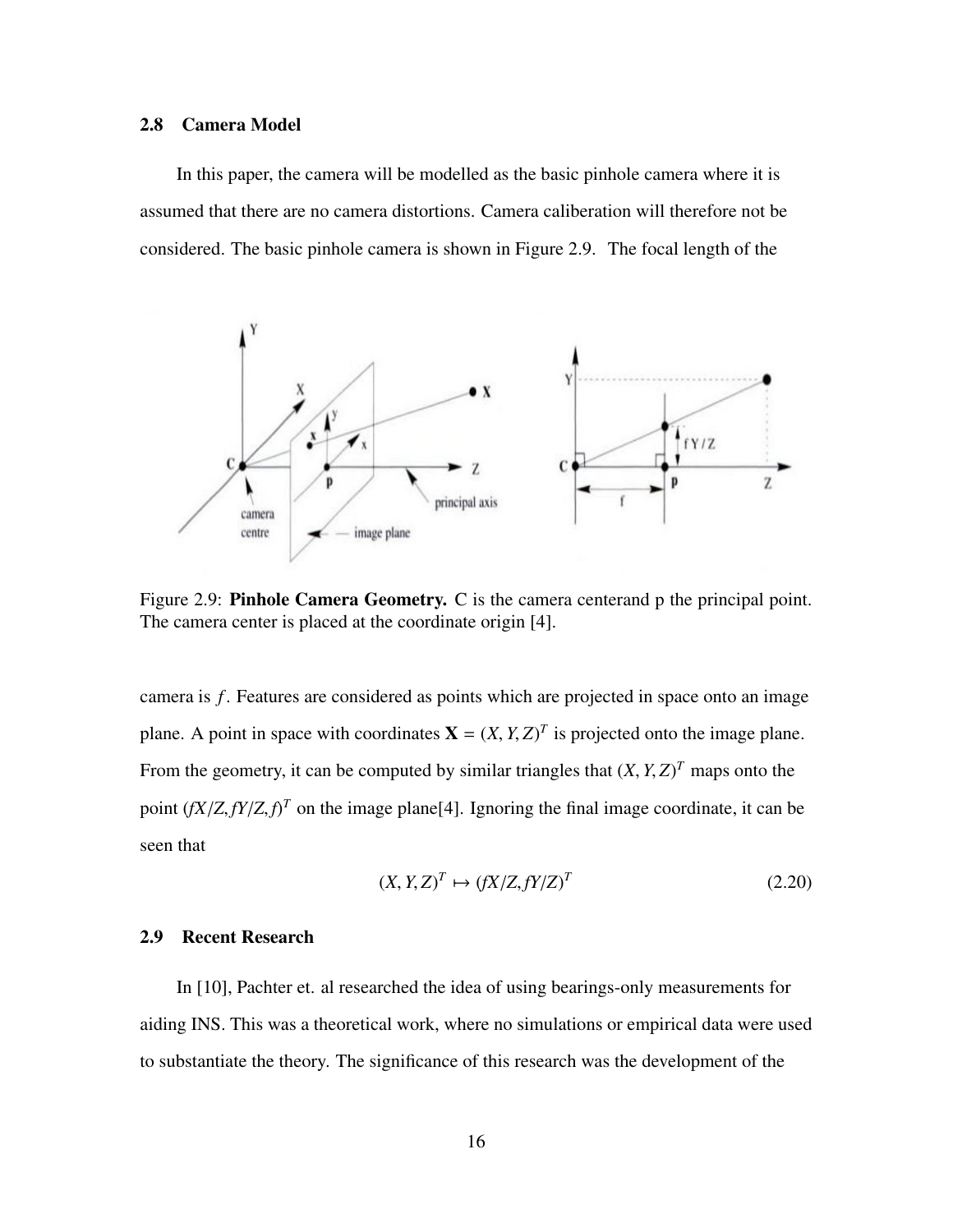### 2.8 Camera Model

In this paper, the camera will be modelled as the basic pinhole camera where it is assumed that there are no camera distortions. Camera caliberation will therefore not be considered. The basic pinhole camera is shown in Figure 2.9. The focal length of the camera is $f$. Features are considered as points which are projected in space onto an image plane. A point in space with coordinates $\mathbf{X} = (X, Y, Z)^T$ is projected onto the image plane. From the geometry, it can be computed by similar triangles that $(X, Y, Z)^T$ maps onto the point $(fX/Z, fY/Z, f)^T$ on the image plane[4]. Ignoring the final image coordinate, it can be seen that

Figure 2.9: **Pinhole Camera Geometry.** C is the camera centerand p the principal point. The camera center is placed at the coordinate origin [4].

$$(X, Y, Z)^T \mapsto (fX/Z, fY/Z)^T \tag{2.20}$$

### 2.9 Recent Research

In [10], Pachter et. al researched the idea of using bearings-only measurements for aiding INS. This was a theoretical work, where no simulations or empirical data were used to substantiate the theory. The significance of this research was the development of the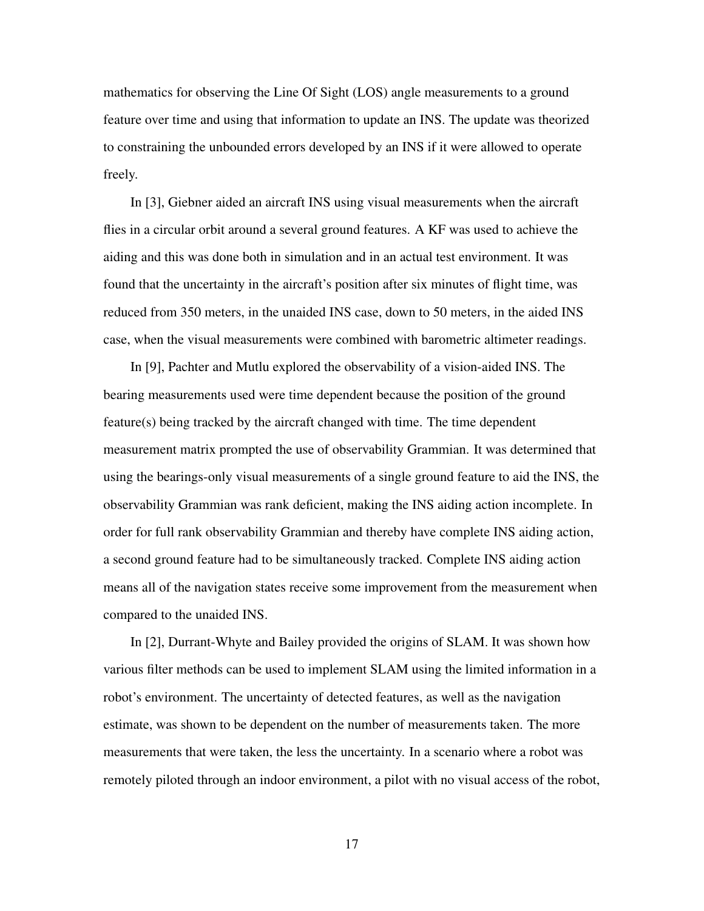mathematics for observing the Line Of Sight (LOS) angle measurements to a ground feature over time and using that information to update an INS. The update was theorized to constraining the unbounded errors developed by an INS if it were allowed to operate freely.

In [3], Giebner aided an aircraft INS using visual measurements when the aircraft flies in a circular orbit around a several ground features. A KF was used to achieve the aiding and this was done both in simulation and in an actual test environment. It was found that the uncertainty in the aircraft's position after six minutes of flight time, was reduced from 350 meters, in the unaided INS case, down to 50 meters, in the aided INS case, when the visual measurements were combined with barometric altimeter readings.

In [9], Pachter and Mutlu explored the observability of a vision-aided INS. The bearing measurements used were time dependent because the position of the ground feature(s) being tracked by the aircraft changed with time. The time dependent measurement matrix prompted the use of observability Grammian. It was determined that using the bearings-only visual measurements of a single ground feature to aid the INS, the observability Grammian was rank deficient, making the INS aiding action incomplete. In order for full rank observability Grammian and thereby have complete INS aiding action, a second ground feature had to be simultaneously tracked. Complete INS aiding action means all of the navigation states receive some improvement from the measurement when compared to the unaided INS.

In [2], Durrant-Whyte and Bailey provided the origins of SLAM. It was shown how various filter methods can be used to implement SLAM using the limited information in a robot's environment. The uncertainty of detected features, as well as the navigation estimate, was shown to be dependent on the number of measurements taken. The more measurements that were taken, the less the uncertainty. In a scenario where a robot was remotely piloted through an indoor environment, a pilot with no visual access of the robot,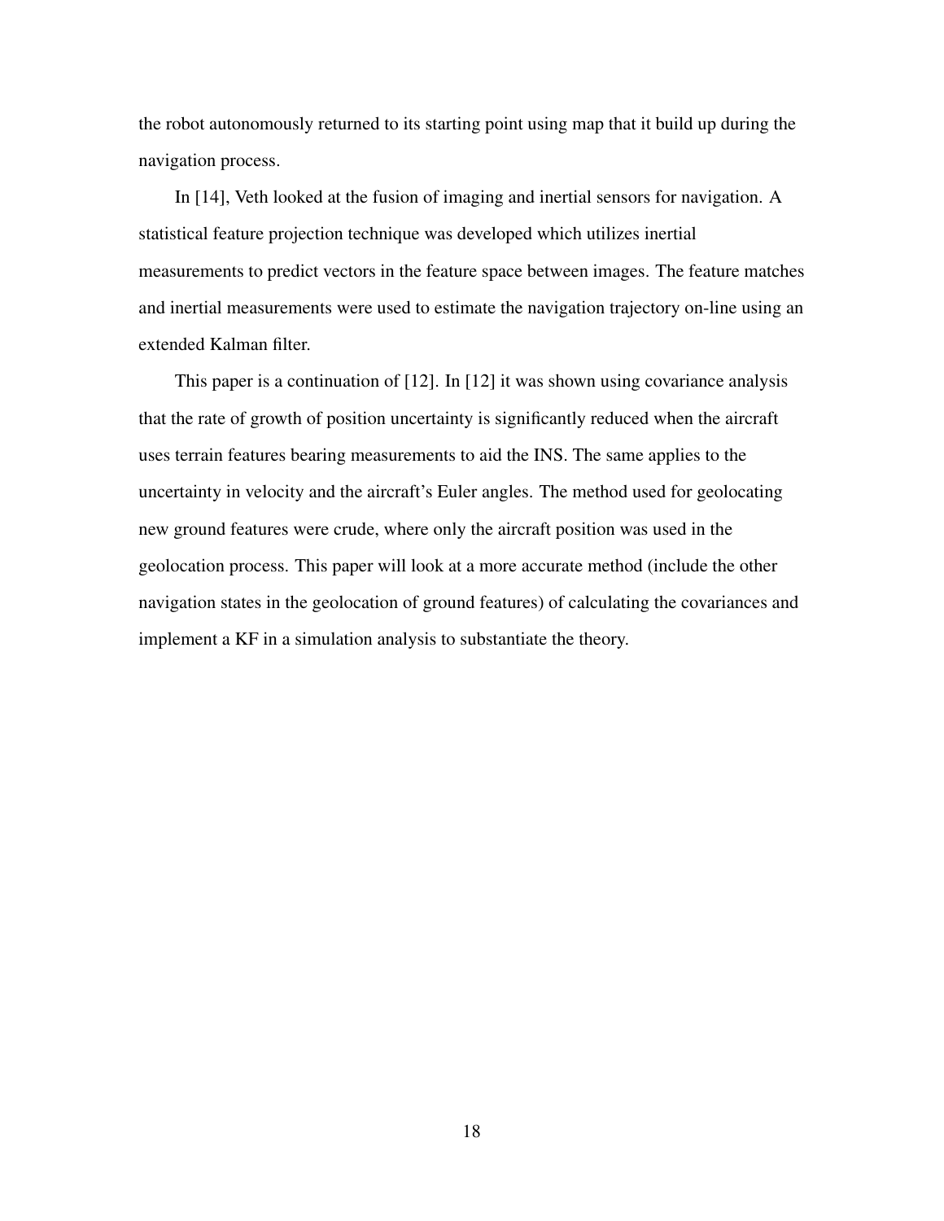the robot autonomously returned to its starting point using map that it build up during the navigation process.

In [14], Veth looked at the fusion of imaging and inertial sensors for navigation. A statistical feature projection technique was developed which utilizes inertial measurements to predict vectors in the feature space between images. The feature matches and inertial measurements were used to estimate the navigation trajectory on-line using an extended Kalman filter.

This paper is a continuation of [12]. In [12] it was shown using covariance analysis that the rate of growth of position uncertainty is significantly reduced when the aircraft uses terrain features bearing measurements to aid the INS. The same applies to the uncertainty in velocity and the aircraft's Euler angles. The method used for geolocating new ground features were crude, where only the aircraft position was used in the geolocation process. This paper will look at a more accurate method (include the other navigation states in the geolocation of ground features) of calculating the covariances and implement a KF in a simulation analysis to substantiate the theory.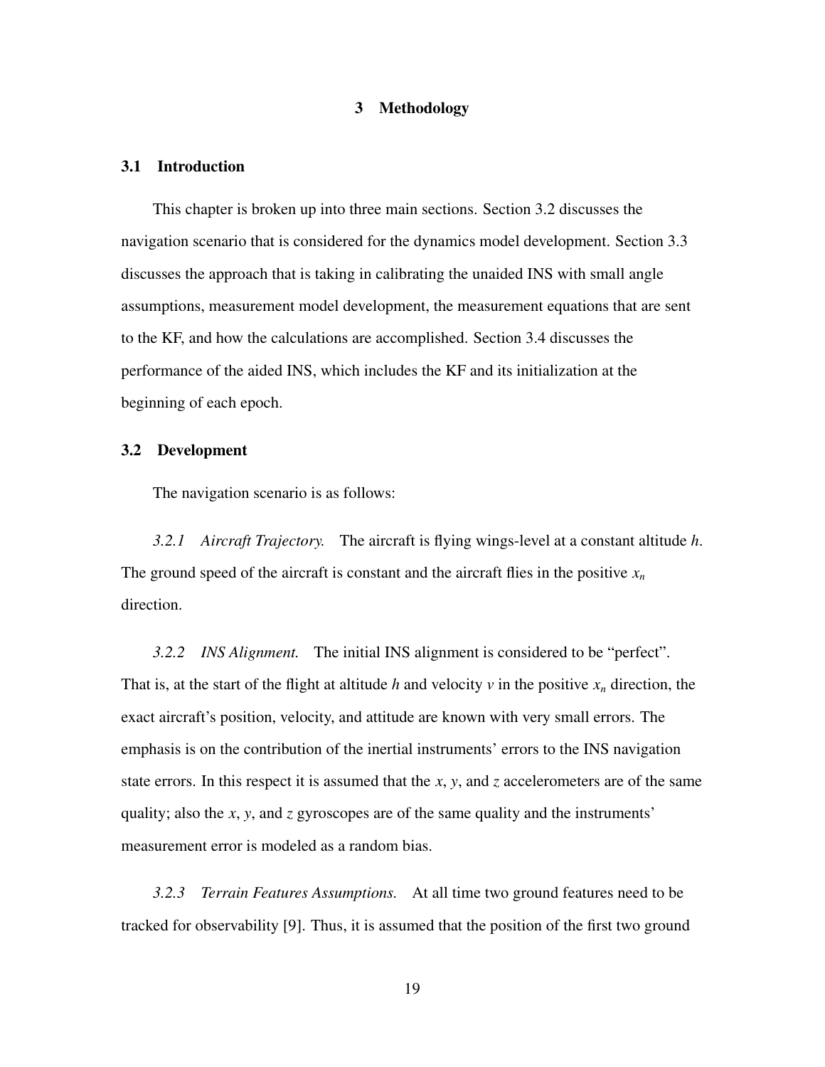# 3 Methodology

## 3.1 Introduction

This chapter is broken up into three main sections. Section 3.2 discusses the navigation scenario that is considered for the dynamics model development. Section 3.3 discusses the approach that is taking in calibrating the unaided INS with small angle assumptions, measurement model development, the measurement equations that are sent to the KF, and how the calculations are accomplished. Section 3.4 discusses the performance of the aided INS, which includes the KF and its initialization at the beginning of each epoch.

## 3.2 Development

The navigation scenario is as follows:

*3.2.1 Aircraft Trajectory.* The aircraft is flying wings-level at a constant altitude $h$. The ground speed of the aircraft is constant and the aircraft flies in the positive $x_n$ direction.

*3.2.2 INS Alignment.* The initial INS alignment is considered to be "perfect". That is, at the start of the flight at altitude $h$ and velocity $v$ in the positive $x_n$ direction, the exact aircraft's position, velocity, and attitude are known with very small errors. The emphasis is on the contribution of the inertial instruments' errors to the INS navigation state errors. In this respect it is assumed that the $x$, $y$, and $z$ accelerometers are of the same quality; also the $x$, $y$, and $z$ gyroscopes are of the same quality and the instruments' measurement error is modeled as a random bias.

*3.2.3 Terrain Features Assumptions.* At all time two ground features need to be tracked for observability [9]. Thus, it is assumed that the position of the first two ground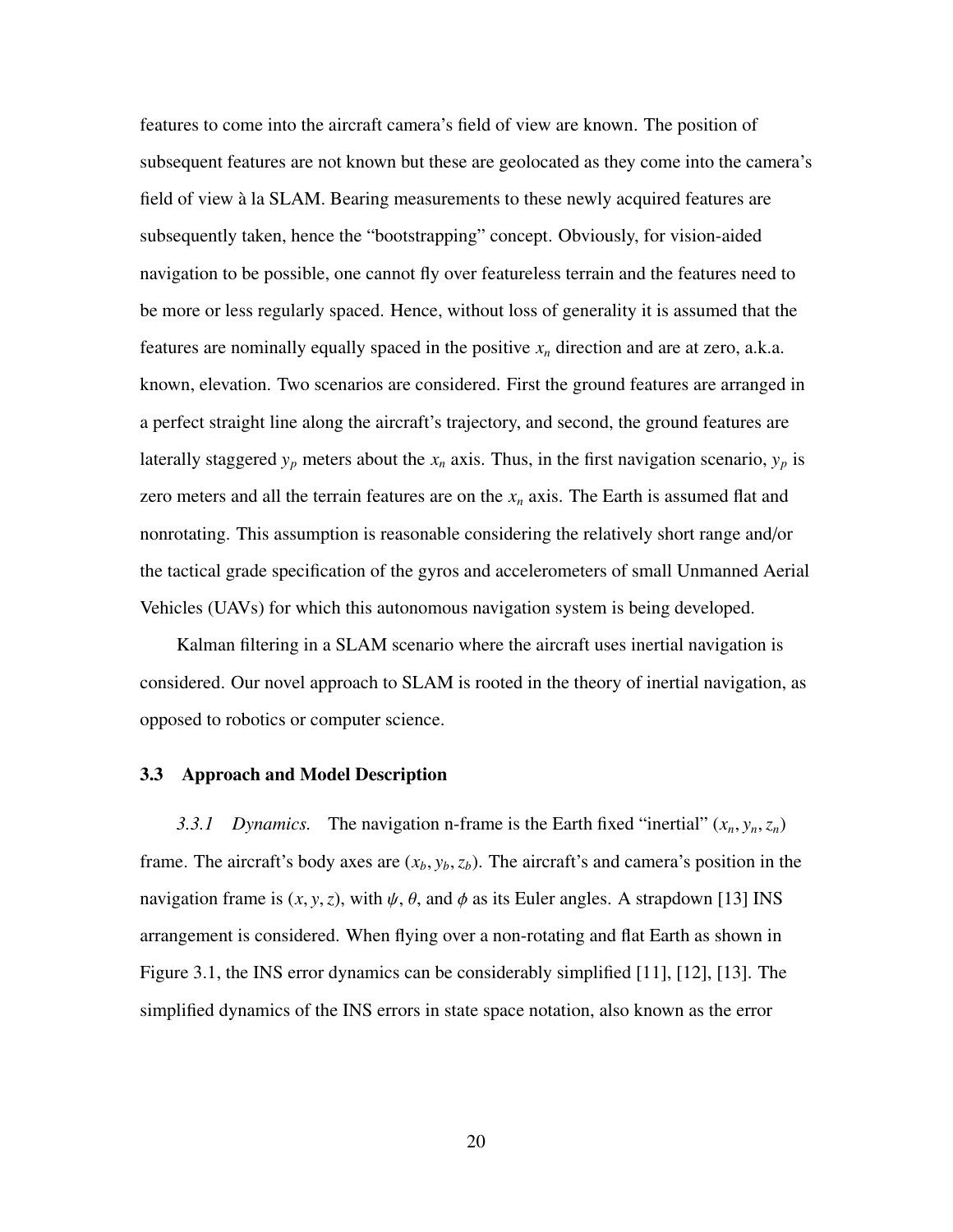features to come into the aircraft camera's field of view are known. The position of subsequent features are not known but these are geolocated as they come into the camera's field of view à la SLAM. Bearing measurements to these newly acquired features are subsequently taken, hence the "bootstrapping" concept. Obviously, for vision-aided navigation to be possible, one cannot fly over featureless terrain and the features need to be more or less regularly spaced. Hence, without loss of generality it is assumed that the features are nominally equally spaced in the positive $x_n$ direction and are at zero, a.k.a. known, elevation. Two scenarios are considered. First the ground features are arranged in a perfect straight line along the aircraft's trajectory, and second, the ground features are laterally staggered $y_p$ meters about the $x_n$ axis. Thus, in the first navigation scenario, $y_p$ is zero meters and all the terrain features are on the $x_n$ axis. The Earth is assumed flat and nonrotating. This assumption is reasonable considering the relatively short range and/or the tactical grade specification of the gyros and accelerometers of small Unmanned Aerial Vehicles (UAVs) for which this autonomous navigation system is being developed.

Kalman filtering in a SLAM scenario where the aircraft uses inertial navigation is considered. Our novel approach to SLAM is rooted in the theory of inertial navigation, as opposed to robotics or computer science.

### 3.3 Approach and Model Description

*3.3.1 Dynamics.* The navigation n-frame is the Earth fixed "inertial" $(x_n, y_n, z_n)$ frame. The aircraft's body axes are $(x_b, y_b, z_b)$. The aircraft's and camera's position in the navigation frame is $(x, y, z)$, with $\psi$, $\theta$, and $\phi$ as its Euler angles. A strapdown [13] INS arrangement is considered. When flying over a non-rotating and flat Earth as shown in Figure 3.1, the INS error dynamics can be considerably simplified [11], [12], [13]. The simplified dynamics of the INS errors in state space notation, also known as the error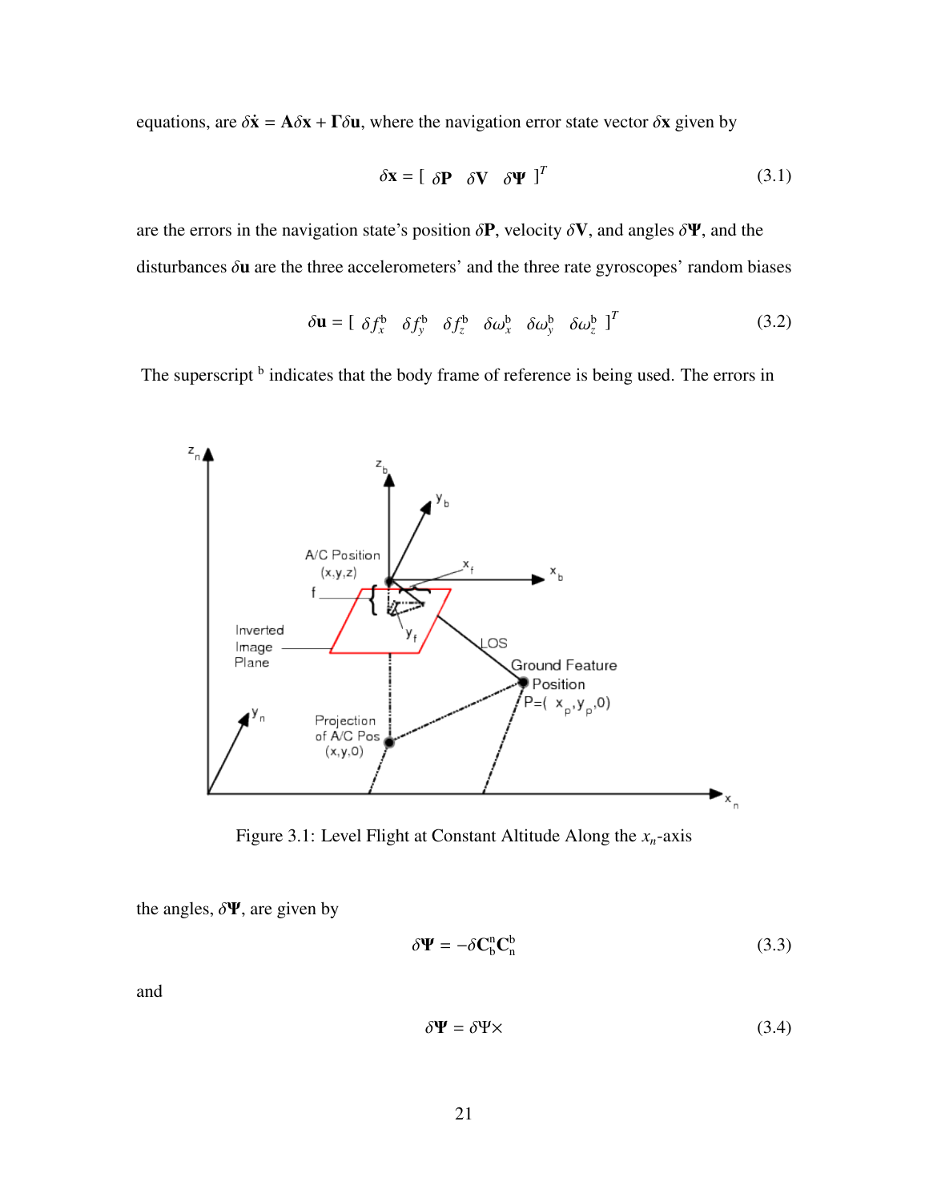equations, are $\delta\dot{\mathbf{x}} = \mathbf{A}\delta\mathbf{x} + \mathbf{\Gamma}\delta\mathbf{u}$, where the navigation error state vector $\delta\mathbf{x}$ given by

$$\delta\mathbf{x} = [\ \delta\mathbf{P} \quad \delta\mathbf{V} \quad \delta\mathbf{\Psi}\ ]^T \tag{3.1}$$

are the errors in the navigation state's position $\delta\mathbf{P}$, velocity $\delta\mathbf{V}$, and angles $\delta\mathbf{\Psi}$, and the disturbances $\delta\mathbf{u}$ are the three accelerometers' and the three rate gyroscopes' random biases

$$\delta\mathbf{u} = [\ \delta f_x^{\mathrm{b}} \quad \delta f_y^{\mathrm{b}} \quad \delta f_z^{\mathrm{b}} \quad \delta\omega_x^{\mathrm{b}} \quad \delta\omega_y^{\mathrm{b}} \quad \delta\omega_z^{\mathrm{b}}\ ]^T \tag{3.2}$$

The superscript $^{\mathrm{b}}$ indicates that the body frame of reference is being used. The errors in

Figure 3.1: Level Flight at Constant Altitude Along the $x_n$-axis

the angles, $\delta\mathbf{\Psi}$, are given by

$$\delta\mathbf{\Psi} = -\delta\mathbf{C}_{\mathrm{b}}^{\mathrm{n}}\mathbf{C}_{\mathrm{n}}^{\mathrm{b}} \tag{3.3}$$

and

$$\delta\mathbf{\Psi} = \delta\Psi\times \tag{3.4}$$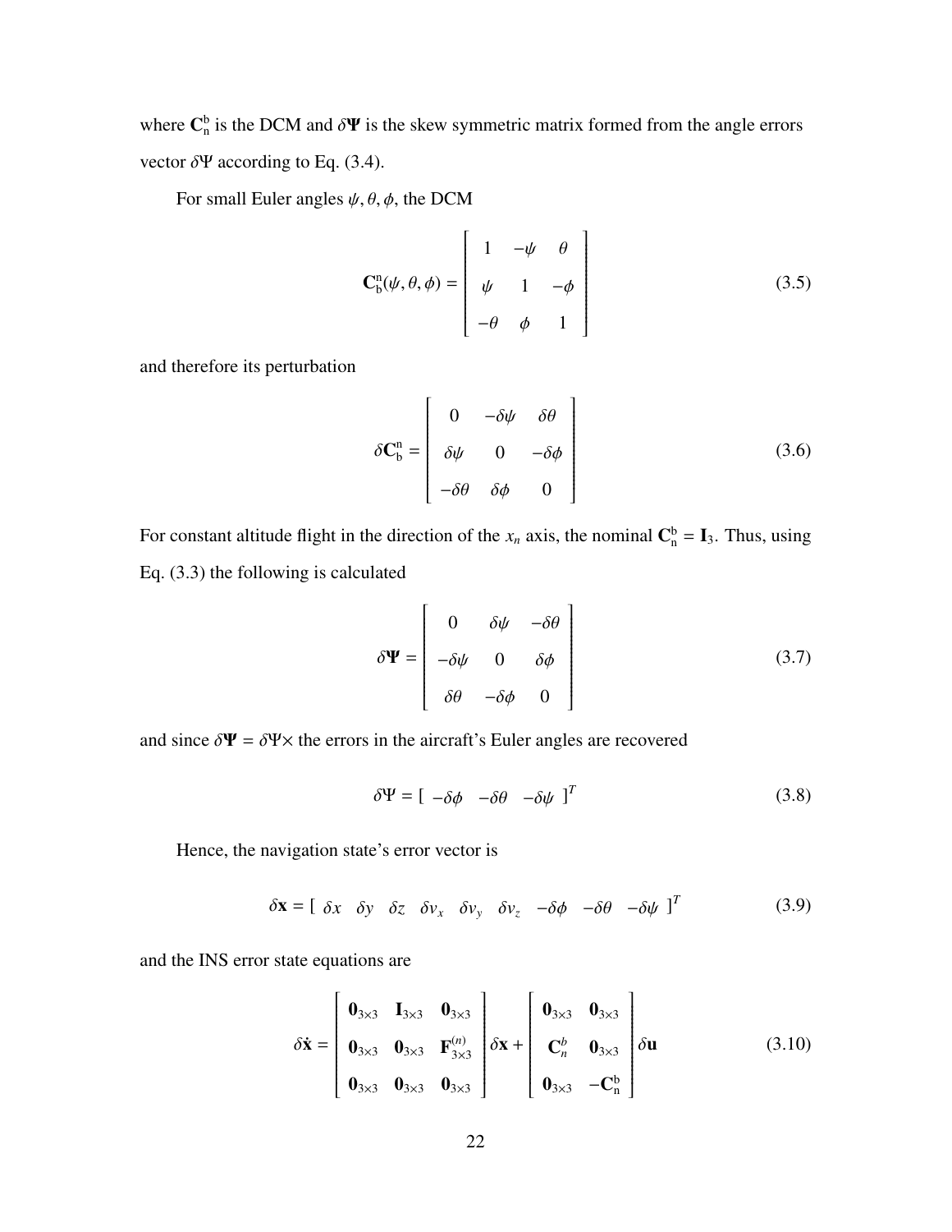where $\mathbf{C}_\mathrm{n}^\mathrm{b}$ is the DCM and $\delta\mathbf{\Psi}$ is the skew symmetric matrix formed from the angle errors vector $\delta\Psi$ according to Eq. (3.4).

For small Euler angles $\psi, \theta, \phi$, the DCM

$$
\mathbf{C}_\mathrm{b}^\mathrm{n}(\psi, \theta, \phi) = \begin{bmatrix} 1 & -\psi & \theta \\ \psi & 1 & -\phi \\ -\theta & \phi & 1 \end{bmatrix} \tag{3.5}
$$

and therefore its perturbation

$$
\delta\mathbf{C}_\mathrm{b}^\mathrm{n} = \begin{bmatrix} 0 & -\delta\psi & \delta\theta \\ \delta\psi & 0 & -\delta\phi \\ -\delta\theta & \delta\phi & 0 \end{bmatrix} \tag{3.6}
$$

For constant altitude flight in the direction of the $x_n$ axis, the nominal $\mathbf{C}_\mathrm{n}^\mathrm{b} = \mathbf{I}_3$. Thus, using Eq. (3.3) the following is calculated

$$
\delta\mathbf{\Psi} = \begin{bmatrix} 0 & \delta\psi & -\delta\theta \\ -\delta\psi & 0 & \delta\phi \\ \delta\theta & -\delta\phi & 0 \end{bmatrix} \tag{3.7}
$$

and since $\delta\mathbf{\Psi} = \delta\Psi\times$ the errors in the aircraft's Euler angles are recovered

$$
\delta\Psi = [\ -\delta\phi \quad -\delta\theta \quad -\delta\psi\ ]^T \tag{3.8}
$$

Hence, the navigation state's error vector is

$$
\delta\mathbf{x} = [\ \delta x \quad \delta y \quad \delta z \quad \delta v_x \quad \delta v_y \quad \delta v_z \quad -\delta\phi \quad -\delta\theta \quad -\delta\psi\ ]^T \tag{3.9}
$$

and the INS error state equations are

$$
\delta\dot{\mathbf{x}} = \begin{bmatrix} \mathbf{0}_{3\times3} & \mathbf{I}_{3\times3} & \mathbf{0}_{3\times3} \\ \mathbf{0}_{3\times3} & \mathbf{0}_{3\times3} & \mathbf{F}_{3\times3}^{(n)} \\ \mathbf{0}_{3\times3} & \mathbf{0}_{3\times3} & \mathbf{0}_{3\times3} \end{bmatrix} \delta\mathbf{x} + \begin{bmatrix} \mathbf{0}_{3\times3} & \mathbf{0}_{3\times3} \\ \mathbf{C}_n^b & \mathbf{0}_{3\times3} \\ \mathbf{0}_{3\times3} & -\mathbf{C}_\mathrm{n}^\mathrm{b} \end{bmatrix} \delta\mathbf{u} \tag{3.10}
$$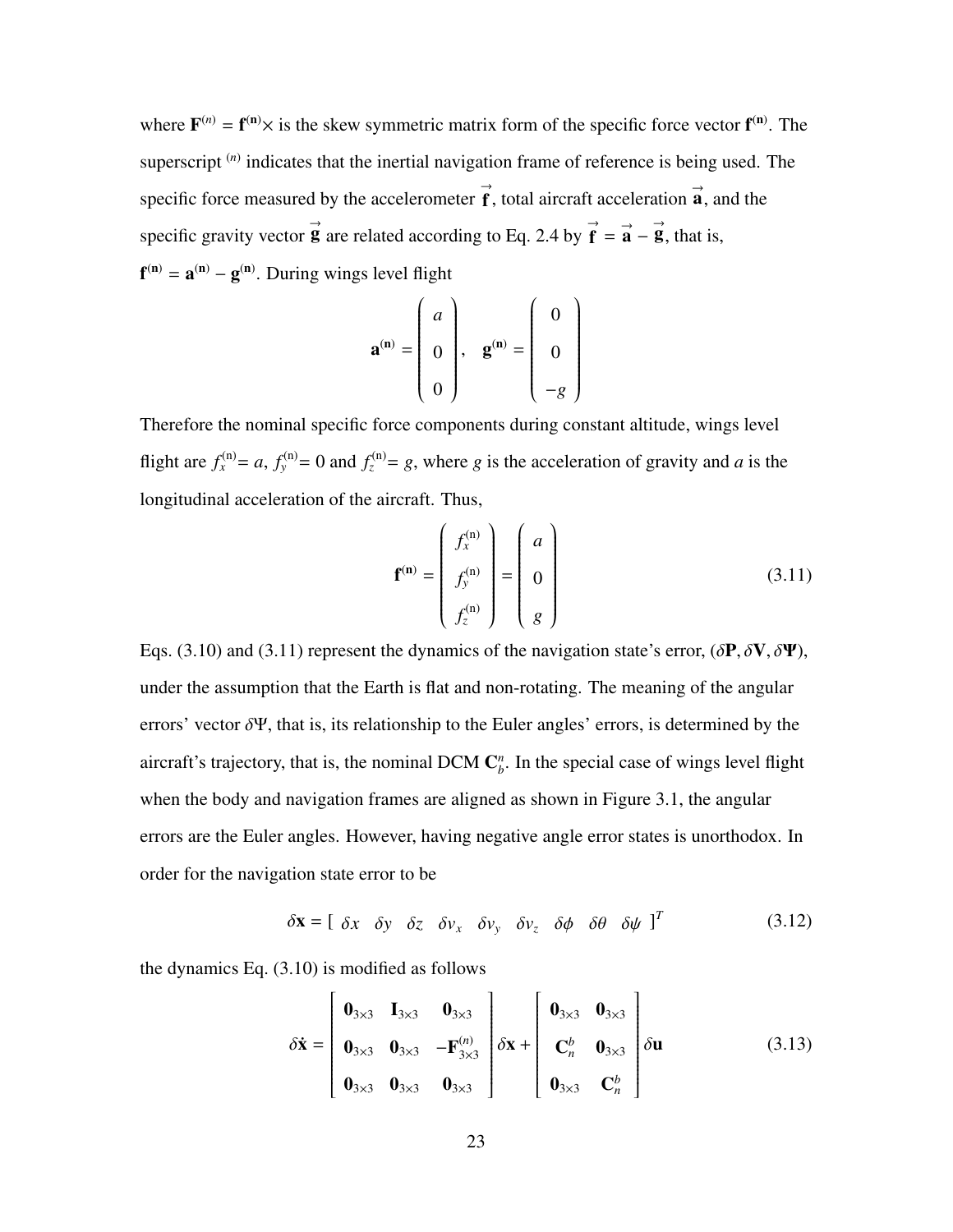where $\mathbf{F}^{(n)} = \mathbf{f}^{(\mathbf{n})}\times$ is the skew symmetric matrix form of the specific force vector $\mathbf{f}^{(\mathbf{n})}$. The superscript $^{(n)}$ indicates that the inertial navigation frame of reference is being used. The specific force measured by the accelerometer $\vec{\mathbf{f}}$, total aircraft acceleration $\vec{\mathbf{a}}$, and the specific gravity vector $\vec{\mathbf{g}}$ are related according to Eq. 2.4 by $\vec{\mathbf{f}} = \vec{\mathbf{a}} - \vec{\mathbf{g}}$, that is, $\mathbf{f}^{(\mathbf{n})} = \mathbf{a}^{(\mathbf{n})} - \mathbf{g}^{(\mathbf{n})}$. During wings level flight

$$
\mathbf{a}^{(\mathbf{n})} = \begin{pmatrix} a \\ 0 \\ 0 \end{pmatrix}, \quad \mathbf{g}^{(\mathbf{n})} = \begin{pmatrix} 0 \\ 0 \\ -g \end{pmatrix}
$$

Therefore the nominal specific force components during constant altitude, wings level flight are $f_x^{(\mathrm{n})}= a$, $f_y^{(\mathrm{n})}= 0$ and $f_z^{(\mathrm{n})}= g$, where $g$ is the acceleration of gravity and $a$ is the longitudinal acceleration of the aircraft. Thus,

$$
\mathbf{f}^{(\mathbf{n})} = \begin{pmatrix} f_x^{(\mathrm{n})} \\ f_y^{(\mathrm{n})} \\ f_z^{(\mathrm{n})} \end{pmatrix} = \begin{pmatrix} a \\ 0 \\ g \end{pmatrix} \tag{3.11}
$$

Eqs. (3.10) and (3.11) represent the dynamics of the navigation state's error, $(\delta\mathbf{P}, \delta\mathbf{V}, \delta\mathbf{\Psi})$, under the assumption that the Earth is flat and non-rotating. The meaning of the angular errors' vector $\delta\Psi$, that is, its relationship to the Euler angles' errors, is determined by the aircraft's trajectory, that is, the nominal DCM $\mathbf{C}_b^n$. In the special case of wings level flight when the body and navigation frames are aligned as shown in Figure 3.1, the angular errors are the Euler angles. However, having negative angle error states is unorthodox. In order for the navigation state error to be

$$
\delta\mathbf{x} = [\ \delta x \quad \delta y \quad \delta z \quad \delta v_x \quad \delta v_y \quad \delta v_z \quad \delta\phi \quad \delta\theta \quad \delta\psi\ ]^T \tag{3.12}
$$

the dynamics Eq. (3.10) is modified as follows

$$
\delta\dot{\mathbf{x}} = \begin{bmatrix} \mathbf{0}_{3\times3} & \mathbf{I}_{3\times3} & \mathbf{0}_{3\times3} \\ \mathbf{0}_{3\times3} & \mathbf{0}_{3\times3} & -\mathbf{F}_{3\times3}^{(n)} \\ \mathbf{0}_{3\times3} & \mathbf{0}_{3\times3} & \mathbf{0}_{3\times3} \end{bmatrix} \delta\mathbf{x} + \begin{bmatrix} \mathbf{0}_{3\times3} & \mathbf{0}_{3\times3} \\ \mathbf{C}_n^b & \mathbf{0}_{3\times3} \\ \mathbf{0}_{3\times3} & \mathbf{C}_n^b \end{bmatrix} \delta\mathbf{u} \tag{3.13}
$$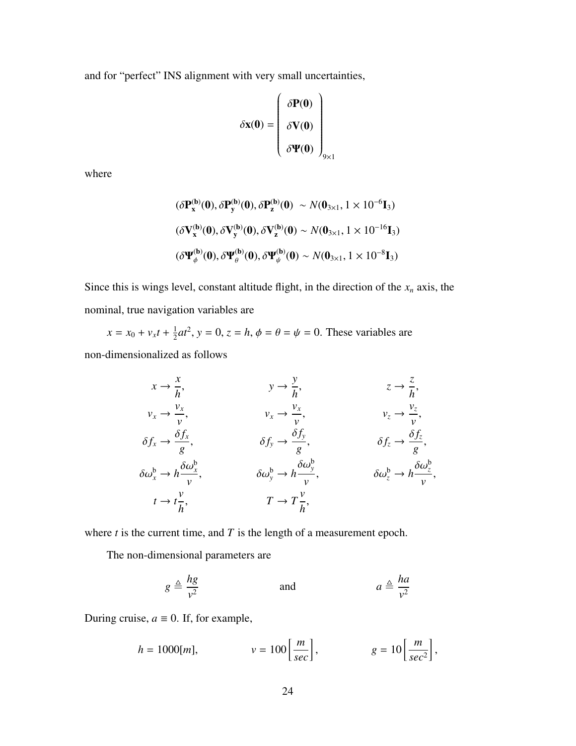and for "perfect" INS alignment with very small uncertainties,

$$\delta \mathbf{x}(\mathbf{0}) = \begin{pmatrix} \delta \mathbf{P}(\mathbf{0}) \\ \delta \mathbf{V}(\mathbf{0}) \\ \delta \mathbf{\Psi}(\mathbf{0}) \end{pmatrix}_{9\times 1}$$

where

$$(\delta \mathbf{P}^{(\mathbf{b})}_{\mathbf{x}}(\mathbf{0}), \delta \mathbf{P}^{(\mathbf{b})}_{\mathbf{y}}(\mathbf{0}), \delta \mathbf{P}^{(\mathbf{b})}_{\mathbf{z}}(\mathbf{0}) \sim N(\mathbf{0}_{3\times 1}, 1\times 10^{-6}\mathbf{I}_3)$$

$$(\delta \mathbf{V}^{(\mathbf{b})}_{\mathbf{x}}(\mathbf{0}), \delta \mathbf{V}^{(\mathbf{b})}_{\mathbf{y}}(\mathbf{0}), \delta \mathbf{V}^{(\mathbf{b})}_{\mathbf{z}}(\mathbf{0}) \sim N(\mathbf{0}_{3\times 1}, 1\times 10^{-16}\mathbf{I}_3)$$

$$(\delta \mathbf{\Psi}^{(\mathbf{b})}_{\phi}(\mathbf{0}), \delta \mathbf{\Psi}^{(\mathbf{b})}_{\theta}(\mathbf{0}), \delta \mathbf{\Psi}^{(\mathbf{b})}_{\psi}(\mathbf{0}) \sim N(\mathbf{0}_{3\times 1}, 1\times 10^{-8}\mathbf{I}_3)$$

Since this is wings level, constant altitude flight, in the direction of the $x_n$ axis, the nominal, true navigation variables are

$x = x_0 + v_x t + \frac{1}{2}at^2$, $y = 0$, $z = h$, $\phi = \theta = \psi = 0$. These variables are non-dimensionalized as follows

$$\begin{aligned}
x &\rightarrow \frac{x}{h}, & y &\rightarrow \frac{y}{h}, & z &\rightarrow \frac{z}{h}, \\
v_x &\rightarrow \frac{v_x}{v}, & v_x &\rightarrow \frac{v_x}{v}, & v_z &\rightarrow \frac{v_z}{v}, \\
\delta f_x &\rightarrow \frac{\delta f_x}{g}, & \delta f_y &\rightarrow \frac{\delta f_y}{g}, & \delta f_z &\rightarrow \frac{\delta f_z}{g}, \\
\delta \omega^{\mathrm{b}}_x &\rightarrow h\frac{\delta \omega^{\mathrm{b}}_x}{v}, & \delta \omega^{\mathrm{b}}_y &\rightarrow h\frac{\delta \omega^{\mathrm{b}}_y}{v}, & \delta \omega^{\mathrm{b}}_z &\rightarrow h\frac{\delta \omega^{\mathrm{b}}_z}{v}, \\
t &\rightarrow t\frac{v}{h}, & T &\rightarrow T\frac{v}{h},
\end{aligned}$$

where $t$ is the current time, and $T$ is the length of a measurement epoch.

The non-dimensional parameters are

$$g \triangleq \frac{hg}{v^2} \qquad \text{and} \qquad a \triangleq \frac{ha}{v^2}$$

During cruise, $a \equiv 0$. If, for example,

$$h = 1000[m], \qquad v = 100\left[\frac{m}{sec}\right], \qquad g = 10\left[\frac{m}{sec^2}\right],$$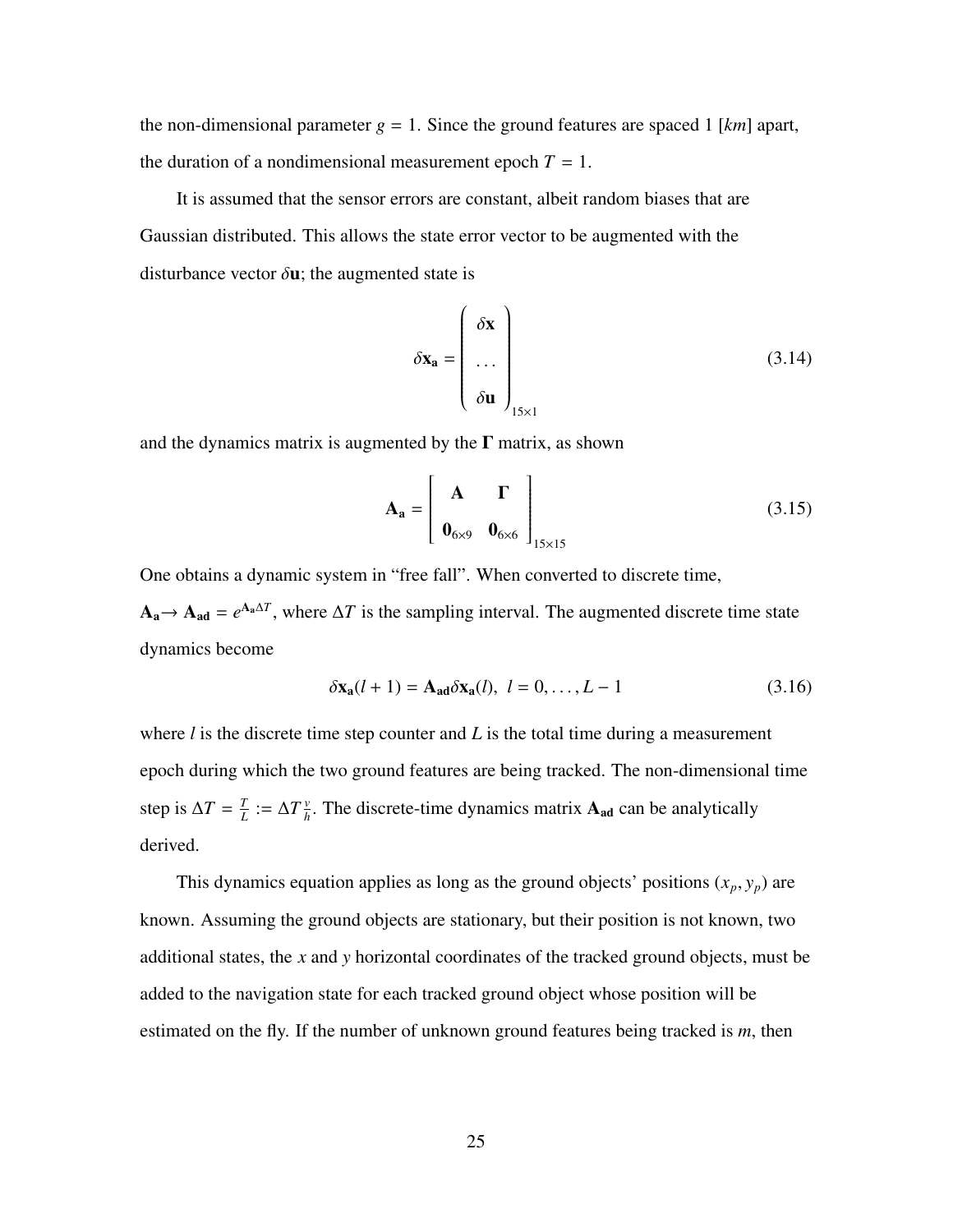the non-dimensional parameter $g = 1$. Since the ground features are spaced 1 [$km$] apart, the duration of a nondimensional measurement epoch $T = 1$.

It is assumed that the sensor errors are constant, albeit random biases that are Gaussian distributed. This allows the state error vector to be augmented with the disturbance vector $\delta\mathbf{u}$; the augmented state is

$$\delta\mathbf{x_a} = \begin{pmatrix} \delta\mathbf{x} \\ \ldots \\ \delta\mathbf{u} \end{pmatrix}_{15\times 1} \tag{3.14}$$

and the dynamics matrix is augmented by the $\mathbf{\Gamma}$ matrix, as shown

$$\mathbf{A_a} = \begin{bmatrix} \mathbf{A} & \mathbf{\Gamma} \\ \mathbf{0}_{6\times 9} & \mathbf{0}_{6\times 6} \end{bmatrix}_{15\times 15} \tag{3.15}$$

One obtains a dynamic system in "free fall". When converted to discrete time, $\mathbf{A_a} \rightarrow \mathbf{A_{ad}} = e^{\mathbf{A_a}\Delta T}$, where $\Delta T$ is the sampling interval. The augmented discrete time state dynamics become

$$\delta\mathbf{x_a}(l+1) = \mathbf{A_{ad}}\delta\mathbf{x_a}(l), \;\; l = 0, \ldots, L-1 \tag{3.16}$$

where $l$ is the discrete time step counter and $L$ is the total time during a measurement epoch during which the two ground features are being tracked. The non-dimensional time step is $\Delta T = \frac{T}{L} := \Delta T \frac{v}{h}$. The discrete-time dynamics matrix $\mathbf{A_{ad}}$ can be analytically derived.

This dynamics equation applies as long as the ground objects' positions $(x_p, y_p)$ are known. Assuming the ground objects are stationary, but their position is not known, two additional states, the $x$ and $y$ horizontal coordinates of the tracked ground objects, must be added to the navigation state for each tracked ground object whose position will be estimated on the fly. If the number of unknown ground features being tracked is $m$, then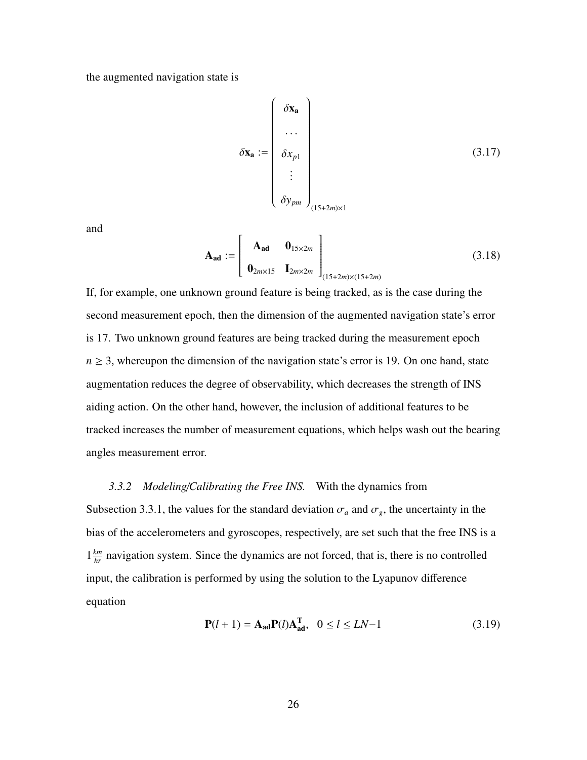the augmented navigation state is

$$\delta\mathbf{x_a} := \begin{pmatrix} \delta\mathbf{x_a} \\ \cdots \\ \delta x_{p1} \\ \vdots \\ \delta y_{pm} \end{pmatrix}_{(15+2m)\times 1} \tag{3.17}$$

and

$$\mathbf{A_{ad}} := \begin{bmatrix} \mathbf{A_{ad}} & \mathbf{0}_{15\times 2m} \\ \mathbf{0}_{2m\times 15} & \mathbf{I}_{2m\times 2m} \end{bmatrix}_{(15+2m)\times(15+2m)} \tag{3.18}$$

If, for example, one unknown ground feature is being tracked, as is the case during the second measurement epoch, then the dimension of the augmented navigation state's error is 17. Two unknown ground features are being tracked during the measurement epoch $n \geq 3$, whereupon the dimension of the navigation state's error is 19. On one hand, state augmentation reduces the degree of observability, which decreases the strength of INS aiding action. On the other hand, however, the inclusion of additional features to be tracked increases the number of measurement equations, which helps wash out the bearing angles measurement error.

*3.3.2 Modeling/Calibrating the Free INS.* With the dynamics from Subsection 3.3.1, the values for the standard deviation $\sigma_a$ and $\sigma_g$, the uncertainty in the bias of the accelerometers and gyroscopes, respectively, are set such that the free INS is a $1\frac{km}{hr}$ navigation system. Since the dynamics are not forced, that is, there is no controlled input, the calibration is performed by using the solution to the Lyapunov difference equation

$$\mathbf{P}(l+1) = \mathbf{A_{ad}}\mathbf{P}(l)\mathbf{A_{ad}^T}, \quad 0 \leq l \leq LN{-}1 \tag{3.19}$$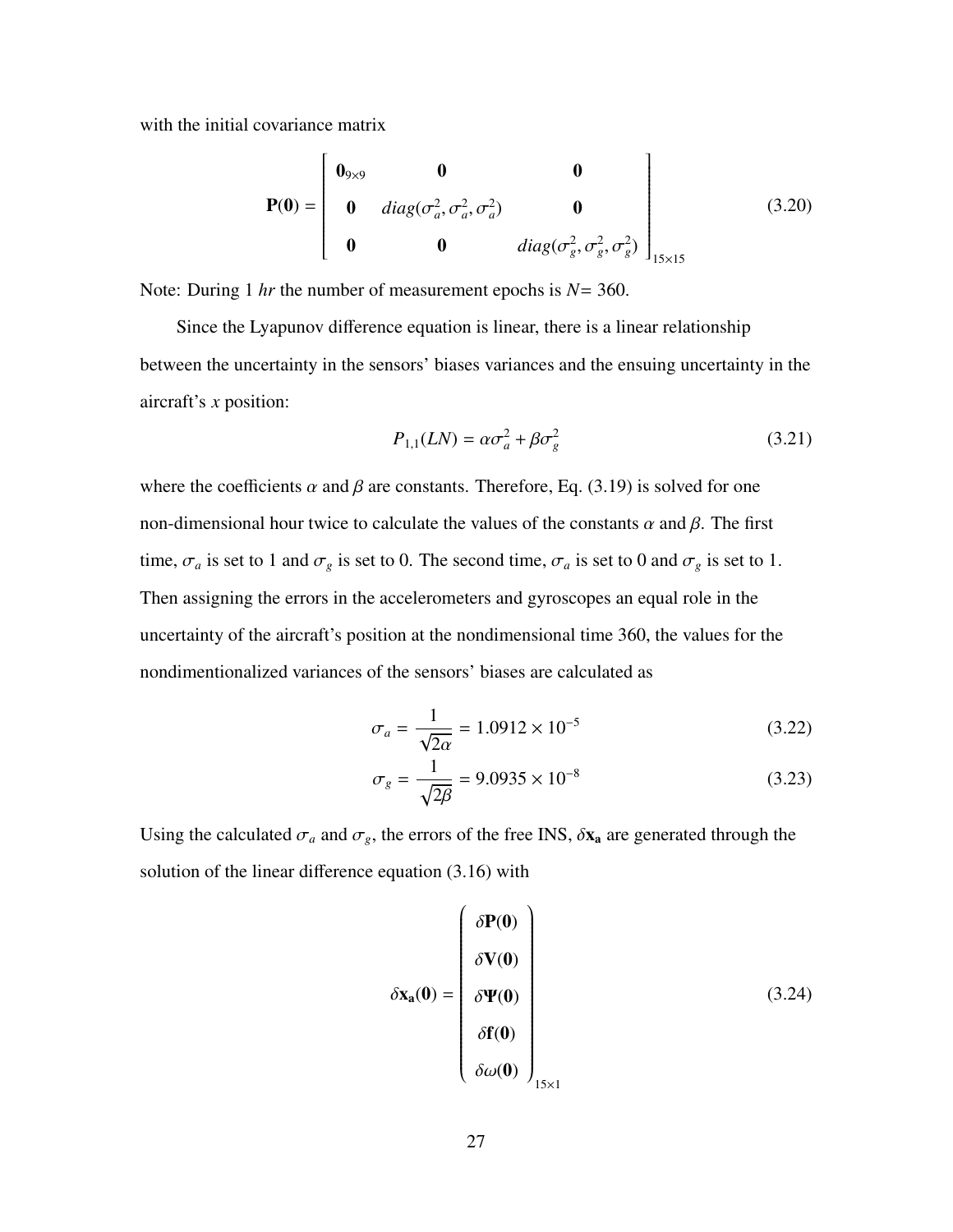with the initial covariance matrix

$$\mathbf{P(0)} = \begin{bmatrix} \mathbf{0}_{9\times 9} & \mathbf{0} & \mathbf{0} \\ \mathbf{0} & diag(\sigma_a^2, \sigma_a^2, \sigma_a^2) & \mathbf{0} \\ \mathbf{0} & \mathbf{0} & diag(\sigma_g^2, \sigma_g^2, \sigma_g^2) \end{bmatrix}_{15\times 15} \tag{3.20}$$

Note: During 1 *hr* the number of measurement epochs is $N = 360$.

Since the Lyapunov difference equation is linear, there is a linear relationship between the uncertainty in the sensors' biases variances and the ensuing uncertainty in the aircraft's $x$ position:

$$P_{1,1}(LN) = \alpha\sigma_a^2 + \beta\sigma_g^2 \tag{3.21}$$

where the coefficients $\alpha$ and $\beta$ are constants. Therefore, Eq. (3.19) is solved for one non-dimensional hour twice to calculate the values of the constants $\alpha$ and $\beta$. The first time, $\sigma_a$ is set to 1 and $\sigma_g$ is set to 0. The second time, $\sigma_a$ is set to 0 and $\sigma_g$ is set to 1. Then assigning the errors in the accelerometers and gyroscopes an equal role in the uncertainty of the aircraft's position at the nondimensional time 360, the values for the nondimentionalized variances of the sensors' biases are calculated as

$$\sigma_a = \frac{1}{\sqrt{2\alpha}} = 1.0912 \times 10^{-5} \tag{3.22}$$

$$\sigma_g = \frac{1}{\sqrt{2\beta}} = 9.0935 \times 10^{-8} \tag{3.23}$$

Using the calculated $\sigma_a$ and $\sigma_g$, the errors of the free INS, $\delta\mathbf{x_a}$ are generated through the solution of the linear difference equation (3.16) with

$$\delta\mathbf{x_a(0)} = \begin{pmatrix} \delta\mathbf{P(0)} \\ \delta\mathbf{V(0)} \\ \delta\mathbf{\Psi(0)} \\ \delta\mathbf{f(0)} \\ \delta\omega\mathbf{(0)} \end{pmatrix}_{15\times 1} \tag{3.24}$$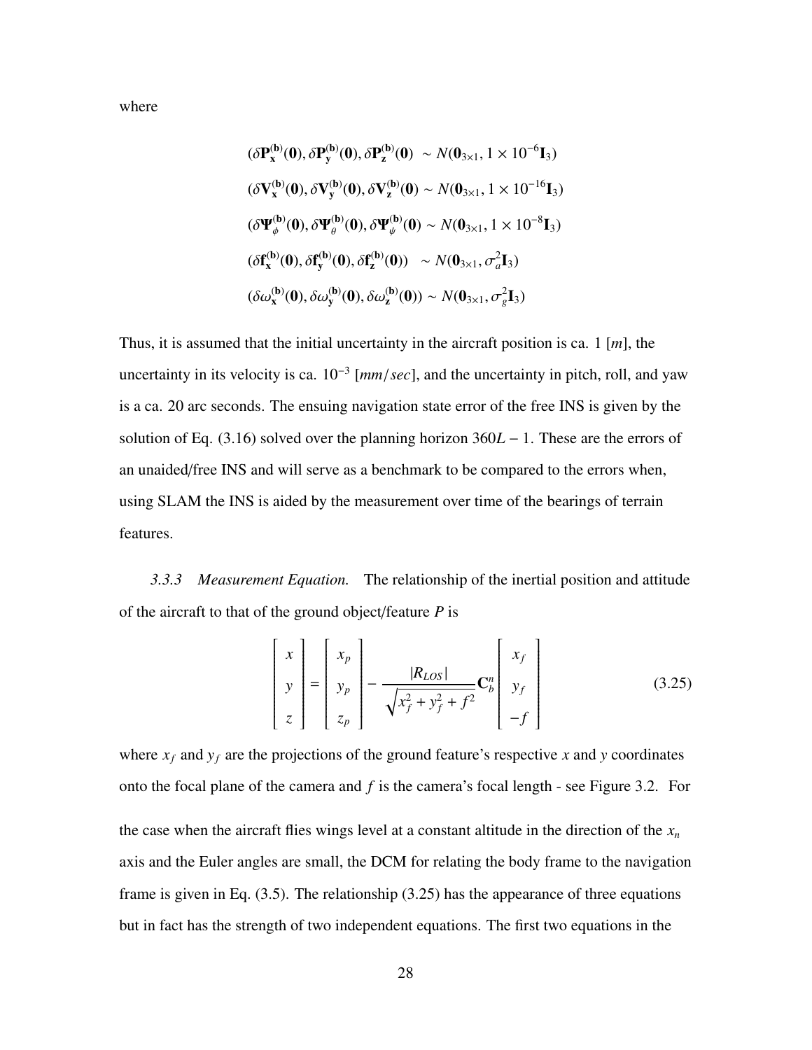where

$$
\begin{aligned}
&(\delta \mathbf{P}_{\mathbf{x}}^{(\mathbf{b})}(\mathbf{0}), \delta \mathbf{P}_{\mathbf{y}}^{(\mathbf{b})}(\mathbf{0}), \delta \mathbf{P}_{\mathbf{z}}^{(\mathbf{b})}(\mathbf{0}) \ \sim N(\mathbf{0}_{3\times 1}, 1 \times 10^{-6} \mathbf{I}_3) \\
&(\delta \mathbf{V}_{\mathbf{x}}^{(\mathbf{b})}(\mathbf{0}), \delta \mathbf{V}_{\mathbf{y}}^{(\mathbf{b})}(\mathbf{0}), \delta \mathbf{V}_{\mathbf{z}}^{(\mathbf{b})}(\mathbf{0}) \sim N(\mathbf{0}_{3\times 1}, 1 \times 10^{-16} \mathbf{I}_3) \\
&(\delta \mathbf{\Psi}_{\phi}^{(\mathbf{b})}(\mathbf{0}), \delta \mathbf{\Psi}_{\theta}^{(\mathbf{b})}(\mathbf{0}), \delta \mathbf{\Psi}_{\psi}^{(\mathbf{b})}(\mathbf{0}) \sim N(\mathbf{0}_{3\times 1}, 1 \times 10^{-8} \mathbf{I}_3) \\
&(\delta \mathbf{f}_{\mathbf{x}}^{(\mathbf{b})}(\mathbf{0}), \delta \mathbf{f}_{\mathbf{y}}^{(\mathbf{b})}(\mathbf{0}), \delta \mathbf{f}_{\mathbf{z}}^{(\mathbf{b})}(\mathbf{0})) \ \ \sim N(\mathbf{0}_{3\times 1}, \sigma_a^2 \mathbf{I}_3) \\
&(\delta \omega_{\mathbf{x}}^{(\mathbf{b})}(\mathbf{0}), \delta \omega_{\mathbf{y}}^{(\mathbf{b})}(\mathbf{0}), \delta \omega_{\mathbf{z}}^{(\mathbf{b})}(\mathbf{0})) \sim N(\mathbf{0}_{3\times 1}, \sigma_g^2 \mathbf{I}_3)
\end{aligned}
$$

Thus, it is assumed that the initial uncertainty in the aircraft position is ca. 1 [$m$], the uncertainty in its velocity is ca. $10^{-3}$ [$mm/sec$], and the uncertainty in pitch, roll, and yaw is a ca. 20 arc seconds. The ensuing navigation state error of the free INS is given by the solution of Eq. (3.16) solved over the planning horizon $360L - 1$. These are the errors of an unaided/free INS and will serve as a benchmark to be compared to the errors when, using SLAM the INS is aided by the measurement over time of the bearings of terrain features.

*3.3.3 Measurement Equation.* The relationship of the inertial position and attitude of the aircraft to that of the ground object/feature $P$ is

$$
\begin{bmatrix} x \\ y \\ z \end{bmatrix} = \begin{bmatrix} x_p \\ y_p \\ z_p \end{bmatrix} - \frac{|R_{LOS}|}{\sqrt{x_f^2 + y_f^2 + f^2}} \mathbf{C}_b^n \begin{bmatrix} x_f \\ y_f \\ -f \end{bmatrix} \tag{3.25}
$$

where $x_f$ and $y_f$ are the projections of the ground feature's respective $x$ and $y$ coordinates onto the focal plane of the camera and $f$ is the camera's focal length - see Figure 3.2. For the case when the aircraft flies wings level at a constant altitude in the direction of the $x_n$ axis and the Euler angles are small, the DCM for relating the body frame to the navigation frame is given in Eq. (3.5). The relationship (3.25) has the appearance of three equations but in fact has the strength of two independent equations. The first two equations in the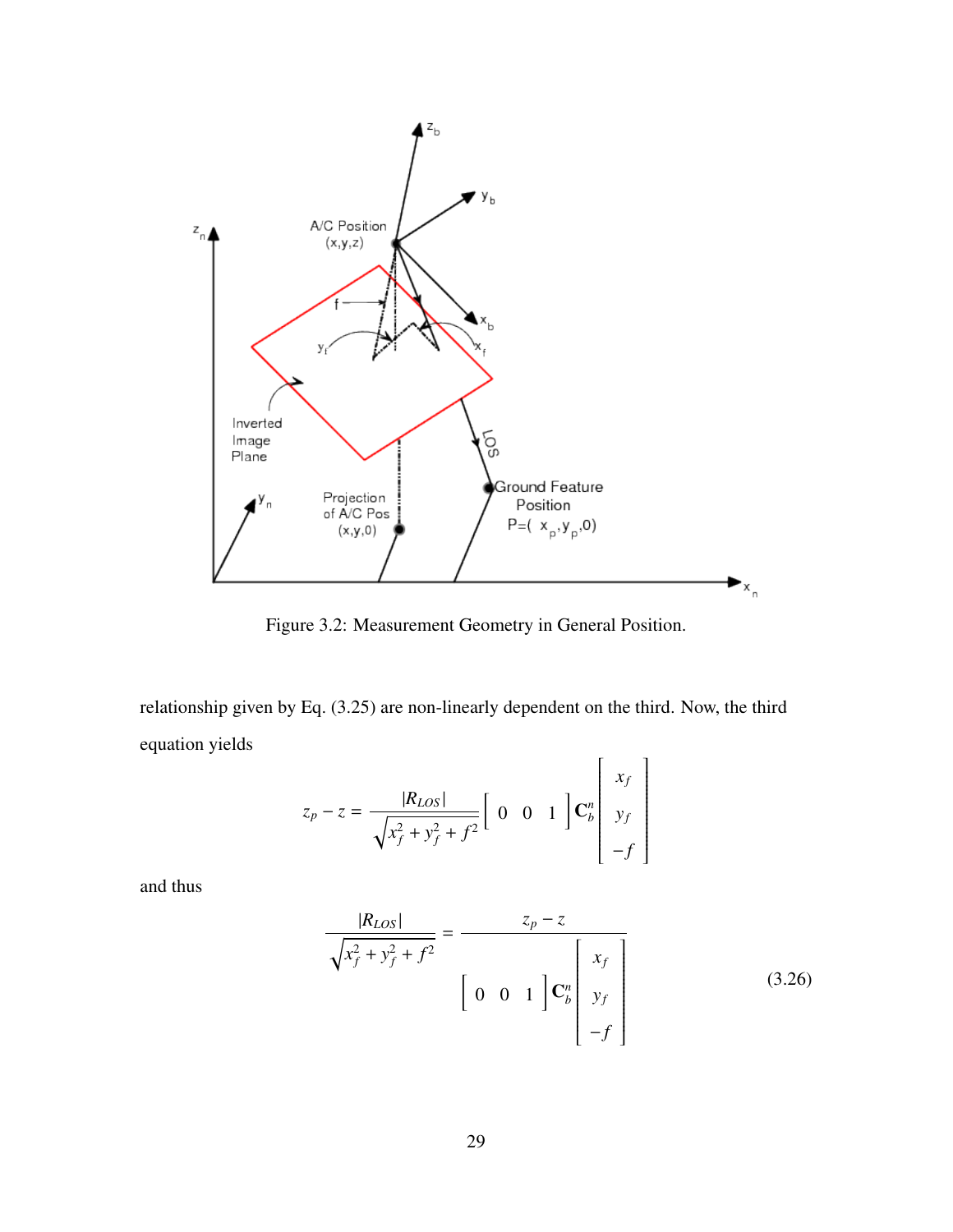Figure 3.2: Measurement Geometry in General Position.

relationship given by Eq. (3.25) are non-linearly dependent on the third. Now, the third equation yields

$$z_p - z = \frac{|R_{LOS}|}{\sqrt{x_f^2 + y_f^2 + f^2}} \begin{bmatrix} 0 & 0 & 1 \end{bmatrix} \mathbf{C}_b^n \begin{bmatrix} x_f \\ y_f \\ -f \end{bmatrix}$$

and thus

$$\frac{|R_{LOS}|}{\sqrt{x_f^2 + y_f^2 + f^2}} = \frac{z_p - z}{\begin{bmatrix} 0 & 0 & 1 \end{bmatrix} \mathbf{C}_b^n \begin{bmatrix} x_f \\ y_f \\ -f \end{bmatrix}} \tag{3.26}$$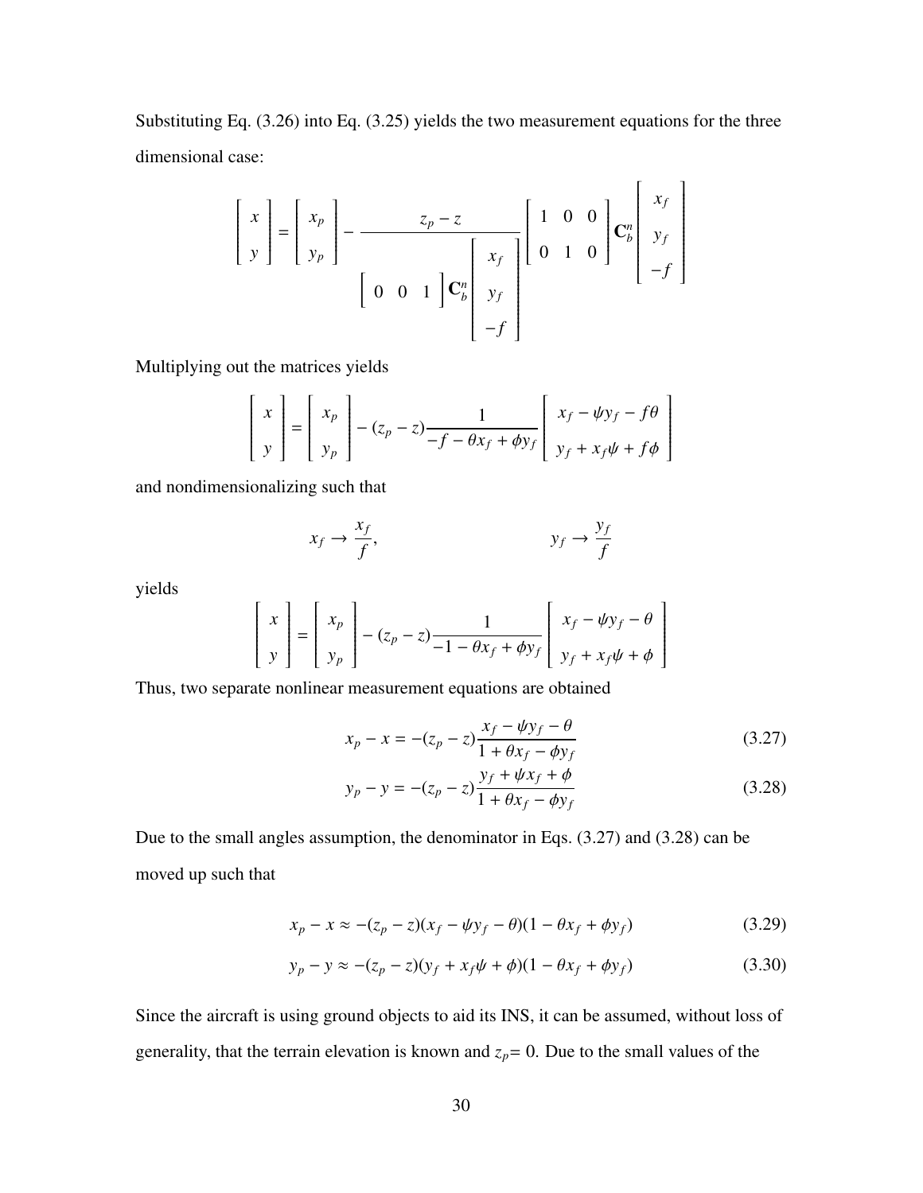Substituting Eq. (3.26) into Eq. (3.25) yields the two measurement equations for the three dimensional case:

$$
\begin{bmatrix} x \\ y \end{bmatrix} = \begin{bmatrix} x_p \\ y_p \end{bmatrix} - \frac{z_p - z}{\begin{bmatrix} 0 & 0 & 1 \end{bmatrix} \mathbf{C}_b^n \begin{bmatrix} x_f \\ y_f \\ -f \end{bmatrix}} \begin{bmatrix} 1 & 0 & 0 \\ 0 & 1 & 0 \end{bmatrix} \mathbf{C}_b^n \begin{bmatrix} x_f \\ y_f \\ -f \end{bmatrix}
$$

Multiplying out the matrices yields

$$
\begin{bmatrix} x \\ y \end{bmatrix} = \begin{bmatrix} x_p \\ y_p \end{bmatrix} - (z_p - z) \frac{1}{-f - \theta x_f + \phi y_f} \begin{bmatrix} x_f - \psi y_f - f\theta \\ y_f + x_f \psi + f\phi \end{bmatrix}
$$

and nondimensionalizing such that

$$
x_f \rightarrow \frac{x_f}{f}, \qquad\qquad y_f \rightarrow \frac{y_f}{f}
$$

yields

$$
\begin{bmatrix} x \\ y \end{bmatrix} = \begin{bmatrix} x_p \\ y_p \end{bmatrix} - (z_p - z) \frac{1}{-1 - \theta x_f + \phi y_f} \begin{bmatrix} x_f - \psi y_f - \theta \\ y_f + x_f \psi + \phi \end{bmatrix}
$$

Thus, two separate nonlinear measurement equations are obtained

$$
x_p - x = -(z_p - z) \frac{x_f - \psi y_f - \theta}{1 + \theta x_f - \phi y_f} \tag{3.27}
$$

$$
y_p - y = -(z_p - z) \frac{y_f + \psi x_f + \phi}{1 + \theta x_f - \phi y_f} \tag{3.28}
$$

Due to the small angles assumption, the denominator in Eqs. (3.27) and (3.28) can be moved up such that

$$
x_p - x \approx -(z_p - z)(x_f - \psi y_f - \theta)(1 - \theta x_f + \phi y_f) \tag{3.29}
$$

$$
y_p - y \approx -(z_p - z)(y_f + x_f \psi + \phi)(1 - \theta x_f + \phi y_f) \tag{3.30}
$$

Since the aircraft is using ground objects to aid its INS, it can be assumed, without loss of generality, that the terrain elevation is known and $z_p = 0$. Due to the small values of the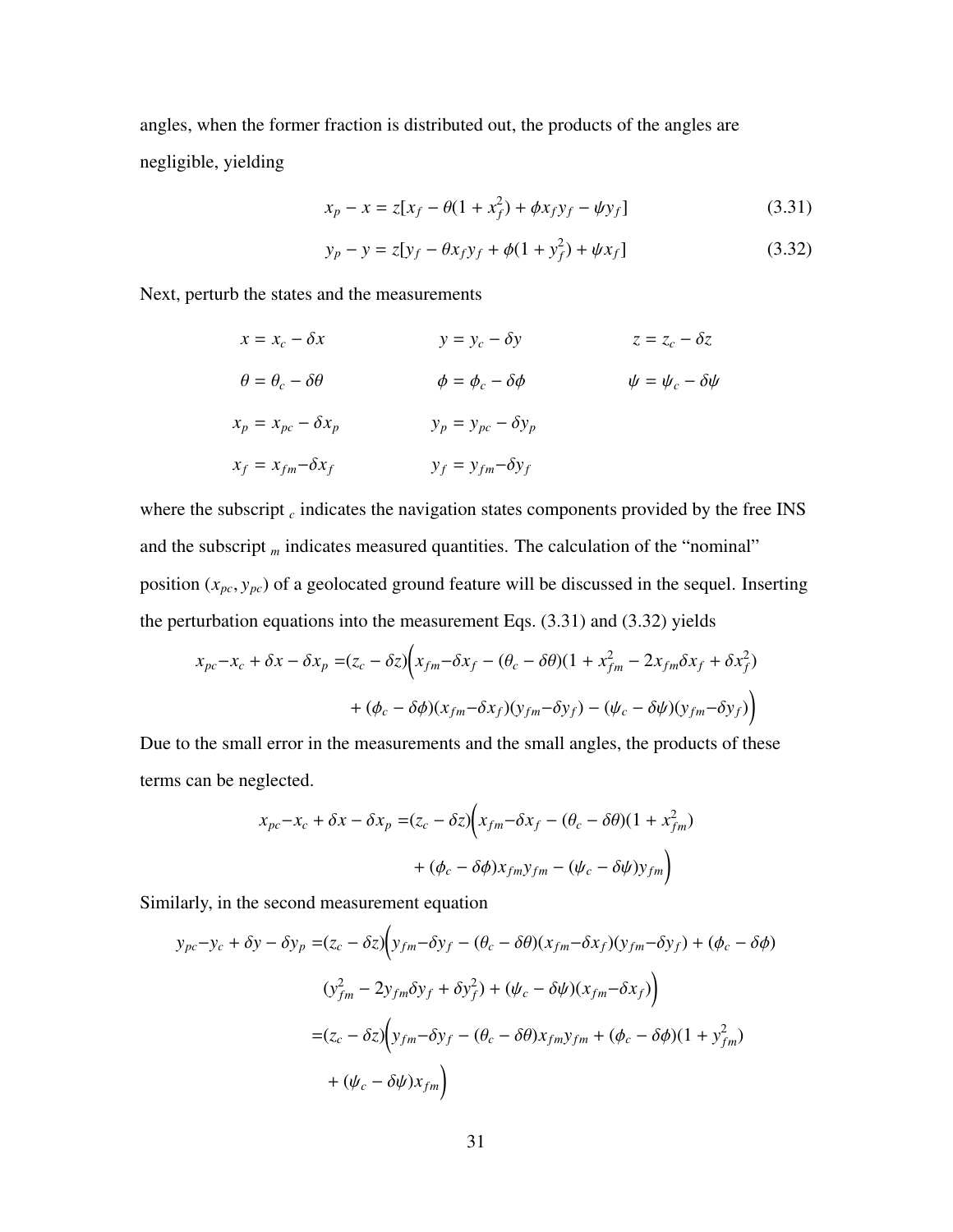angles, when the former fraction is distributed out, the products of the angles are negligible, yielding

$$x_p - x = z[x_f - \theta(1 + x_f^2) + \phi x_f y_f - \psi y_f] \tag{3.31}$$

$$y_p - y = z[y_f - \theta x_f y_f + \phi(1 + y_f^2) + \psi x_f] \tag{3.32}$$

Next, perturb the states and the measurements

$$x = x_c - \delta x \qquad y = y_c - \delta y \qquad z = z_c - \delta z$$

$$\theta = \theta_c - \delta\theta \qquad \phi = \phi_c - \delta\phi \qquad \psi = \psi_c - \delta\psi$$

$$x_p = x_{pc} - \delta x_p \qquad y_p = y_{pc} - \delta y_p$$

$$x_f = x_{fm} - \delta x_f \qquad y_f = y_{fm} - \delta y_f$$

where the subscript $_c$ indicates the navigation states components provided by the free INS and the subscript $_m$ indicates measured quantities. The calculation of the "nominal" position $(x_{pc}, y_{pc})$ of a geolocated ground feature will be discussed in the sequel. Inserting the perturbation equations into the measurement Eqs. (3.31) and (3.32) yields

$$\begin{aligned} x_{pc} - x_c + \delta x - \delta x_p =& (z_c - \delta z)\Big( x_{fm} - \delta x_f - (\theta_c - \delta\theta)(1 + x_{fm}^2 - 2x_{fm}\delta x_f + \delta x_f^2) \\ &+ (\phi_c - \delta\phi)(x_{fm} - \delta x_f)(y_{fm} - \delta y_f) - (\psi_c - \delta\psi)(y_{fm} - \delta y_f)\Big) \end{aligned}$$

Due to the small error in the measurements and the small angles, the products of these terms can be neglected.

$$\begin{aligned} x_{pc} - x_c + \delta x - \delta x_p =& (z_c - \delta z)\Big( x_{fm} - \delta x_f - (\theta_c - \delta\theta)(1 + x_{fm}^2) \\ &+ (\phi_c - \delta\phi)x_{fm}y_{fm} - (\psi_c - \delta\psi)y_{fm}\Big) \end{aligned}$$

Similarly, in the second measurement equation

$$\begin{aligned} y_{pc} - y_c + \delta y - \delta y_p =& (z_c - \delta z)\Big( y_{fm} - \delta y_f - (\theta_c - \delta\theta)(x_{fm} - \delta x_f)(y_{fm} - \delta y_f) + (\phi_c - \delta\phi) \\ & (y_{fm}^2 - 2y_{fm}\delta y_f + \delta y_f^2) + (\psi_c - \delta\psi)(x_{fm} - \delta x_f)\Big) \\ =& (z_c - \delta z)\Big( y_{fm} - \delta y_f - (\theta_c - \delta\theta)x_{fm}y_{fm} + (\phi_c - \delta\phi)(1 + y_{fm}^2) \\ &+ (\psi_c - \delta\psi)x_{fm}\Big) \end{aligned}$$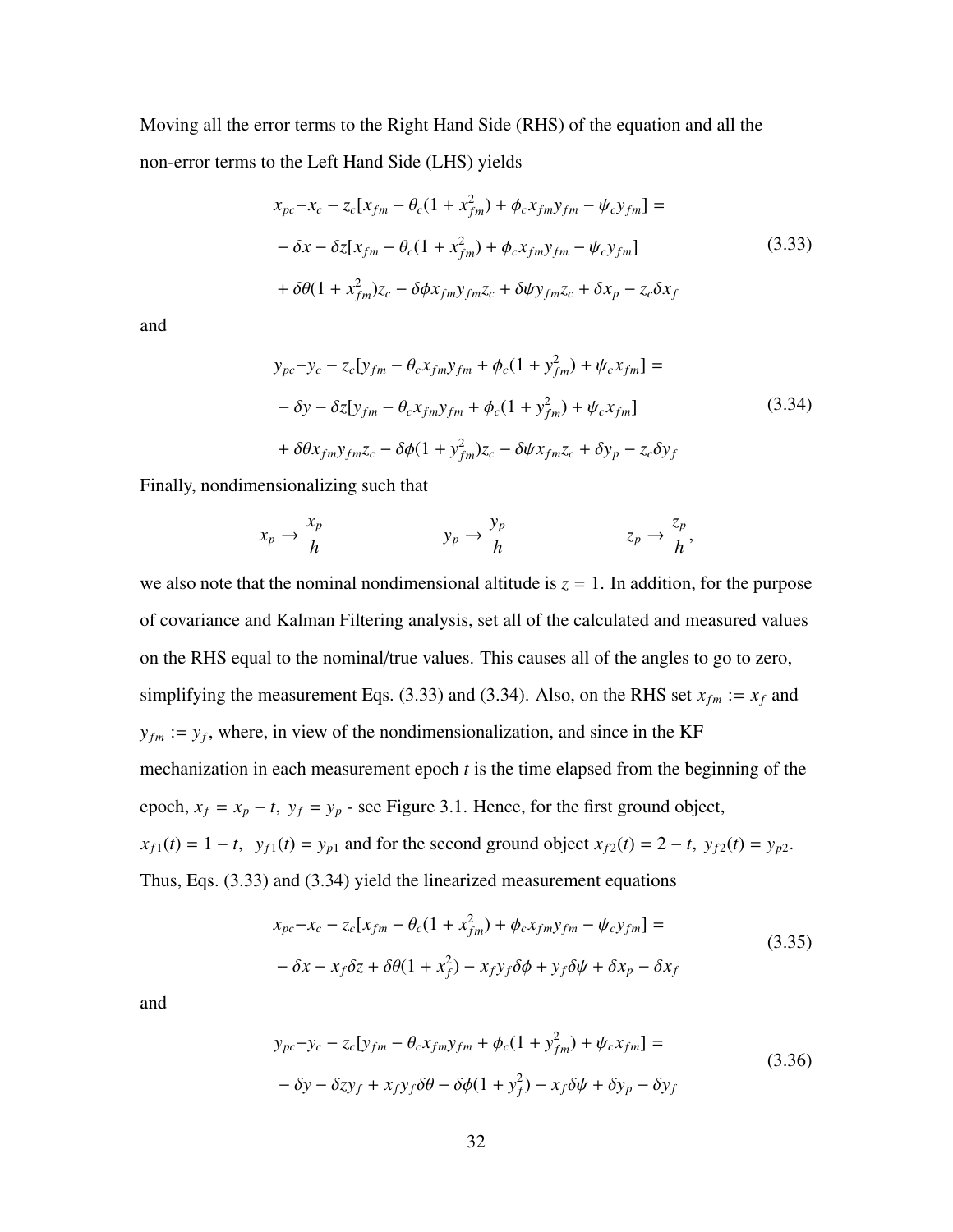Moving all the error terms to the Right Hand Side (RHS) of the equation and all the non-error terms to the Left Hand Side (LHS) yields

$$
\begin{aligned}
x_{pc} - x_c - z_c[x_{fm} - \theta_c(1 + x_{fm}^2) + \phi_c x_{fm} y_{fm} - \psi_c y_{fm}] &= \\
-\delta x - \delta z[x_{fm} - \theta_c(1 + x_{fm}^2) + \phi_c x_{fm} y_{fm} - \psi_c y_{fm}]& \\
+ \delta\theta(1 + x_{fm}^2) z_c - \delta\phi x_{fm} y_{fm} z_c + \delta\psi y_{fm} z_c + \delta x_p - z_c \delta x_f&
\end{aligned}
\tag{3.33}
$$

and

$$
\begin{aligned}
y_{pc} - y_c - z_c[y_{fm} - \theta_c x_{fm} y_{fm} + \phi_c(1 + y_{fm}^2) + \psi_c x_{fm}] &= \\
-\delta y - \delta z[y_{fm} - \theta_c x_{fm} y_{fm} + \phi_c(1 + y_{fm}^2) + \psi_c x_{fm}]& \\
+ \delta\theta x_{fm} y_{fm} z_c - \delta\phi(1 + y_{fm}^2) z_c - \delta\psi x_{fm} z_c + \delta y_p - z_c \delta y_f&
\end{aligned}
\tag{3.34}
$$

Finally, nondimensionalizing such that

$$
x_p \to \frac{x_p}{h} \qquad\qquad y_p \to \frac{y_p}{h} \qquad\qquad z_p \to \frac{z_p}{h},
$$

we also note that the nominal nondimensional altitude is $z = 1$. In addition, for the purpose of covariance and Kalman Filtering analysis, set all of the calculated and measured values on the RHS equal to the nominal/true values. This causes all of the angles to go to zero, simplifying the measurement Eqs. (3.33) and (3.34). Also, on the RHS set $x_{fm} := x_f$ and $y_{fm} := y_f$, where, in view of the nondimensionalization, and since in the KF mechanization in each measurement epoch $t$ is the time elapsed from the beginning of the epoch, $x_f = x_p - t,\ y_f = y_p$ - see Figure 3.1. Hence, for the first ground object, $x_{f1}(t) = 1 - t,\ \ y_{f1}(t) = y_{p1}$ and for the second ground object $x_{f2}(t) = 2 - t,\ y_{f2}(t) = y_{p2}$. Thus, Eqs. (3.33) and (3.34) yield the linearized measurement equations

$$
\begin{aligned}
x_{pc} - x_c - z_c[x_{fm} - \theta_c(1 + x_{fm}^2) + \phi_c x_{fm} y_{fm} - \psi_c y_{fm}] &= \\
-\delta x - x_f \delta z + \delta\theta(1 + x_f^2) - x_f y_f \delta\phi + y_f \delta\psi + \delta x_p - \delta x_f&
\end{aligned}
\tag{3.35}
$$

and

$$
\begin{aligned}
y_{pc} - y_c - z_c[y_{fm} - \theta_c x_{fm} y_{fm} + \phi_c(1 + y_{fm}^2) + \psi_c x_{fm}] &= \\
-\delta y - \delta z y_f + x_f y_f \delta\theta - \delta\phi(1 + y_f^2) - x_f \delta\psi + \delta y_p - \delta y_f&
\end{aligned}
\tag{3.36}
$$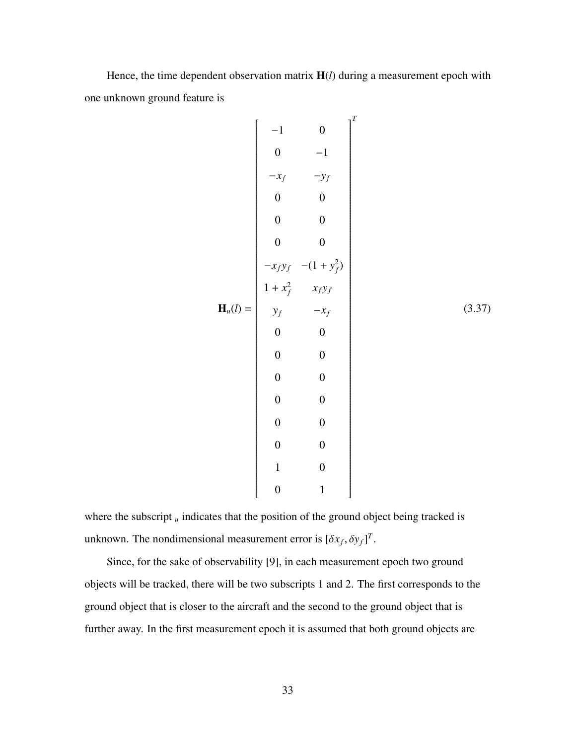Hence, the time dependent observation matrix $\mathbf{H}(l)$ during a measurement epoch with one unknown ground feature is

$$
\mathbf{H}_u(l) = \begin{bmatrix} -1 & 0 \\ 0 & -1 \\ -x_f & -y_f \\ 0 & 0 \\ 0 & 0 \\ 0 & 0 \\ -x_f y_f & -(1+y_f^2) \\ 1+x_f^2 & x_f y_f \\ y_f & -x_f \\ 0 & 0 \\ 0 & 0 \\ 0 & 0 \\ 0 & 0 \\ 0 & 0 \\ 0 & 0 \\ 1 & 0 \\ 0 & 1 \end{bmatrix}^T \tag{3.37}
$$

where the subscript $_u$ indicates that the position of the ground object being tracked is unknown. The nondimensional measurement error is $[\delta x_f, \delta y_f]^T$.

Since, for the sake of observability [9], in each measurement epoch two ground objects will be tracked, there will be two subscripts 1 and 2. The first corresponds to the ground object that is closer to the aircraft and the second to the ground object that is further away. In the first measurement epoch it is assumed that both ground objects are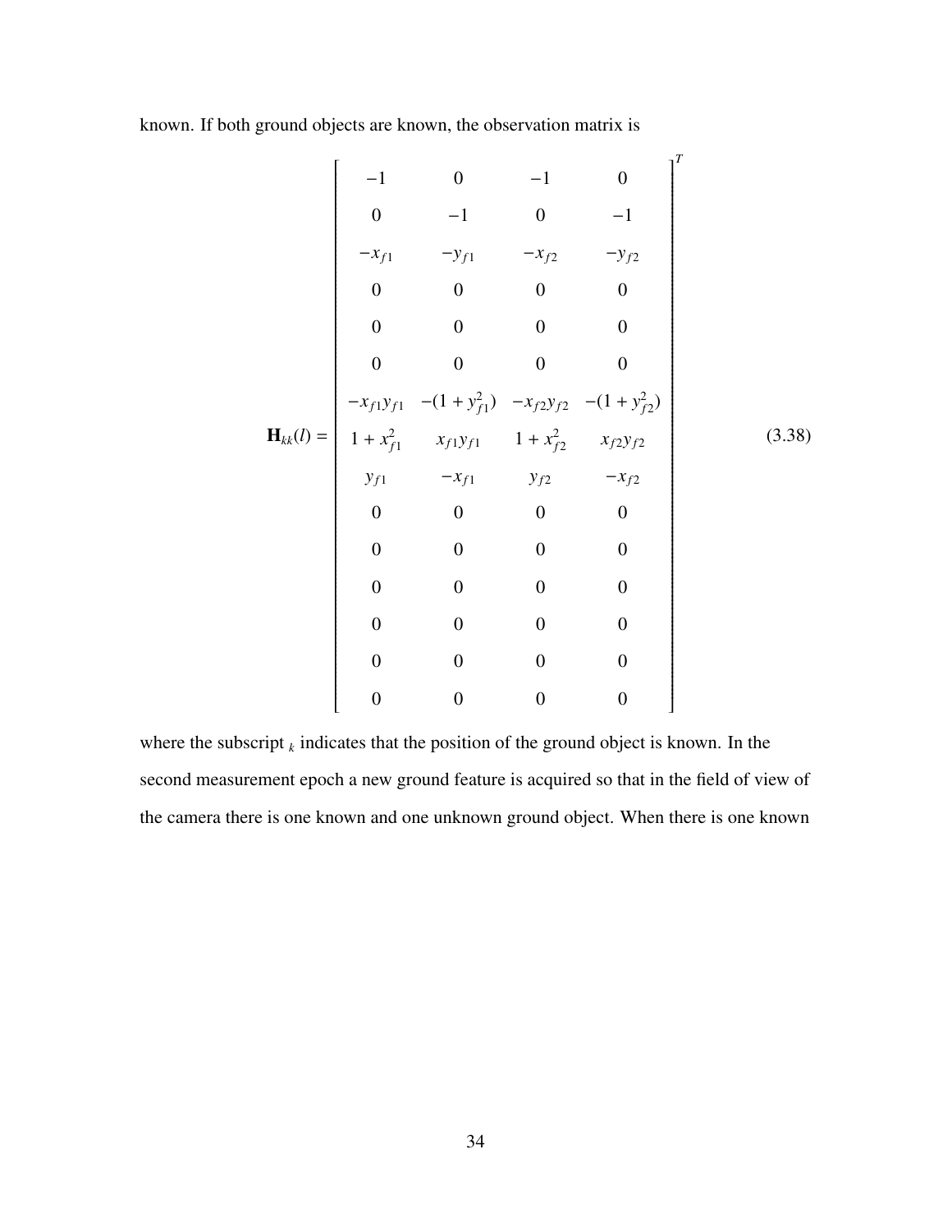known. If both ground objects are known, the observation matrix is

$$
\mathbf{H}_{kk}(l) = \begin{bmatrix}
-1 & 0 & -1 & 0 \\
0 & -1 & 0 & -1 \\
-x_{f1} & -y_{f1} & -x_{f2} & -y_{f2} \\
0 & 0 & 0 & 0 \\
0 & 0 & 0 & 0 \\
0 & 0 & 0 & 0 \\
-x_{f1}y_{f1} & -(1+y_{f1}^2) & -x_{f2}y_{f2} & -(1+y_{f2}^2) \\
1+x_{f1}^2 & x_{f1}y_{f1} & 1+x_{f2}^2 & x_{f2}y_{f2} \\
y_{f1} & -x_{f1} & y_{f2} & -x_{f2} \\
0 & 0 & 0 & 0 \\
0 & 0 & 0 & 0 \\
0 & 0 & 0 & 0 \\
0 & 0 & 0 & 0 \\
0 & 0 & 0 & 0 \\
0 & 0 & 0 & 0
\end{bmatrix}^T \tag{3.38}
$$

where the subscript $_k$ indicates that the position of the ground object is known. In the second measurement epoch a new ground feature is acquired so that in the field of view of the camera there is one known and one unknown ground object. When there is one known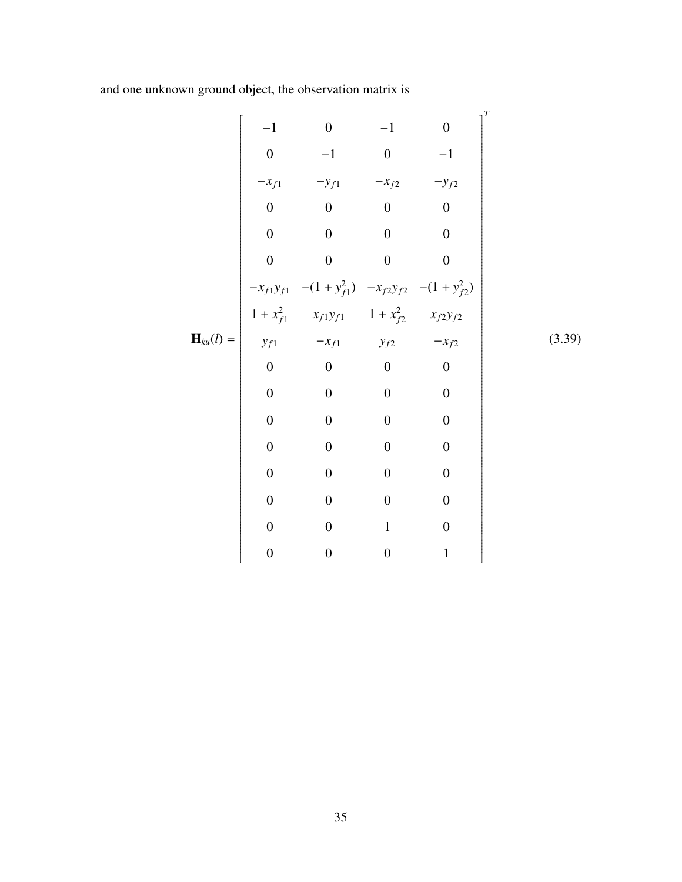and one unknown ground object, the observation matrix is

$$
\mathbf{H}_{ku}(l) = \begin{bmatrix}
-1 & 0 & -1 & 0 \\
0 & -1 & 0 & -1 \\
-x_{f1} & -y_{f1} & -x_{f2} & -y_{f2} \\
0 & 0 & 0 & 0 \\
0 & 0 & 0 & 0 \\
0 & 0 & 0 & 0 \\
-x_{f1}y_{f1} & -(1+y_{f1}^2) & -x_{f2}y_{f2} & -(1+y_{f2}^2) \\
1+x_{f1}^2 & x_{f1}y_{f1} & 1+x_{f2}^2 & x_{f2}y_{f2} \\
y_{f1} & -x_{f1} & y_{f2} & -x_{f2} \\
0 & 0 & 0 & 0 \\
0 & 0 & 0 & 0 \\
0 & 0 & 0 & 0 \\
0 & 0 & 0 & 0 \\
0 & 0 & 0 & 0 \\
0 & 0 & 0 & 0 \\
0 & 0 & 1 & 0 \\
0 & 0 & 0 & 1
\end{bmatrix}^T \tag{3.39}
$$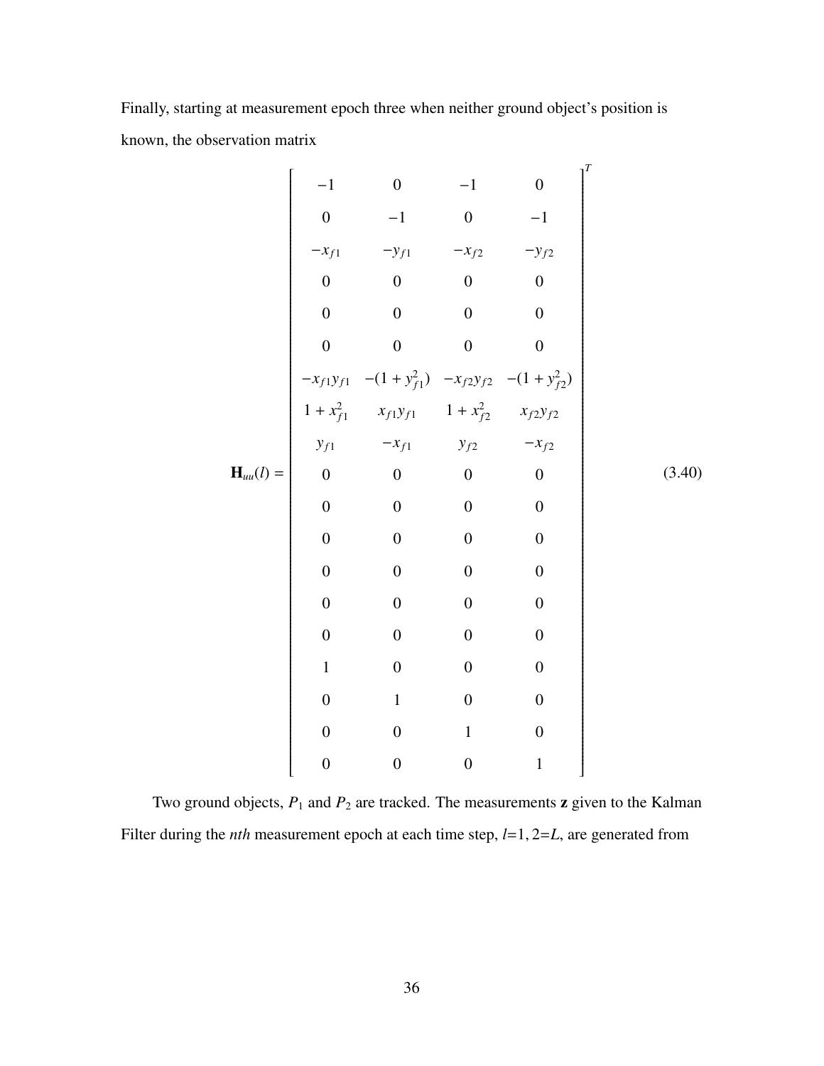Finally, starting at measurement epoch three when neither ground object's position is known, the observation matrix

$$
\mathbf{H}_{uu}(l) = \begin{bmatrix}
-1 & 0 & -1 & 0 \\
0 & -1 & 0 & -1 \\
-x_{f1} & -y_{f1} & -x_{f2} & -y_{f2} \\
0 & 0 & 0 & 0 \\
0 & 0 & 0 & 0 \\
0 & 0 & 0 & 0 \\
-x_{f1}y_{f1} & -(1+y_{f1}^2) & -x_{f2}y_{f2} & -(1+y_{f2}^2) \\
1+x_{f1}^2 & x_{f1}y_{f1} & 1+x_{f2}^2 & x_{f2}y_{f2} \\
y_{f1} & -x_{f1} & y_{f2} & -x_{f2} \\
0 & 0 & 0 & 0 \\
0 & 0 & 0 & 0 \\
0 & 0 & 0 & 0 \\
0 & 0 & 0 & 0 \\
0 & 0 & 0 & 0 \\
0 & 0 & 0 & 0 \\
1 & 0 & 0 & 0 \\
0 & 1 & 0 & 0 \\
0 & 0 & 1 & 0 \\
0 & 0 & 0 & 1
\end{bmatrix}^T \tag{3.40}
$$

Two ground objects, $P_1$ and $P_2$ are tracked. The measurements **z** given to the Kalman Filter during the *nth* measurement epoch at each time step, $l$=1, 2=$L$, are generated from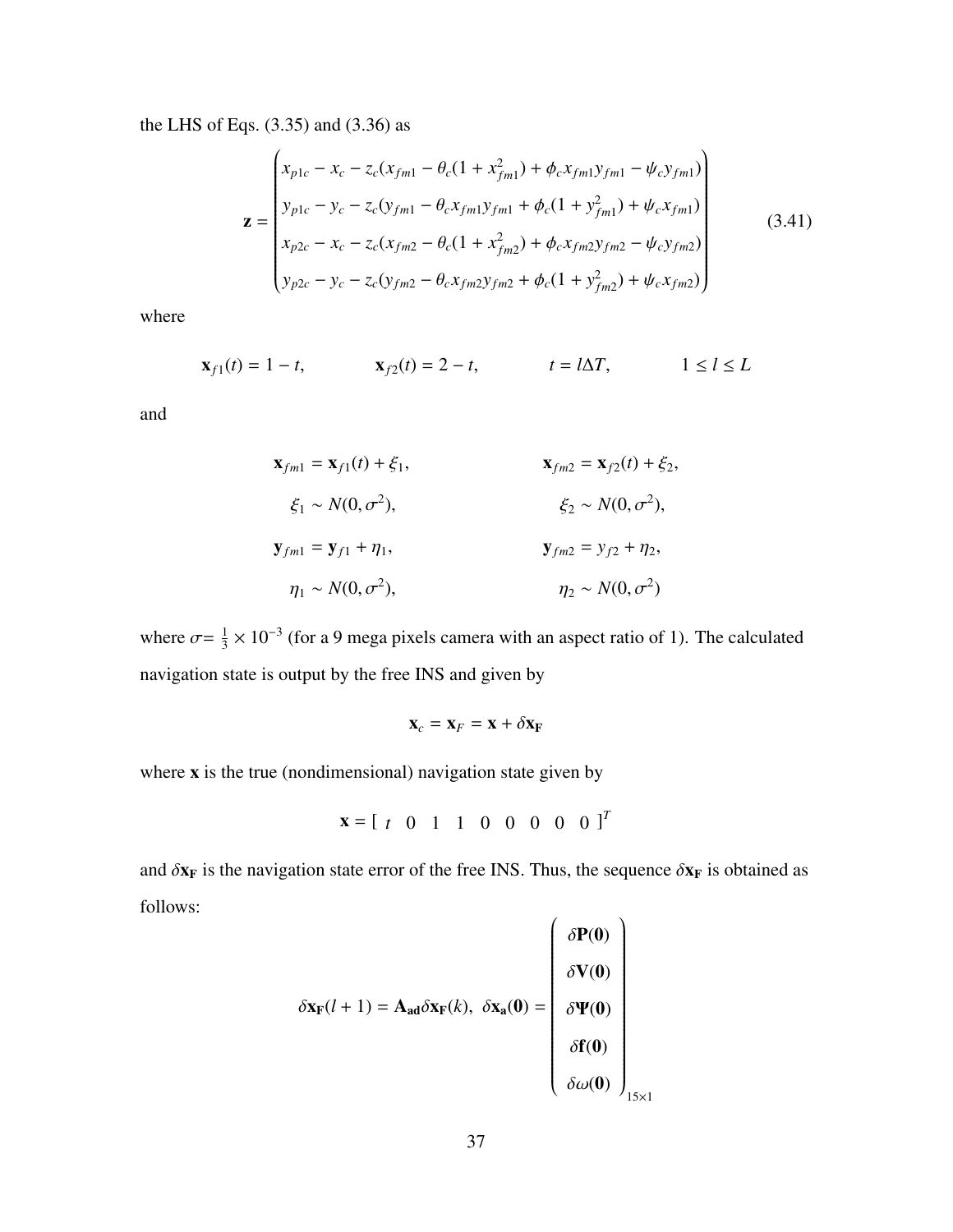the LHS of Eqs. (3.35) and (3.36) as

$$
\mathbf{z} = \begin{pmatrix} x_{p1c} - x_c - z_c(x_{fm1} - \theta_c(1 + x_{fm1}^2) + \phi_c x_{fm1} y_{fm1} - \psi_c y_{fm1}) \\ y_{p1c} - y_c - z_c(y_{fm1} - \theta_c x_{fm1} y_{fm1} + \phi_c(1 + y_{fm1}^2) + \psi_c x_{fm1}) \\ x_{p2c} - x_c - z_c(x_{fm2} - \theta_c(1 + x_{fm2}^2) + \phi_c x_{fm2} y_{fm2} - \psi_c y_{fm2}) \\ y_{p2c} - y_c - z_c(y_{fm2} - \theta_c x_{fm2} y_{fm2} + \phi_c(1 + y_{fm2}^2) + \psi_c x_{fm2}) \end{pmatrix} \tag{3.41}
$$

where

$$
\mathbf{x}_{f1}(t) = 1 - t, \qquad \mathbf{x}_{f2}(t) = 2 - t, \qquad t = l\Delta T, \qquad 1 \leq l \leq L
$$

and

$$
\begin{aligned}
\mathbf{x}_{fm1} &= \mathbf{x}_{f1}(t) + \xi_1, & \mathbf{x}_{fm2} &= \mathbf{x}_{f2}(t) + \xi_2, \\
\xi_1 &\sim N(0, \sigma^2), & \xi_2 &\sim N(0, \sigma^2), \\
\mathbf{y}_{fm1} &= \mathbf{y}_{f1} + \eta_1, & \mathbf{y}_{fm2} &= y_{f2} + \eta_2, \\
\eta_1 &\sim N(0, \sigma^2), & \eta_2 &\sim N(0, \sigma^2)
\end{aligned}
$$

where $\sigma = \frac{1}{3} \times 10^{-3}$ (for a 9 mega pixels camera with an aspect ratio of 1). The calculated navigation state is output by the free INS and given by

$$
\mathbf{x}_c = \mathbf{x}_F = \mathbf{x} + \delta\mathbf{x_F}
$$

where $\mathbf{x}$ is the true (nondimensional) navigation state given by

$$
\mathbf{x} = [\, t \quad 0 \quad 1 \quad 1 \quad 0 \quad 0 \quad 0 \quad 0 \quad 0 \,]^T
$$

and $\delta\mathbf{x_F}$ is the navigation state error of the free INS. Thus, the sequence $\delta\mathbf{x_F}$ is obtained as follows:

$$
\delta\mathbf{x_F}(l+1) = \mathbf{A_{ad}}\delta\mathbf{x_F}(k), \;\; \delta\mathbf{x_a}(\mathbf{0}) = \begin{pmatrix} \delta\mathbf{P}(\mathbf{0}) \\ \delta\mathbf{V}(\mathbf{0}) \\ \delta\mathbf{\Psi}(\mathbf{0}) \\ \delta\mathbf{f}(\mathbf{0}) \\ \delta\omega(\mathbf{0}) \end{pmatrix}_{15\times 1}
$$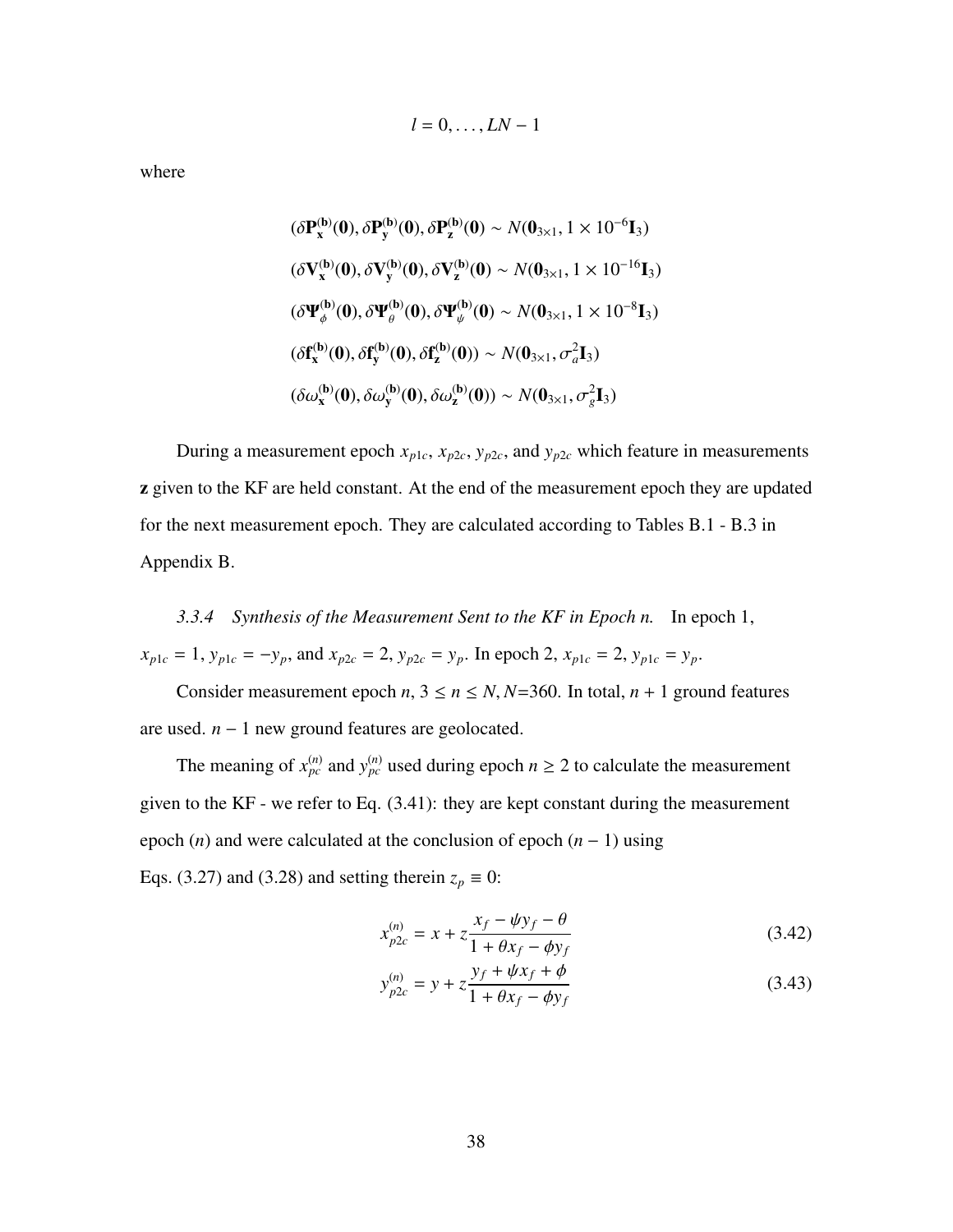$$l = 0, \dots, LN - 1$$

where

$$(\delta \mathbf{P}_{\mathbf{x}}^{(\mathbf{b})}(\mathbf{0}), \delta \mathbf{P}_{\mathbf{y}}^{(\mathbf{b})}(\mathbf{0}), \delta \mathbf{P}_{\mathbf{z}}^{(\mathbf{b})}(\mathbf{0}) \sim N(\mathbf{0}_{3\times 1}, 1 \times 10^{-6}\mathbf{I}_3)$$

$$(\delta \mathbf{V}_{\mathbf{x}}^{(\mathbf{b})}(\mathbf{0}), \delta \mathbf{V}_{\mathbf{y}}^{(\mathbf{b})}(\mathbf{0}), \delta \mathbf{V}_{\mathbf{z}}^{(\mathbf{b})}(\mathbf{0}) \sim N(\mathbf{0}_{3\times 1}, 1 \times 10^{-16}\mathbf{I}_3)$$

$$(\delta \mathbf{\Psi}_{\phi}^{(\mathbf{b})}(\mathbf{0}), \delta \mathbf{\Psi}_{\theta}^{(\mathbf{b})}(\mathbf{0}), \delta \mathbf{\Psi}_{\psi}^{(\mathbf{b})}(\mathbf{0}) \sim N(\mathbf{0}_{3\times 1}, 1 \times 10^{-8}\mathbf{I}_3)$$

$$(\delta \mathbf{f}_{\mathbf{x}}^{(\mathbf{b})}(\mathbf{0}), \delta \mathbf{f}_{\mathbf{y}}^{(\mathbf{b})}(\mathbf{0}), \delta \mathbf{f}_{\mathbf{z}}^{(\mathbf{b})}(\mathbf{0})) \sim N(\mathbf{0}_{3\times 1}, \sigma_a^2 \mathbf{I}_3)$$

$$(\delta \omega_{\mathbf{x}}^{(\mathbf{b})}(\mathbf{0}), \delta \omega_{\mathbf{y}}^{(\mathbf{b})}(\mathbf{0}), \delta \omega_{\mathbf{z}}^{(\mathbf{b})}(\mathbf{0})) \sim N(\mathbf{0}_{3\times 1}, \sigma_g^2 \mathbf{I}_3)$$

During a measurement epoch $x_{p1c}$, $x_{p2c}$, $y_{p2c}$, and $y_{p2c}$ which feature in measurements $\mathbf{z}$ given to the KF are held constant. At the end of the measurement epoch they are updated for the next measurement epoch. They are calculated according to Tables B.1 - B.3 in Appendix B.

### *3.3.4 Synthesis of the Measurement Sent to the KF in Epoch n.*

In epoch 1, $x_{p1c} = 1$, $y_{p1c} = -y_p$, and $x_{p2c} = 2$, $y_{p2c} = y_p$. In epoch 2, $x_{p1c} = 2$, $y_{p1c} = y_p$.

Consider measurement epoch $n$, $3 \leq n \leq N$, $N$=360. In total, $n + 1$ ground features are used. $n - 1$ new ground features are geolocated.

The meaning of $x_{pc}^{(n)}$ and $y_{pc}^{(n)}$ used during epoch $n \geq 2$ to calculate the measurement given to the KF - we refer to Eq. (3.41): they are kept constant during the measurement epoch ($n$) and were calculated at the conclusion of epoch ($n - 1$) using Eqs. (3.27) and (3.28) and setting therein $z_p \equiv 0$:

$$x_{p2c}^{(n)} = x + z\frac{x_f - \psi y_f - \theta}{1 + \theta x_f - \phi y_f} \tag{3.42}$$

$$y_{p2c}^{(n)} = y + z\frac{y_f + \psi x_f + \phi}{1 + \theta x_f - \phi y_f} \tag{3.43}$$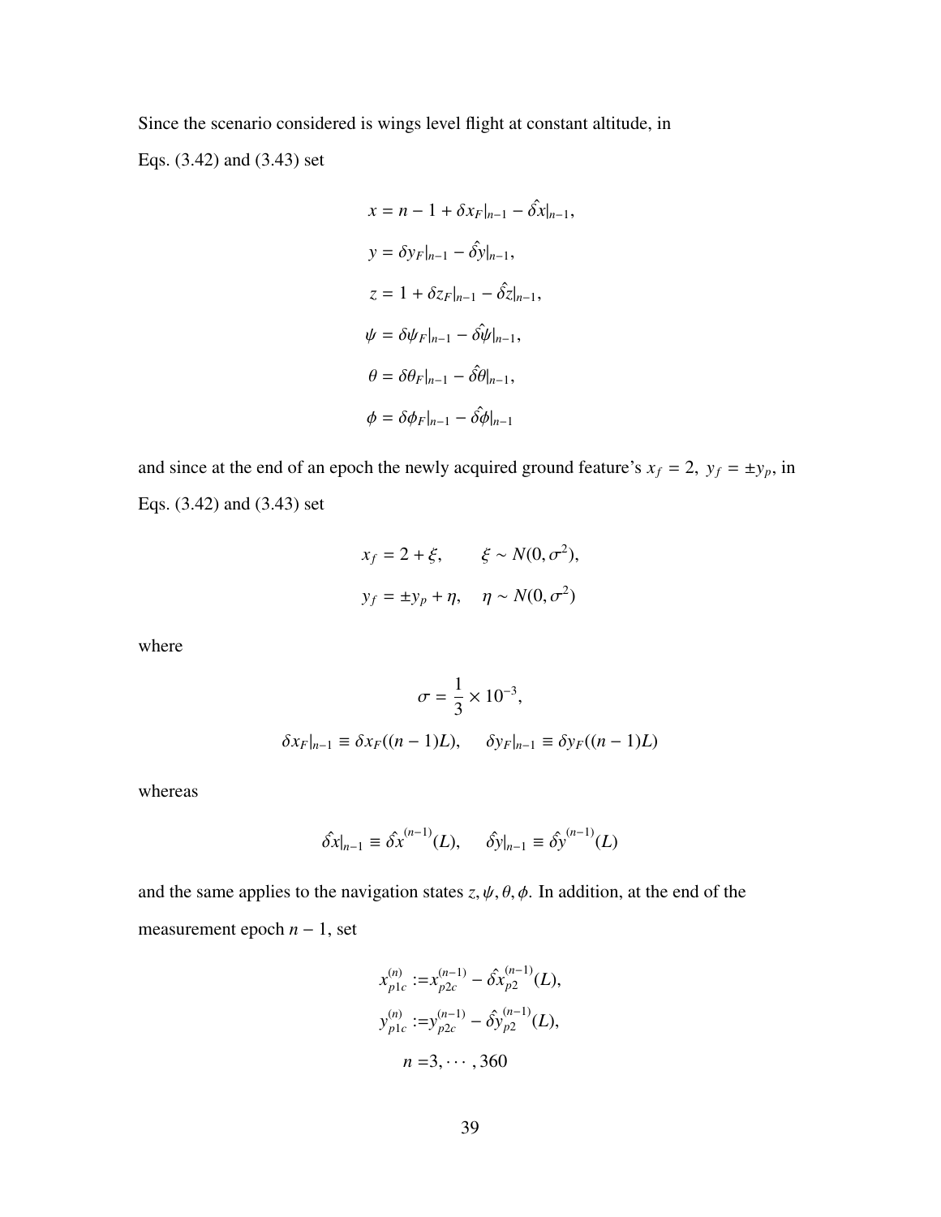Since the scenario considered is wings level flight at constant altitude, in Eqs. (3.42) and (3.43) set

$$
\begin{aligned}
x &= n - 1 + \delta x_F|_{n-1} - \hat{\delta x}|_{n-1}, \\
y &= \delta y_F|_{n-1} - \hat{\delta y}|_{n-1}, \\
z &= 1 + \delta z_F|_{n-1} - \hat{\delta z}|_{n-1}, \\
\psi &= \delta \psi_F|_{n-1} - \hat{\delta \psi}|_{n-1}, \\
\theta &= \delta \theta_F|_{n-1} - \hat{\delta \theta}|_{n-1}, \\
\phi &= \delta \phi_F|_{n-1} - \hat{\delta \phi}|_{n-1}
\end{aligned}
$$

and since at the end of an epoch the newly acquired ground feature's $x_f = 2,\ y_f = \pm y_p$, in Eqs. (3.42) and (3.43) set

$$
\begin{aligned}
x_f &= 2 + \xi, \qquad \xi \sim N(0, \sigma^2), \\
y_f &= \pm y_p + \eta, \quad \eta \sim N(0, \sigma^2)
\end{aligned}
$$

where

$$
\sigma = \frac{1}{3} \times 10^{-3},
$$

$$
\delta x_F|_{n-1} \equiv \delta x_F((n-1)L), \qquad \delta y_F|_{n-1} \equiv \delta y_F((n-1)L)
$$

whereas

$$
\hat{\delta x}|_{n-1} \equiv \hat{\delta x}^{(n-1)}(L), \qquad \hat{\delta y}|_{n-1} \equiv \hat{\delta y}^{(n-1)}(L)
$$

and the same applies to the navigation states $z, \psi, \theta, \phi$. In addition, at the end of the measurement epoch $n-1$, set

$$
\begin{aligned}
x_{p1c}^{(n)} &:= x_{p2c}^{(n-1)} - \hat{\delta x}_{p2}^{(n-1)}(L), \\
y_{p1c}^{(n)} &:= y_{p2c}^{(n-1)} - \hat{\delta y}_{p2}^{(n-1)}(L), \\
n &= 3, \cdots, 360
\end{aligned}
$$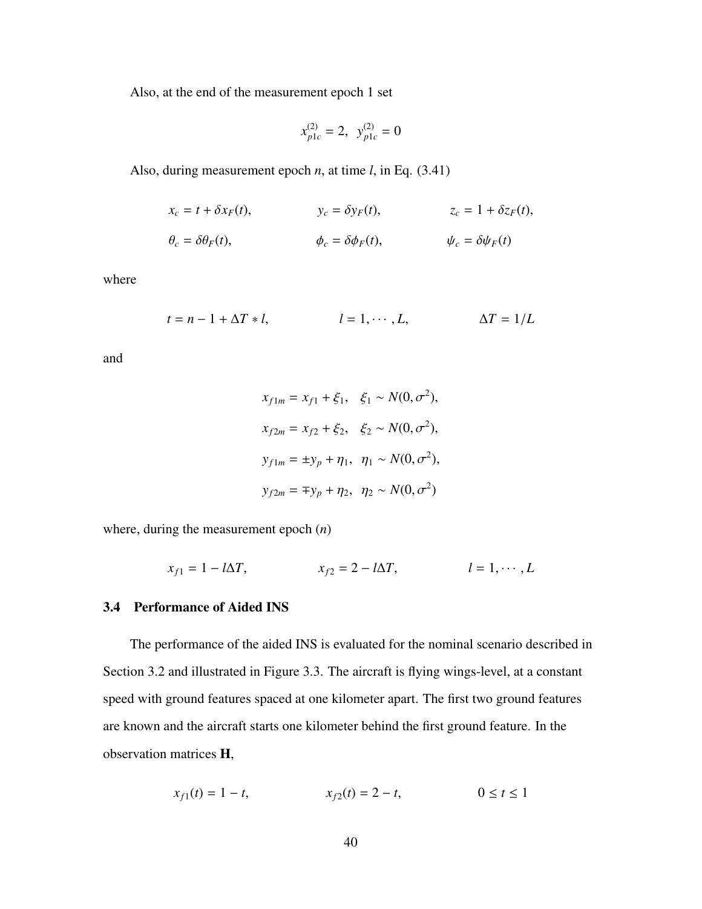Also, at the end of the measurement epoch 1 set

$$x_{p1c}^{(2)} = 2, \;\; y_{p1c}^{(2)} = 0$$

Also, during measurement epoch $n$, at time $l$, in Eq. (3.41)

$$x_c = t + \delta x_F(t), \qquad y_c = \delta y_F(t), \qquad z_c = 1 + \delta z_F(t),$$

$$\theta_c = \delta\theta_F(t), \qquad \phi_c = \delta\phi_F(t), \qquad \psi_c = \delta\psi_F(t)$$

where

$$t = n - 1 + \Delta T * l, \qquad l = 1, \cdots, L, \qquad \Delta T = 1/L$$

and

$$x_{f1m} = x_{f1} + \xi_1, \quad \xi_1 \sim N(0, \sigma^2),$$

$$x_{f2m} = x_{f2} + \xi_2, \quad \xi_2 \sim N(0, \sigma^2),$$

$$y_{f1m} = \pm y_p + \eta_1, \quad \eta_1 \sim N(0, \sigma^2),$$

$$y_{f2m} = \mp y_p + \eta_2, \quad \eta_2 \sim N(0, \sigma^2)$$

where, during the measurement epoch ($n$)

$$x_{f1} = 1 - l\Delta T, \qquad x_{f2} = 2 - l\Delta T, \qquad l = 1, \cdots, L$$

### 3.4 Performance of Aided INS

The performance of the aided INS is evaluated for the nominal scenario described in Section 3.2 and illustrated in Figure 3.3. The aircraft is flying wings-level, at a constant speed with ground features spaced at one kilometer apart. The first two ground features are known and the aircraft starts one kilometer behind the first ground feature. In the observation matrices **H**,

$$x_{f1}(t) = 1 - t, \qquad x_{f2}(t) = 2 - t, \qquad 0 \leq t \leq 1$$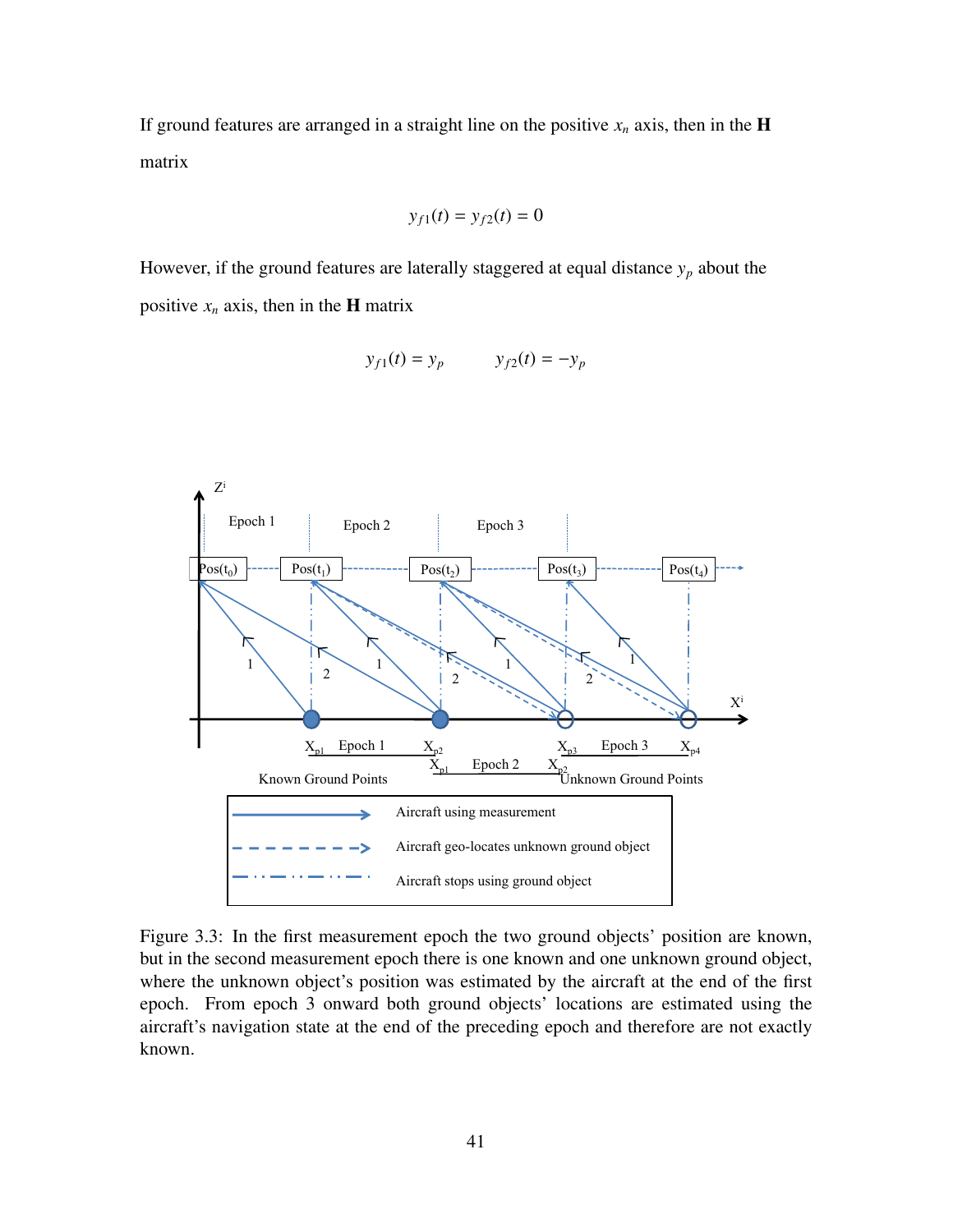If ground features are arranged in a straight line on the positive $x_n$ axis, then in the **H** matrix

$$y_{f1}(t) = y_{f2}(t) = 0$$

However, if the ground features are laterally staggered at equal distance $y_p$ about the positive $x_n$ axis, then in the **H** matrix

$$y_{f1}(t) = y_p \qquad y_{f2}(t) = -y_p$$

Figure 3.3: In the first measurement epoch the two ground objects' position are known, but in the second measurement epoch there is one known and one unknown ground object, where the unknown object's position was estimated by the aircraft at the end of the first epoch. From epoch 3 onward both ground objects' locations are estimated using the aircraft's navigation state at the end of the preceding epoch and therefore are not exactly known.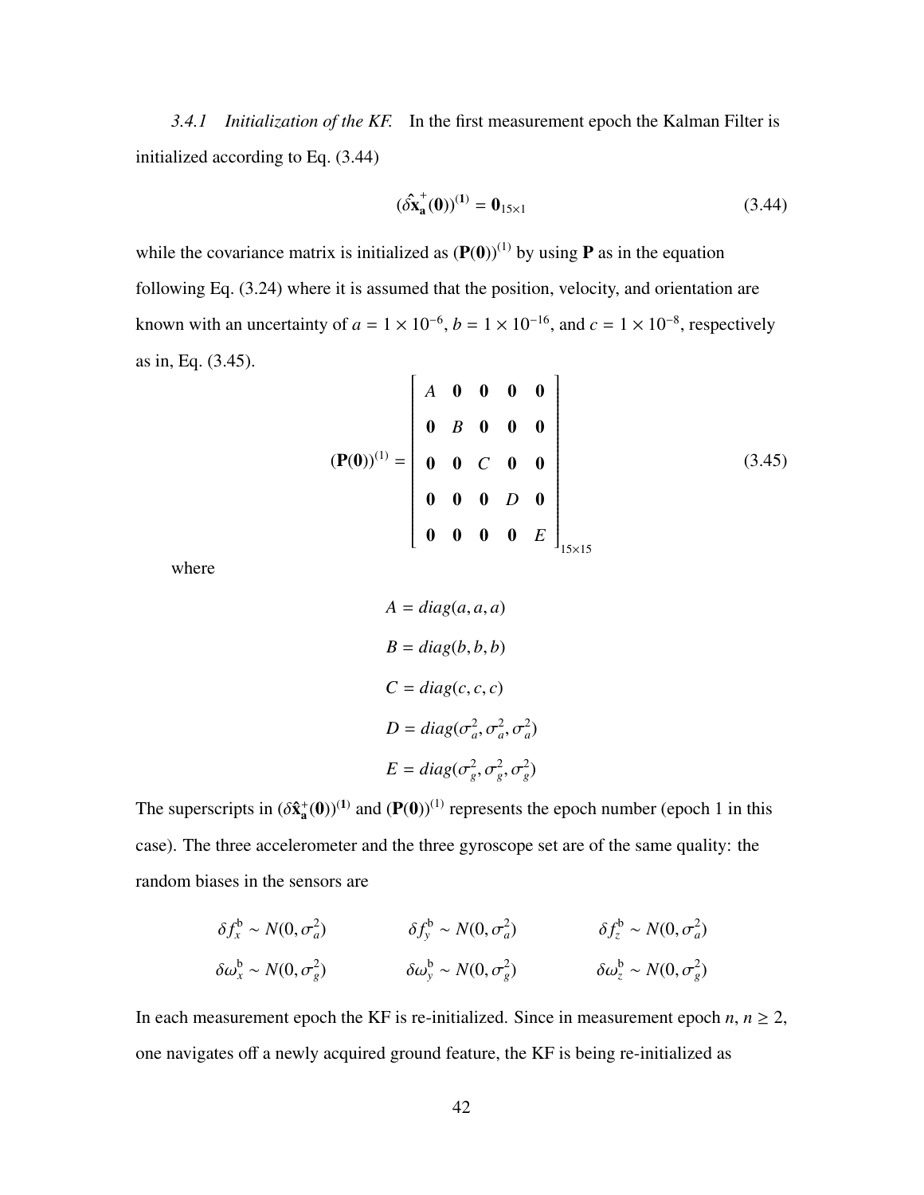*3.4.1 Initialization of the KF.* In the first measurement epoch the Kalman Filter is initialized according to Eq. (3.44)

$$(\delta\hat{\mathbf{x}}_{\mathbf{a}}^{+}(\mathbf{0}))^{(\mathbf{1})} = \mathbf{0}_{15\times 1} \tag{3.44}$$

while the covariance matrix is initialized as $(\mathbf{P}(\mathbf{0}))^{(1)}$ by using $\mathbf{P}$ as in the equation following Eq. (3.24) where it is assumed that the position, velocity, and orientation are known with an uncertainty of $a = 1 \times 10^{-6}$, $b = 1 \times 10^{-16}$, and $c = 1 \times 10^{-8}$, respectively as in, Eq. (3.45).

$$(\mathbf{P}(\mathbf{0}))^{(1)} = \begin{bmatrix} A & \mathbf{0} & \mathbf{0} & \mathbf{0} & \mathbf{0} \\ \mathbf{0} & B & \mathbf{0} & \mathbf{0} & \mathbf{0} \\ \mathbf{0} & \mathbf{0} & C & \mathbf{0} & \mathbf{0} \\ \mathbf{0} & \mathbf{0} & \mathbf{0} & D & \mathbf{0} \\ \mathbf{0} & \mathbf{0} & \mathbf{0} & \mathbf{0} & E \end{bmatrix}_{15\times 15} \tag{3.45}$$

where

$$A = diag(a, a, a)$$

$$B = diag(b, b, b)$$

$$C = diag(c, c, c)$$

$$D = diag(\sigma_a^2, \sigma_a^2, \sigma_a^2)$$

$$E = diag(\sigma_g^2, \sigma_g^2, \sigma_g^2)$$

The superscripts in $(\delta\hat{\mathbf{x}}_{\mathbf{a}}^{+}(\mathbf{0}))^{(\mathbf{1})}$ and $(\mathbf{P}(\mathbf{0}))^{(1)}$ represents the epoch number (epoch 1 in this case). The three accelerometer and the three gyroscope set are of the same quality: the random biases in the sensors are

$$\delta f_x^{\mathrm{b}} \sim N(0, \sigma_a^2) \qquad \delta f_y^{\mathrm{b}} \sim N(0, \sigma_a^2) \qquad \delta f_z^{\mathrm{b}} \sim N(0, \sigma_a^2)$$

$$\delta\omega_x^{\mathrm{b}} \sim N(0, \sigma_g^2) \qquad \delta\omega_y^{\mathrm{b}} \sim N(0, \sigma_g^2) \qquad \delta\omega_z^{\mathrm{b}} \sim N(0, \sigma_g^2)$$

In each measurement epoch the KF is re-initialized. Since in measurement epoch $n$, $n \geq 2$, one navigates off a newly acquired ground feature, the KF is being re-initialized as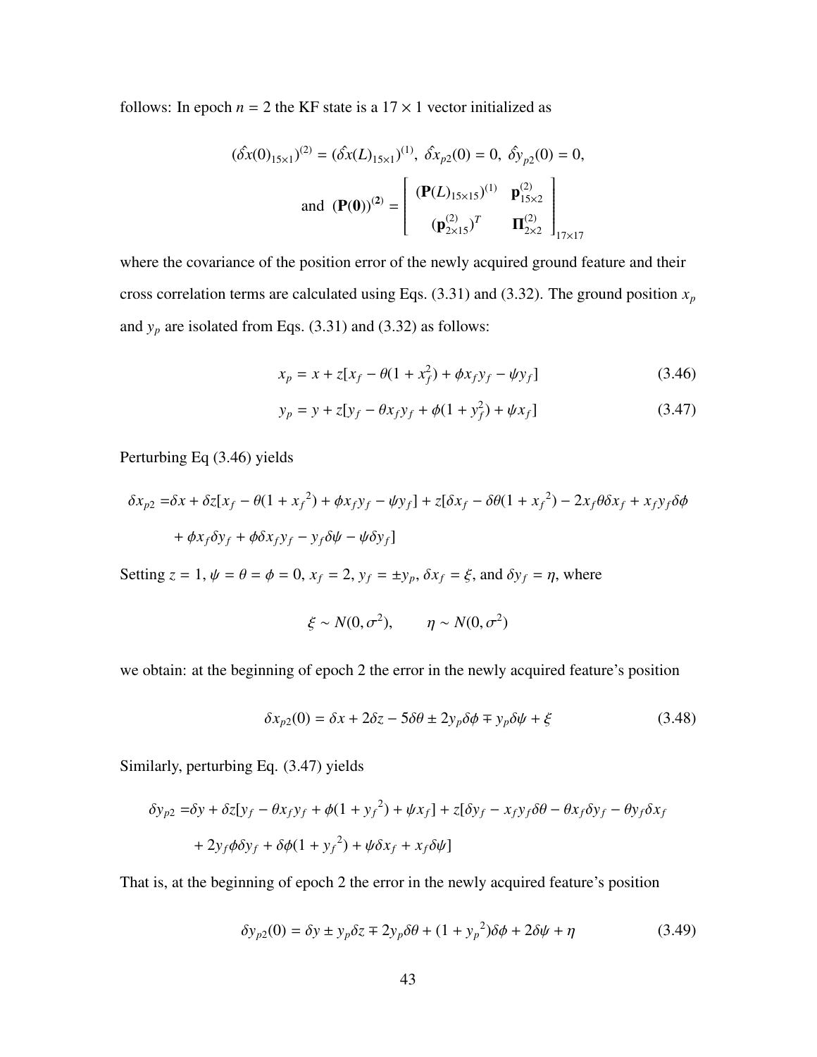follows: In epoch $n = 2$ the KF state is a $17 \times 1$ vector initialized as

$$(\hat{\delta x}(0)_{15\times1})^{(2)} = (\hat{\delta x}(L)_{15\times1})^{(1)},\ \hat{\delta x}_{p2}(0) = 0,\ \hat{\delta y}_{p2}(0) = 0,$$

$$\text{and}\ \ (\mathbf{P(0)})^{(2)} = \begin{bmatrix} (\mathbf{P}(L)_{15\times15})^{(1)} & \mathbf{p}^{(2)}_{15\times2} \\ (\mathbf{p}^{(2)}_{2\times15})^T & \mathbf{\Pi}^{(2)}_{2\times2} \end{bmatrix}_{17\times17}$$

where the covariance of the position error of the newly acquired ground feature and their cross correlation terms are calculated using Eqs. (3.31) and (3.32). The ground position $x_p$ and $y_p$ are isolated from Eqs. (3.31) and (3.32) as follows:

$$x_p = x + z[x_f - \theta(1 + x_f^2) + \phi x_f y_f - \psi y_f] \tag{3.46}$$

$$y_p = y + z[y_f - \theta x_f y_f + \phi(1 + y_f^2) + \psi x_f] \tag{3.47}$$

Perturbing Eq (3.46) yields

$$\begin{aligned}\delta x_{p2} =& \delta x + \delta z[x_f - \theta(1 + {x_f}^2) + \phi x_f y_f - \psi y_f] + z[\delta x_f - \delta\theta(1 + {x_f}^2) - 2x_f\theta\delta x_f + x_f y_f \delta\phi \\ &+ \phi x_f \delta y_f + \phi\delta x_f y_f - y_f\delta\psi - \psi\delta y_f]\end{aligned}$$

Setting $z = 1$, $\psi = \theta = \phi = 0$, $x_f = 2$, $y_f = \pm y_p$, $\delta x_f = \xi$, and $\delta y_f = \eta$, where

$$\xi \sim N(0, \sigma^2), \qquad \eta \sim N(0, \sigma^2)$$

we obtain: at the beginning of epoch 2 the error in the newly acquired feature's position

$$\delta x_{p2}(0) = \delta x + 2\delta z - 5\delta\theta \pm 2y_p\delta\phi \mp y_p\delta\psi + \xi \tag{3.48}$$

Similarly, perturbing Eq. (3.47) yields

$$\begin{aligned}\delta y_{p2} =& \delta y + \delta z[y_f - \theta x_f y_f + \phi(1 + {y_f}^2) + \psi x_f] + z[\delta y_f - x_f y_f \delta\theta - \theta x_f \delta y_f - \theta y_f \delta x_f \\ &+ 2y_f\phi\delta y_f + \delta\phi(1 + {y_f}^2) + \psi\delta x_f + x_f\delta\psi]\end{aligned}$$

That is, at the beginning of epoch 2 the error in the newly acquired feature's position

$$\delta y_{p2}(0) = \delta y \pm y_p\delta z \mp 2y_p\delta\theta + (1 + {y_p}^2)\delta\phi + 2\delta\psi + \eta \tag{3.49}$$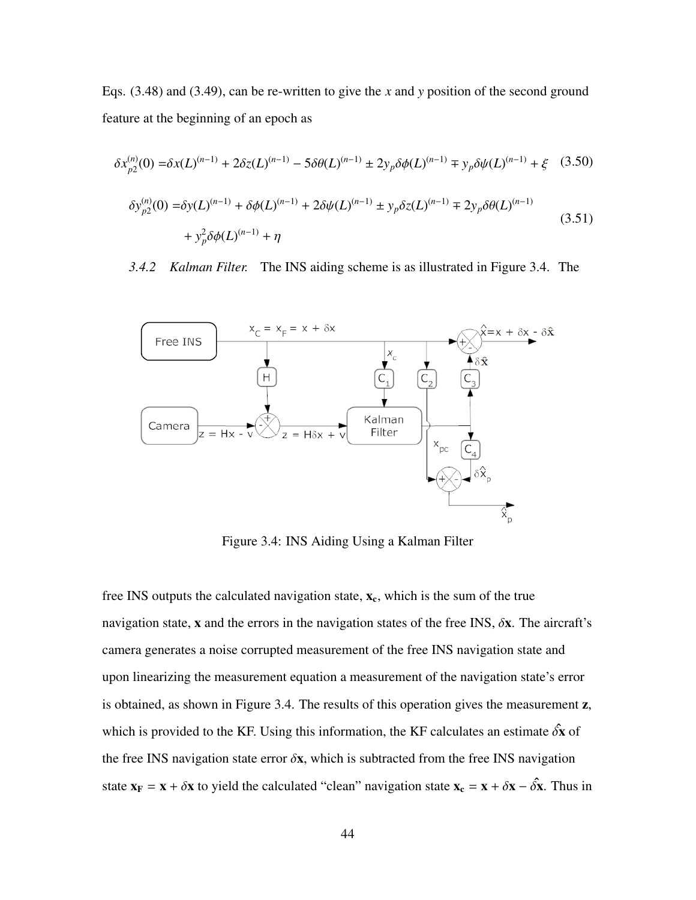Eqs. (3.48) and (3.49), can be re-written to give the $x$ and $y$ position of the second ground feature at the beginning of an epoch as

$$\delta x_{p2}^{(n)}(0) = \delta x(L)^{(n-1)} + 2\delta z(L)^{(n-1)} - 5\delta\theta(L)^{(n-1)} \pm 2y_p\delta\phi(L)^{(n-1)} \mp y_p\delta\psi(L)^{(n-1)} + \xi \tag{3.50}$$

$$\begin{aligned}\delta y_{p2}^{(n)}(0) = &\delta y(L)^{(n-1)} + \delta\phi(L)^{(n-1)} + 2\delta\psi(L)^{(n-1)} \pm y_p\delta z(L)^{(n-1)} \mp 2y_p\delta\theta(L)^{(n-1)} \\ &+ y_p^2\delta\phi(L)^{(n-1)} + \eta\end{aligned} \tag{3.51}$$

*3.4.2 Kalman Filter.* The INS aiding scheme is as illustrated in Figure 3.4. The

Figure 3.4: INS Aiding Using a Kalman Filter

free INS outputs the calculated navigation state, $\mathbf{x_c}$, which is the sum of the true navigation state, $\mathbf{x}$ and the errors in the navigation states of the free INS, $\delta\mathbf{x}$. The aircraft's camera generates a noise corrupted measurement of the free INS navigation state and upon linearizing the measurement equation a measurement of the navigation state's error is obtained, as shown in Figure 3.4. The results of this operation gives the measurement $\mathbf{z}$, which is provided to the KF. Using this information, the KF calculates an estimate $\hat{\delta\mathbf{x}}$ of the free INS navigation state error $\delta\mathbf{x}$, which is subtracted from the free INS navigation state $\mathbf{x_F} = \mathbf{x} + \delta\mathbf{x}$ to yield the calculated "clean" navigation state $\mathbf{x_c} = \mathbf{x} + \delta\mathbf{x} - \hat{\delta\mathbf{x}}$. Thus in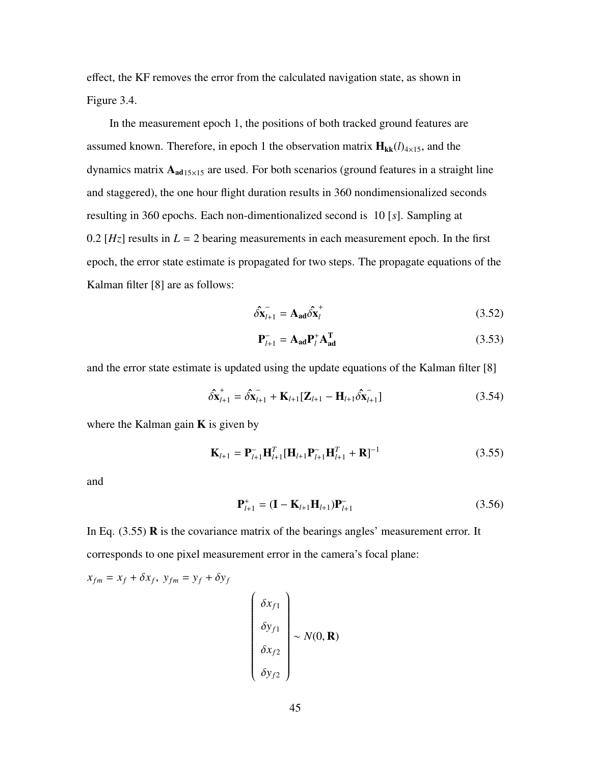effect, the KF removes the error from the calculated navigation state, as shown in Figure 3.4.

In the measurement epoch 1, the positions of both tracked ground features are assumed known. Therefore, in epoch 1 the observation matrix $\mathbf{H_{kk}}(l)_{4\times15}$, and the dynamics matrix $\mathbf{A_{ad}}_{15\times15}$ are used. For both scenarios (ground features in a straight line and staggered), the one hour flight duration results in 360 nondimensionalized seconds resulting in 360 epochs. Each non-dimentionalized second is 10 $[s]$. Sampling at 0.2 $[Hz]$ results in $L = 2$ bearing measurements in each measurement epoch. In the first epoch, the error state estimate is propagated for two steps. The propagate equations of the Kalman filter [8] are as follows:

$$\hat{\delta\mathbf{x}}_{l+1}^{-} = \mathbf{A_{ad}}\hat{\delta\mathbf{x}}_{l}^{+} \tag{3.52}$$

$$\mathbf{P}_{l+1}^{-} = \mathbf{A_{ad}}\mathbf{P}_{l}^{+}\mathbf{A_{ad}^{T}} \tag{3.53}$$

and the error state estimate is updated using the update equations of the Kalman filter [8]

$$\hat{\delta\mathbf{x}}_{l+1}^{+} = \hat{\delta\mathbf{x}}_{l+1}^{-} + \mathbf{K}_{l+1}[\mathbf{Z}_{l+1} - \mathbf{H}_{l+1}\hat{\delta\mathbf{x}}_{l+1}^{-}] \tag{3.54}$$

where the Kalman gain $\mathbf{K}$ is given by

$$\mathbf{K}_{l+1} = \mathbf{P}_{l+1}^{-}\mathbf{H}_{l+1}^{T}[\mathbf{H}_{l+1}\mathbf{P}_{l+1}^{-}\mathbf{H}_{l+1}^{T} + \mathbf{R}]^{-1} \tag{3.55}$$

and

$$\mathbf{P}_{l+1}^{+} = (\mathbf{I} - \mathbf{K}_{l+1}\mathbf{H}_{l+1})\mathbf{P}_{l+1}^{-} \tag{3.56}$$

In Eq. (3.55) $\mathbf{R}$ is the covariance matrix of the bearings angles' measurement error. It corresponds to one pixel measurement error in the camera's focal plane:

$x_{fm} = x_f + \delta x_f,\ y_{fm} = y_f + \delta y_f$

$$\begin{pmatrix} \delta x_{f1} \\ \delta y_{f1} \\ \delta x_{f2} \\ \delta y_{f2} \end{pmatrix} \sim N(0, \mathbf{R})$$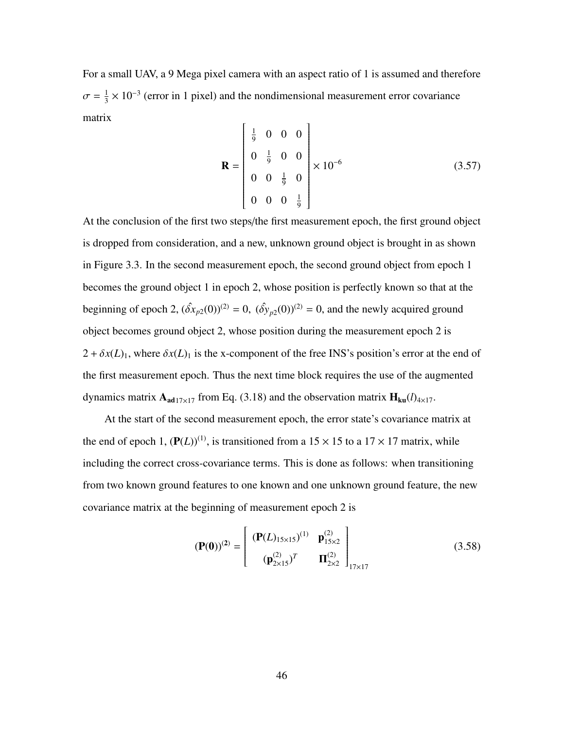For a small UAV, a 9 Mega pixel camera with an aspect ratio of 1 is assumed and therefore $\sigma = \frac{1}{3} \times 10^{-3}$ (error in 1 pixel) and the nondimensional measurement error covariance matrix

$$
\mathbf{R} = \begin{bmatrix} \frac{1}{9} & 0 & 0 & 0 \\ 0 & \frac{1}{9} & 0 & 0 \\ 0 & 0 & \frac{1}{9} & 0 \\ 0 & 0 & 0 & \frac{1}{9} \end{bmatrix} \times 10^{-6} \tag{3.57}
$$

At the conclusion of the first two steps/the first measurement epoch, the first ground object is dropped from consideration, and a new, unknown ground object is brought in as shown in Figure 3.3. In the second measurement epoch, the second ground object from epoch 1 becomes the ground object 1 in epoch 2, whose position is perfectly known so that at the beginning of epoch 2, $(\hat{\delta x}_{p2}(0))^{(2)} = 0$, $(\hat{\delta y}_{p2}(0))^{(2)} = 0$, and the newly acquired ground object becomes ground object 2, whose position during the measurement epoch 2 is $2 + \delta x(L)_1$, where $\delta x(L)_1$ is the x-component of the free INS's position's error at the end of the first measurement epoch. Thus the next time block requires the use of the augmented dynamics matrix $\mathbf{A_{ad}}_{17\times17}$ from Eq. (3.18) and the observation matrix $\mathbf{H_{ku}}(l)_{4\times17}$.

At the start of the second measurement epoch, the error state's covariance matrix at the end of epoch 1, $(\mathbf{P}(L))^{(1)}$, is transitioned from a $15 \times 15$ to a $17 \times 17$ matrix, while including the correct cross-covariance terms. This is done as follows: when transitioning from two known ground features to one known and one unknown ground feature, the new covariance matrix at the beginning of measurement epoch 2 is

$$
(\mathbf{P}(\mathbf{0}))^{(\mathbf{2})} = \begin{bmatrix} (\mathbf{P}(L)_{15\times15})^{(1)} & \mathbf{p}^{(2)}_{15\times2} \\ (\mathbf{p}^{(2)}_{2\times15})^T & \mathbf{\Pi}^{(2)}_{2\times2} \end{bmatrix}_{17\times17} \tag{3.58}
$$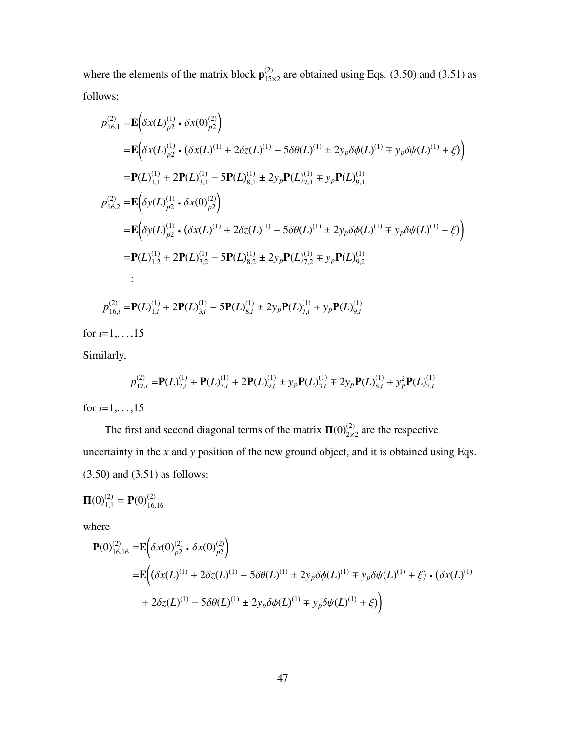where the elements of the matrix block $\mathbf{p}^{(2)}_{15\times 2}$ are obtained using Eqs. (3.50) and (3.51) as follows:

$$
\begin{aligned}
p^{(2)}_{16,1} =& \mathbf{E}\Big(\delta x(L)^{(1)}_{p2} \bullet \delta x(0)^{(2)}_{p2}\Big) \\
=& \mathbf{E}\Big(\delta x(L)^{(1)}_{p2} \bullet \big(\delta x(L)^{(1)} + 2\delta z(L)^{(1)} - 5\delta\theta(L)^{(1)} \pm 2y_p\delta\phi(L)^{(1)} \mp y_p\delta\psi(L)^{(1)} + \xi\big)\Big) \\
=& \mathbf{P}(L)^{(1)}_{1,1} + 2\mathbf{P}(L)^{(1)}_{3,1} - 5\mathbf{P}(L)^{(1)}_{8,1} \pm 2y_p\mathbf{P}(L)^{(1)}_{7,1} \mp y_p\mathbf{P}(L)^{(1)}_{9,1} \\
p^{(2)}_{16,2} =& \mathbf{E}\Big(\delta y(L)^{(1)}_{p2} \bullet \delta x(0)^{(2)}_{p2}\Big) \\
=& \mathbf{E}\Big(\delta y(L)^{(1)}_{p2} \bullet \big(\delta x(L)^{(1)} + 2\delta z(L)^{(1)} - 5\delta\theta(L)^{(1)} \pm 2y_p\delta\phi(L)^{(1)} \mp y_p\delta\psi(L)^{(1)} + \xi\big)\Big) \\
=& \mathbf{P}(L)^{(1)}_{1,2} + 2\mathbf{P}(L)^{(1)}_{3,2} - 5\mathbf{P}(L)^{(1)}_{8,2} \pm 2y_p\mathbf{P}(L)^{(1)}_{7,2} \mp y_p\mathbf{P}(L)^{(1)}_{9,2} \\
&\vdots \\
p^{(2)}_{16,i} =& \mathbf{P}(L)^{(1)}_{1,i} + 2\mathbf{P}(L)^{(1)}_{3,i} - 5\mathbf{P}(L)^{(1)}_{8,i} \pm 2y_p\mathbf{P}(L)^{(1)}_{7,i} \mp y_p\mathbf{P}(L)^{(1)}_{9,i}
\end{aligned}
$$

for $i$=1,. . . ,15

Similarly,

$$
p^{(2)}_{17,i} = \mathbf{P}(L)^{(1)}_{2,i} + \mathbf{P}(L)^{(1)}_{7,i} + 2\mathbf{P}(L)^{(1)}_{9,i} \pm y_p\mathbf{P}(L)^{(1)}_{3,i} \mp 2y_p\mathbf{P}(L)^{(1)}_{8,i} + y_p^2\mathbf{P}(L)^{(1)}_{7,i}
$$

for $i$=1,. . . ,15

The first and second diagonal terms of the matrix $\mathbf{\Pi}(0)^{(2)}_{2\times 2}$ are the respective uncertainty in the $x$ and $y$ position of the new ground object, and it is obtained using Eqs. (3.50) and (3.51) as follows:

$$
\mathbf{\Pi}(0)^{(2)}_{1,1} = \mathbf{P}(0)^{(2)}_{16,16}
$$

where

$$
\begin{aligned}
\mathbf{P}(0)^{(2)}_{16,16} =& \mathbf{E}\Big(\delta x(0)^{(2)}_{p2} \bullet \delta x(0)^{(2)}_{p2}\Big) \\
=& \mathbf{E}\Big(\big(\delta x(L)^{(1)} + 2\delta z(L)^{(1)} - 5\delta\theta(L)^{(1)} \pm 2y_p\delta\phi(L)^{(1)} \mp y_p\delta\psi(L)^{(1)} + \xi\big) \bullet \big(\delta x(L)^{(1)} \\
&+ 2\delta z(L)^{(1)} - 5\delta\theta(L)^{(1)} \pm 2y_p\delta\phi(L)^{(1)} \mp y_p\delta\psi(L)^{(1)} + \xi\big)\Big)
\end{aligned}
$$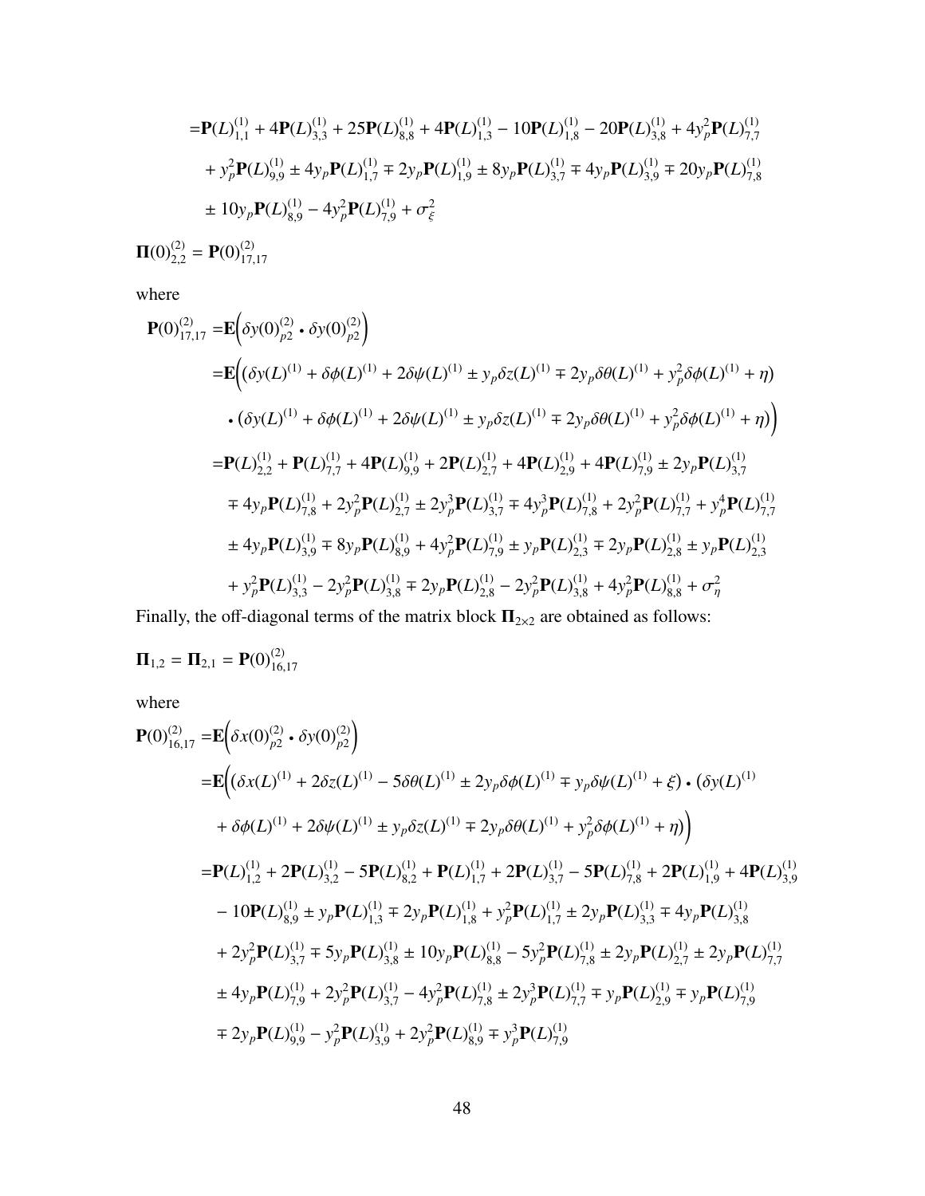$$
\begin{aligned}
=&\mathbf{P}(L)^{(1)}_{1,1} + 4\mathbf{P}(L)^{(1)}_{3,3} + 25\mathbf{P}(L)^{(1)}_{8,8} + 4\mathbf{P}(L)^{(1)}_{1,3} - 10\mathbf{P}(L)^{(1)}_{1,8} - 20\mathbf{P}(L)^{(1)}_{3,8} + 4y_p^2\mathbf{P}(L)^{(1)}_{7,7} \\
&+ y_p^2\mathbf{P}(L)^{(1)}_{9,9} \pm 4y_p\mathbf{P}(L)^{(1)}_{1,7} \mp 2y_p\mathbf{P}(L)^{(1)}_{1,9} \pm 8y_p\mathbf{P}(L)^{(1)}_{3,7} \mp 4y_p\mathbf{P}(L)^{(1)}_{3,9} \mp 20y_p\mathbf{P}(L)^{(1)}_{7,8} \\
&\pm 10y_p\mathbf{P}(L)^{(1)}_{8,9} - 4y_p^2\mathbf{P}(L)^{(1)}_{7,9} + \sigma_\xi^2
\end{aligned}
$$

$$
\mathbf{\Pi}(0)^{(2)}_{2,2} = \mathbf{P}(0)^{(2)}_{17,17}
$$

where

$$
\begin{aligned}
\mathbf{P}(0)^{(2)}_{17,17} =&\mathbf{E}\Big(\delta y(0)^{(2)}_{p2} \bullet \delta y(0)^{(2)}_{p2}\Big) \\
=&\mathbf{E}\Big(\big(\delta y(L)^{(1)} + \delta\phi(L)^{(1)} + 2\delta\psi(L)^{(1)} \pm y_p\delta z(L)^{(1)} \mp 2y_p\delta\theta(L)^{(1)} + y_p^2\delta\phi(L)^{(1)} + \eta\big) \\
&\bullet \big(\delta y(L)^{(1)} + \delta\phi(L)^{(1)} + 2\delta\psi(L)^{(1)} \pm y_p\delta z(L)^{(1)} \mp 2y_p\delta\theta(L)^{(1)} + y_p^2\delta\phi(L)^{(1)} + \eta\big)\Big) \\
=&\mathbf{P}(L)^{(1)}_{2,2} + \mathbf{P}(L)^{(1)}_{7,7} + 4\mathbf{P}(L)^{(1)}_{9,9} + 2\mathbf{P}(L)^{(1)}_{2,7} + 4\mathbf{P}(L)^{(1)}_{2,9} + 4\mathbf{P}(L)^{(1)}_{7,9} \pm 2y_p\mathbf{P}(L)^{(1)}_{3,7} \\
&\mp 4y_p\mathbf{P}(L)^{(1)}_{7,8} + 2y_p^2\mathbf{P}(L)^{(1)}_{2,7} \pm 2y_p^3\mathbf{P}(L)^{(1)}_{3,7} \mp 4y_p^3\mathbf{P}(L)^{(1)}_{7,8} + 2y_p^2\mathbf{P}(L)^{(1)}_{7,7} + y_p^4\mathbf{P}(L)^{(1)}_{7,7} \\
&\pm 4y_p\mathbf{P}(L)^{(1)}_{3,9} \mp 8y_p\mathbf{P}(L)^{(1)}_{8,9} + 4y_p^2\mathbf{P}(L)^{(1)}_{7,9} \pm y_p\mathbf{P}(L)^{(1)}_{2,3} \mp 2y_p\mathbf{P}(L)^{(1)}_{2,8} \pm y_p\mathbf{P}(L)^{(1)}_{2,3} \\
&+ y_p^2\mathbf{P}(L)^{(1)}_{3,3} - 2y_p^2\mathbf{P}(L)^{(1)}_{3,8} \mp 2y_p\mathbf{P}(L)^{(1)}_{2,8} - 2y_p^2\mathbf{P}(L)^{(1)}_{3,8} + 4y_p^2\mathbf{P}(L)^{(1)}_{8,8} + \sigma_\eta^2
\end{aligned}
$$

Finally, the off-diagonal terms of the matrix block $\mathbf{\Pi}_{2\times 2}$ are obtained as follows:

$$
\mathbf{\Pi}_{1,2} = \mathbf{\Pi}_{2,1} = \mathbf{P}(0)^{(2)}_{16,17}
$$

where

$$
\begin{aligned}
\mathbf{P}(0)^{(2)}_{16,17} =&\mathbf{E}\Big(\delta x(0)^{(2)}_{p2} \bullet \delta y(0)^{(2)}_{p2}\Big) \\
=&\mathbf{E}\Big(\big(\delta x(L)^{(1)} + 2\delta z(L)^{(1)} - 5\delta\theta(L)^{(1)} \pm 2y_p\delta\phi(L)^{(1)} \mp y_p\delta\psi(L)^{(1)} + \xi\big) \bullet \big(\delta y(L)^{(1)} \\
&+ \delta\phi(L)^{(1)} + 2\delta\psi(L)^{(1)} \pm y_p\delta z(L)^{(1)} \mp 2y_p\delta\theta(L)^{(1)} + y_p^2\delta\phi(L)^{(1)} + \eta\big)\Big) \\
=&\mathbf{P}(L)^{(1)}_{1,2} + 2\mathbf{P}(L)^{(1)}_{3,2} - 5\mathbf{P}(L)^{(1)}_{8,2} + \mathbf{P}(L)^{(1)}_{1,7} + 2\mathbf{P}(L)^{(1)}_{3,7} - 5\mathbf{P}(L)^{(1)}_{7,8} + 2\mathbf{P}(L)^{(1)}_{1,9} + 4\mathbf{P}(L)^{(1)}_{3,9} \\
&- 10\mathbf{P}(L)^{(1)}_{8,9} \pm y_p\mathbf{P}(L)^{(1)}_{1,3} \mp 2y_p\mathbf{P}(L)^{(1)}_{1,8} + y_p^2\mathbf{P}(L)^{(1)}_{1,7} \pm 2y_p\mathbf{P}(L)^{(1)}_{3,3} \mp 4y_p\mathbf{P}(L)^{(1)}_{3,8} \\
&+ 2y_p^2\mathbf{P}(L)^{(1)}_{3,7} \mp 5y_p\mathbf{P}(L)^{(1)}_{3,8} \pm 10y_p\mathbf{P}(L)^{(1)}_{8,8} - 5y_p^2\mathbf{P}(L)^{(1)}_{7,8} \pm 2y_p\mathbf{P}(L)^{(1)}_{2,7} \pm 2y_p\mathbf{P}(L)^{(1)}_{7,7} \\
&\pm 4y_p\mathbf{P}(L)^{(1)}_{7,9} + 2y_p^2\mathbf{P}(L)^{(1)}_{3,7} - 4y_p^2\mathbf{P}(L)^{(1)}_{7,8} \pm 2y_p^3\mathbf{P}(L)^{(1)}_{7,7} \mp y_p\mathbf{P}(L)^{(1)}_{2,9} \mp y_p\mathbf{P}(L)^{(1)}_{7,9} \\
&\mp 2y_p\mathbf{P}(L)^{(1)}_{9,9} - y_p^2\mathbf{P}(L)^{(1)}_{3,9} + 2y_p^2\mathbf{P}(L)^{(1)}_{8,9} \mp y_p^3\mathbf{P}(L)^{(1)}_{7,9}
\end{aligned}
$$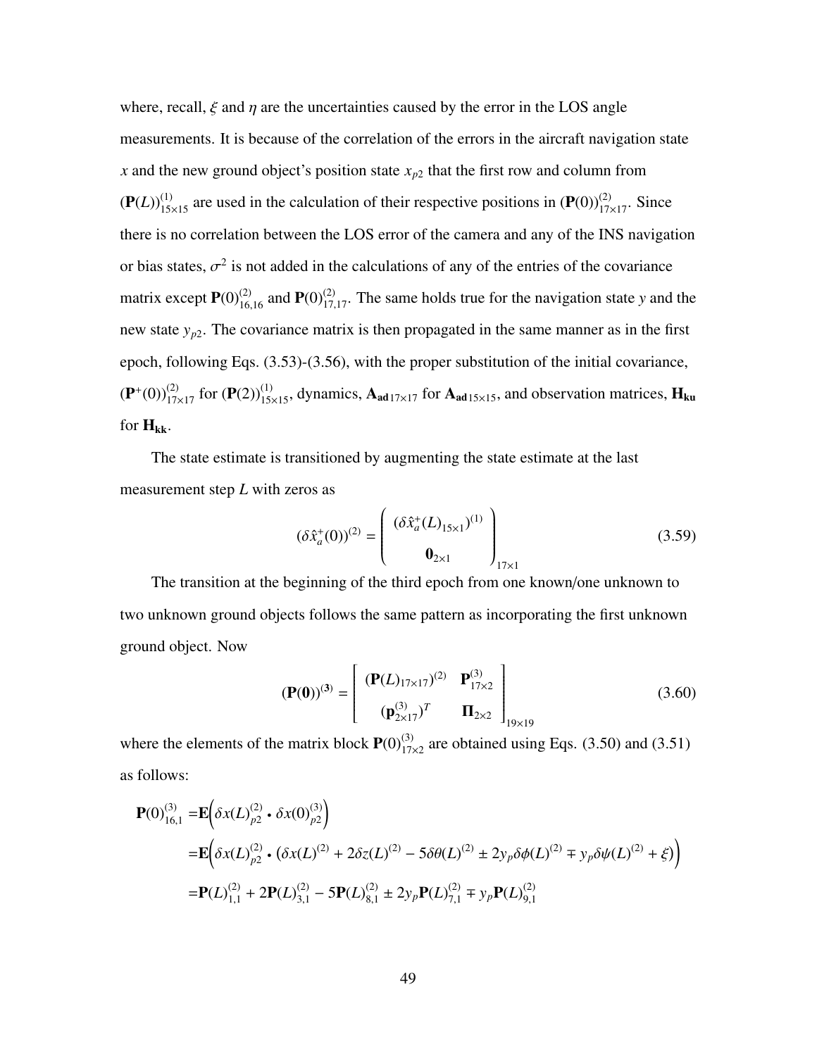where, recall, $\xi$ and $\eta$ are the uncertainties caused by the error in the LOS angle measurements. It is because of the correlation of the errors in the aircraft navigation state $x$ and the new ground object's position state $x_{p2}$ that the first row and column from $(\mathbf{P}(L))^{(1)}_{15\times15}$ are used in the calculation of their respective positions in $(\mathbf{P}(0))^{(2)}_{17\times17}$. Since there is no correlation between the LOS error of the camera and any of the INS navigation or bias states, $\sigma^2$ is not added in the calculations of any of the entries of the covariance matrix except $\mathbf{P}(0)^{(2)}_{16,16}$ and $\mathbf{P}(0)^{(2)}_{17,17}$. The same holds true for the navigation state $y$ and the new state $y_{p2}$. The covariance matrix is then propagated in the same manner as in the first epoch, following Eqs. (3.53)-(3.56), with the proper substitution of the initial covariance, $(\mathbf{P}^{+}(0))^{(2)}_{17\times17}$ for $(\mathbf{P}(2))^{(1)}_{15\times15}$, dynamics, $\mathbf{A_{ad}}_{17\times17}$ for $\mathbf{A_{ad}}_{15\times15}$, and observation matrices, $\mathbf{H_{ku}}$ for $\mathbf{H_{kk}}$.

The state estimate is transitioned by augmenting the state estimate at the last measurement step $L$ with zeros as

$$
(\delta\hat{x}^{+}_{a}(0))^{(2)} = \begin{pmatrix} (\delta\hat{x}^{+}_{a}(L)_{15\times1})^{(1)} \\ \mathbf{0}_{2\times1} \end{pmatrix}_{17\times1} \tag{3.59}
$$

The transition at the beginning of the third epoch from one known/one unknown to two unknown ground objects follows the same pattern as incorporating the first unknown ground object. Now

$$
(\mathbf{P}(\mathbf{0}))^{(\mathbf{3})} = \begin{bmatrix} (\mathbf{P}(L)_{17\times17})^{(2)} & \mathbf{P}^{(3)}_{17\times2} \\ (\mathbf{p}^{(3)}_{2\times17})^{T} & \mathbf{\Pi}_{2\times2} \end{bmatrix}_{19\times19} \tag{3.60}
$$

where the elements of the matrix block $\mathbf{P}(0)^{(3)}_{17\times2}$ are obtained using Eqs. (3.50) and (3.51) as follows:

$$
\begin{aligned}
\mathbf{P}(0)^{(3)}_{16,1} =& \mathbf{E}\Big(\delta x(L)^{(2)}_{p2} \bullet \delta x(0)^{(3)}_{p2}\Big) \\
=& \mathbf{E}\Big(\delta x(L)^{(2)}_{p2} \bullet (\delta x(L)^{(2)} + 2\delta z(L)^{(2)} - 5\delta\theta(L)^{(2)} \pm 2y_p\delta\phi(L)^{(2)} \mp y_p\delta\psi(L)^{(2)} + \xi)\Big) \\
=& \mathbf{P}(L)^{(2)}_{1,1} + 2\mathbf{P}(L)^{(2)}_{3,1} - 5\mathbf{P}(L)^{(2)}_{8,1} \pm 2y_p\mathbf{P}(L)^{(2)}_{7,1} \mp y_p\mathbf{P}(L)^{(2)}_{9,1}
\end{aligned}
$$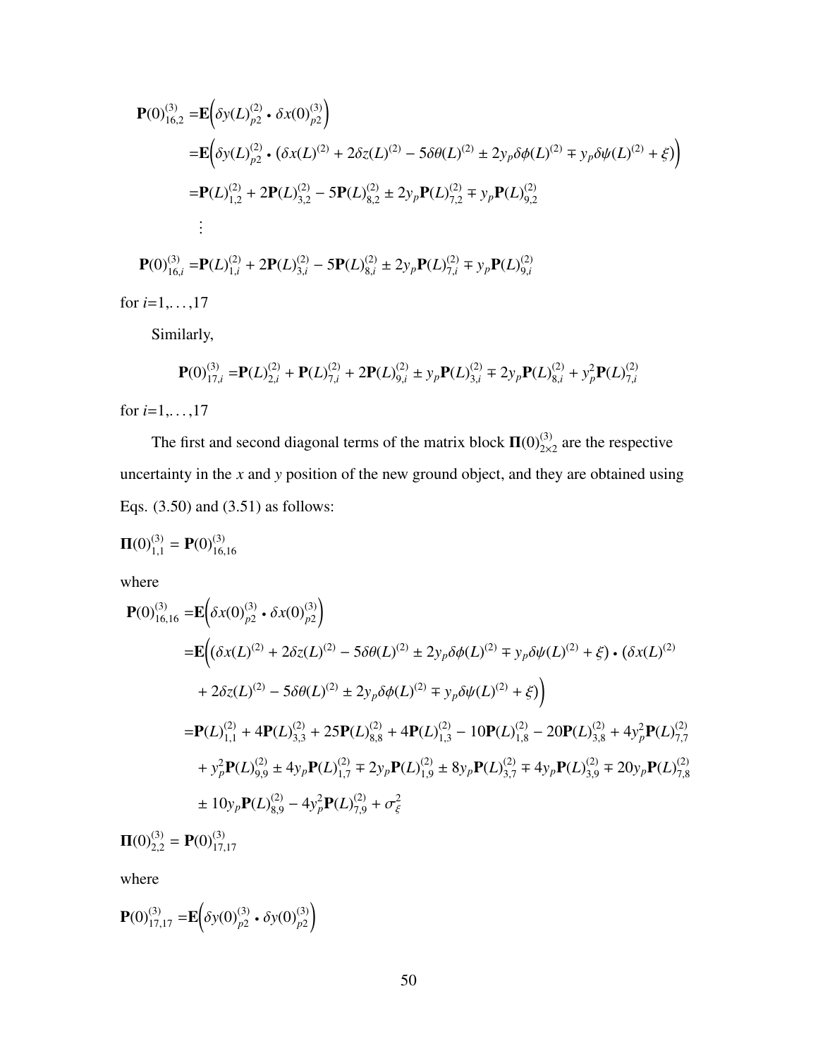$$
\begin{aligned}
\mathbf{P}(0)^{(3)}_{16,2} =& \mathbf{E}\Big(\delta y(L)^{(2)}_{p2} \bullet \delta x(0)^{(3)}_{p2}\Big) \\
=& \mathbf{E}\Big(\delta y(L)^{(2)}_{p2} \bullet \big(\delta x(L)^{(2)} + 2\delta z(L)^{(2)} - 5\delta\theta(L)^{(2)} \pm 2y_p\delta\phi(L)^{(2)} \mp y_p\delta\psi(L)^{(2)} + \xi\big)\Big) \\
=& \mathbf{P}(L)^{(2)}_{1,2} + 2\mathbf{P}(L)^{(2)}_{3,2} - 5\mathbf{P}(L)^{(2)}_{8,2} \pm 2y_p\mathbf{P}(L)^{(2)}_{7,2} \mp y_p\mathbf{P}(L)^{(2)}_{9,2} \\
& \vdots \\
\mathbf{P}(0)^{(3)}_{16,i} =& \mathbf{P}(L)^{(2)}_{1,i} + 2\mathbf{P}(L)^{(2)}_{3,i} - 5\mathbf{P}(L)^{(2)}_{8,i} \pm 2y_p\mathbf{P}(L)^{(2)}_{7,i} \mp y_p\mathbf{P}(L)^{(2)}_{9,i}
\end{aligned}
$$

for $i$=1,. . . ,17

Similarly,

$$
\mathbf{P}(0)^{(3)}_{17,i} = \mathbf{P}(L)^{(2)}_{2,i} + \mathbf{P}(L)^{(2)}_{7,i} + 2\mathbf{P}(L)^{(2)}_{9,i} \pm y_p\mathbf{P}(L)^{(2)}_{3,i} \mp 2y_p\mathbf{P}(L)^{(2)}_{8,i} + y_p^2\mathbf{P}(L)^{(2)}_{7,i}
$$

for $i$=1,. . . ,17

The first and second diagonal terms of the matrix block $\mathbf{\Pi}(0)^{(3)}_{2\times 2}$ are the respective uncertainty in the $x$ and $y$ position of the new ground object, and they are obtained using Eqs. (3.50) and (3.51) as follows:

$$
\mathbf{\Pi}(0)^{(3)}_{1,1} = \mathbf{P}(0)^{(3)}_{16,16}
$$

where

$$
\begin{aligned}
\mathbf{P}(0)^{(3)}_{16,16} =& \mathbf{E}\Big(\delta x(0)^{(3)}_{p2} \bullet \delta x(0)^{(3)}_{p2}\Big) \\
=& \mathbf{E}\Big(\big(\delta x(L)^{(2)} + 2\delta z(L)^{(2)} - 5\delta\theta(L)^{(2)} \pm 2y_p\delta\phi(L)^{(2)} \mp y_p\delta\psi(L)^{(2)} + \xi\big) \bullet \big(\delta x(L)^{(2)} \\
& + 2\delta z(L)^{(2)} - 5\delta\theta(L)^{(2)} \pm 2y_p\delta\phi(L)^{(2)} \mp y_p\delta\psi(L)^{(2)} + \xi\big)\Big) \\
=& \mathbf{P}(L)^{(2)}_{1,1} + 4\mathbf{P}(L)^{(2)}_{3,3} + 25\mathbf{P}(L)^{(2)}_{8,8} + 4\mathbf{P}(L)^{(2)}_{1,3} - 10\mathbf{P}(L)^{(2)}_{1,8} - 20\mathbf{P}(L)^{(2)}_{3,8} + 4y_p^2\mathbf{P}(L)^{(2)}_{7,7} \\
& + y_p^2\mathbf{P}(L)^{(2)}_{9,9} \pm 4y_p\mathbf{P}(L)^{(2)}_{1,7} \mp 2y_p\mathbf{P}(L)^{(2)}_{1,9} \pm 8y_p\mathbf{P}(L)^{(2)}_{3,7} \mp 4y_p\mathbf{P}(L)^{(2)}_{3,9} \mp 20y_p\mathbf{P}(L)^{(2)}_{7,8} \\
& \pm 10y_p\mathbf{P}(L)^{(2)}_{8,9} - 4y_p^2\mathbf{P}(L)^{(2)}_{7,9} + \sigma_\xi^2
\end{aligned}
$$

$$
\mathbf{\Pi}(0)^{(3)}_{2,2} = \mathbf{P}(0)^{(3)}_{17,17}
$$

where

$$
\mathbf{P}(0)^{(3)}_{17,17} = \mathbf{E}\Big(\delta y(0)^{(3)}_{p2} \bullet \delta y(0)^{(3)}_{p2}\Big)
$$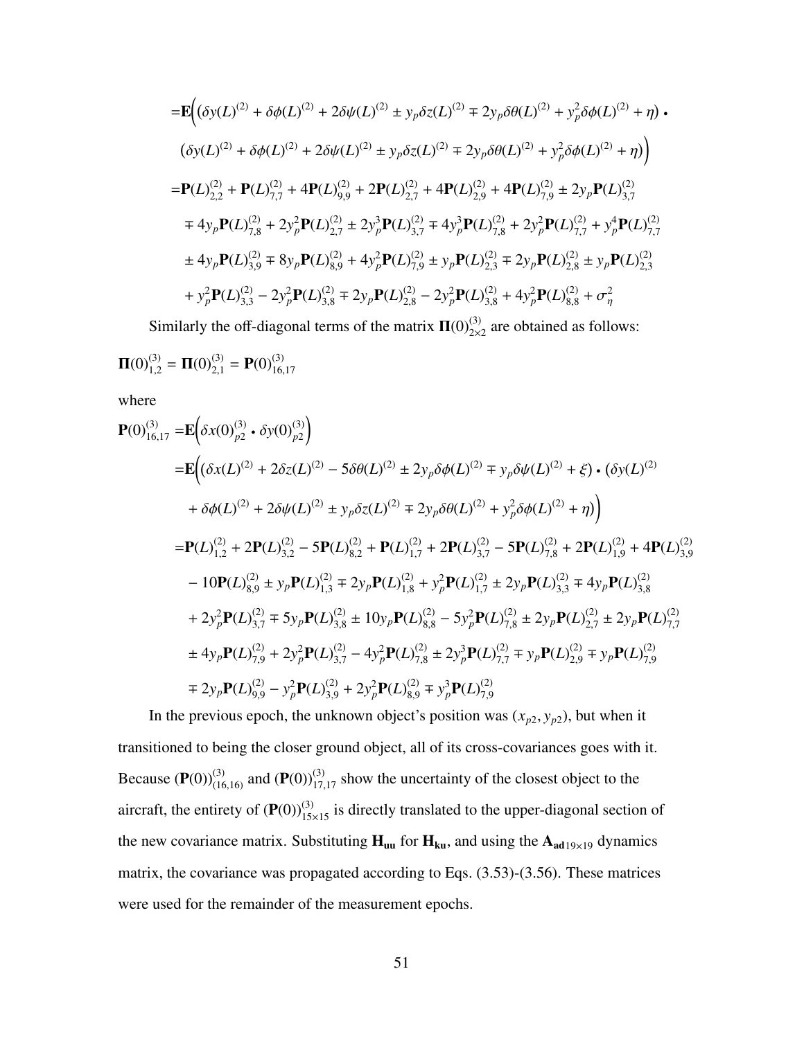$$
\begin{aligned}
=&\mathbf{E}\Big(\big(\delta y(L)^{(2)} + \delta\phi(L)^{(2)} + 2\delta\psi(L)^{(2)} \pm y_p\delta z(L)^{(2)} \mp 2y_p\delta\theta(L)^{(2)} + y_p^2\delta\phi(L)^{(2)} + \eta\big) \bullet \\
&\big(\delta y(L)^{(2)} + \delta\phi(L)^{(2)} + 2\delta\psi(L)^{(2)} \pm y_p\delta z(L)^{(2)} \mp 2y_p\delta\theta(L)^{(2)} + y_p^2\delta\phi(L)^{(2)} + \eta\big)\Big) \\
=&\mathbf{P}(L)^{(2)}_{2,2} + \mathbf{P}(L)^{(2)}_{7,7} + 4\mathbf{P}(L)^{(2)}_{9,9} + 2\mathbf{P}(L)^{(2)}_{2,7} + 4\mathbf{P}(L)^{(2)}_{2,9} + 4\mathbf{P}(L)^{(2)}_{7,9} \pm 2y_p\mathbf{P}(L)^{(2)}_{3,7} \\
&\mp 4y_p\mathbf{P}(L)^{(2)}_{7,8} + 2y_p^2\mathbf{P}(L)^{(2)}_{2,7} \pm 2y_p^3\mathbf{P}(L)^{(2)}_{3,7} \mp 4y_p^3\mathbf{P}(L)^{(2)}_{7,8} + 2y_p^2\mathbf{P}(L)^{(2)}_{7,7} + y_p^4\mathbf{P}(L)^{(2)}_{7,7} \\
&\pm 4y_p\mathbf{P}(L)^{(2)}_{3,9} \mp 8y_p\mathbf{P}(L)^{(2)}_{8,9} + 4y_p^2\mathbf{P}(L)^{(2)}_{7,9} \pm y_p\mathbf{P}(L)^{(2)}_{2,3} \mp 2y_p\mathbf{P}(L)^{(2)}_{2,8} \pm y_p\mathbf{P}(L)^{(2)}_{2,3} \\
&+ y_p^2\mathbf{P}(L)^{(2)}_{3,3} - 2y_p^2\mathbf{P}(L)^{(2)}_{3,8} \mp 2y_p\mathbf{P}(L)^{(2)}_{2,8} - 2y_p^2\mathbf{P}(L)^{(2)}_{3,8} + 4y_p^2\mathbf{P}(L)^{(2)}_{8,8} + \sigma_\eta^2
\end{aligned}
$$

Similarly the off-diagonal terms of the matrix $\mathbf{\Pi}(0)^{(3)}_{2\times2}$ are obtained as follows:

$$
\mathbf{\Pi}(0)^{(3)}_{1,2} = \mathbf{\Pi}(0)^{(3)}_{2,1} = \mathbf{P}(0)^{(3)}_{16,17}
$$

where

$$
\begin{aligned}
\mathbf{P}(0)^{(3)}_{16,17} =&\mathbf{E}\Big(\delta x(0)^{(3)}_{p2} \bullet \delta y(0)^{(3)}_{p2}\Big) \\
=&\mathbf{E}\Big(\big(\delta x(L)^{(2)} + 2\delta z(L)^{(2)} - 5\delta\theta(L)^{(2)} \pm 2y_p\delta\phi(L)^{(2)} \mp y_p\delta\psi(L)^{(2)} + \xi\big) \bullet \big(\delta y(L)^{(2)} \\
&+ \delta\phi(L)^{(2)} + 2\delta\psi(L)^{(2)} \pm y_p\delta z(L)^{(2)} \mp 2y_p\delta\theta(L)^{(2)} + y_p^2\delta\phi(L)^{(2)} + \eta\big)\Big) \\
=&\mathbf{P}(L)^{(2)}_{1,2} + 2\mathbf{P}(L)^{(2)}_{3,2} - 5\mathbf{P}(L)^{(2)}_{8,2} + \mathbf{P}(L)^{(2)}_{1,7} + 2\mathbf{P}(L)^{(2)}_{3,7} - 5\mathbf{P}(L)^{(2)}_{7,8} + 2\mathbf{P}(L)^{(2)}_{1,9} + 4\mathbf{P}(L)^{(2)}_{3,9} \\
&- 10\mathbf{P}(L)^{(2)}_{8,9} \pm y_p\mathbf{P}(L)^{(2)}_{1,3} \mp 2y_p\mathbf{P}(L)^{(2)}_{1,8} + y_p^2\mathbf{P}(L)^{(2)}_{1,7} \pm 2y_p\mathbf{P}(L)^{(2)}_{3,3} \mp 4y_p\mathbf{P}(L)^{(2)}_{3,8} \\
&+ 2y_p^2\mathbf{P}(L)^{(2)}_{3,7} \mp 5y_p\mathbf{P}(L)^{(2)}_{3,8} \pm 10y_p\mathbf{P}(L)^{(2)}_{8,8} - 5y_p^2\mathbf{P}(L)^{(2)}_{7,8} \pm 2y_p\mathbf{P}(L)^{(2)}_{2,7} \pm 2y_p\mathbf{P}(L)^{(2)}_{7,7} \\
&\pm 4y_p\mathbf{P}(L)^{(2)}_{7,9} + 2y_p^2\mathbf{P}(L)^{(2)}_{3,7} - 4y_p^2\mathbf{P}(L)^{(2)}_{7,8} \pm 2y_p^3\mathbf{P}(L)^{(2)}_{7,7} \mp y_p\mathbf{P}(L)^{(2)}_{2,9} \mp y_p\mathbf{P}(L)^{(2)}_{7,9} \\
&\mp 2y_p\mathbf{P}(L)^{(2)}_{9,9} - y_p^2\mathbf{P}(L)^{(2)}_{3,9} + 2y_p^2\mathbf{P}(L)^{(2)}_{8,9} \mp y_p^3\mathbf{P}(L)^{(2)}_{7,9}
\end{aligned}
$$

In the previous epoch, the unknown object's position was $(x_{p2}, y_{p2})$, but when it transitioned to being the closer ground object, all of its cross-covariances goes with it. Because $(\mathbf{P}(0))^{(3)}_{(16,16)}$ and $(\mathbf{P}(0))^{(3)}_{17,17}$ show the uncertainty of the closest object to the aircraft, the entirety of $(\mathbf{P}(0))^{(3)}_{15\times15}$ is directly translated to the upper-diagonal section of the new covariance matrix. Substituting $\mathbf{H_{uu}}$ for $\mathbf{H_{ku}}$, and using the $\mathbf{A_{ad}}_{19\times19}$ dynamics matrix, the covariance was propagated according to Eqs. (3.53)-(3.56). These matrices were used for the remainder of the measurement epochs.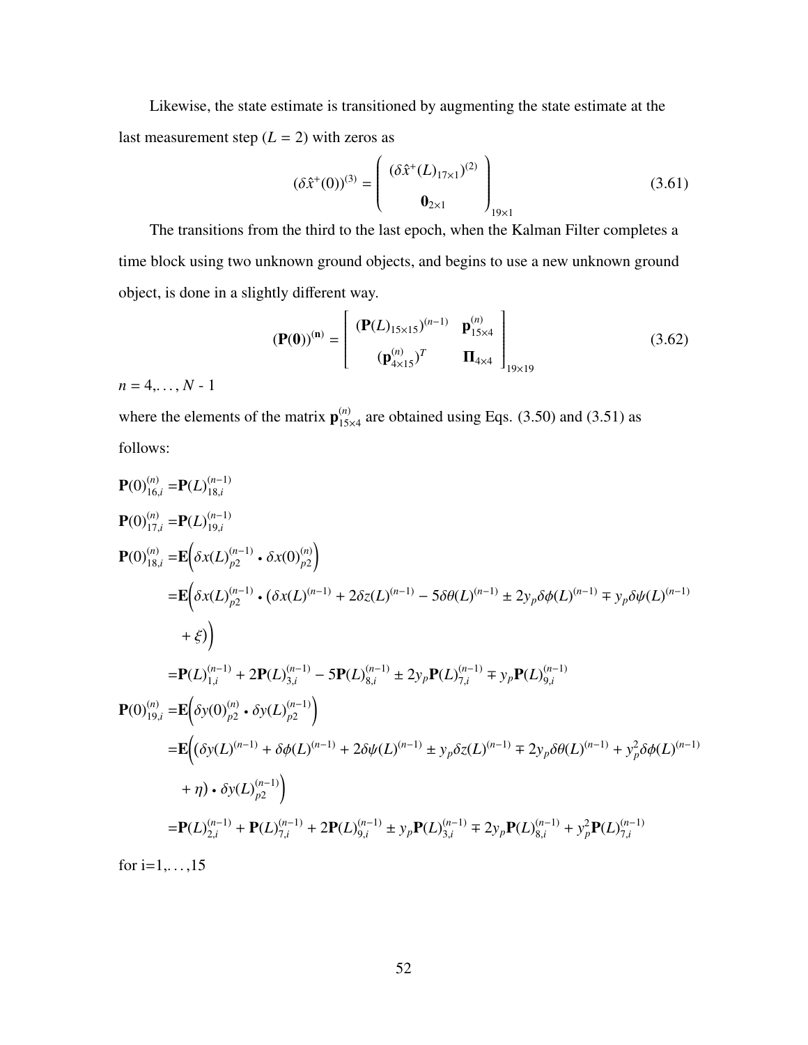Likewise, the state estimate is transitioned by augmenting the state estimate at the last measurement step ($L = 2$) with zeros as

$$(\delta\hat{x}^{+}(0))^{(3)} = \begin{pmatrix} (\delta\hat{x}^{+}(L)_{17\times1})^{(2)} \\ \mathbf{0}_{2\times1} \end{pmatrix}_{19\times1} \tag{3.61}$$

The transitions from the third to the last epoch, when the Kalman Filter completes a time block using two unknown ground objects, and begins to use a new unknown ground object, is done in a slightly different way.

$$(\mathbf{P}(\mathbf{0}))^{(\mathbf{n})} = \begin{bmatrix} (\mathbf{P}(L)_{15\times15})^{(n-1)} & \mathbf{p}^{(n)}_{15\times4} \\ (\mathbf{p}^{(n)}_{4\times15})^{T} & \mathbf{\Pi}_{4\times4} \end{bmatrix}_{19\times19} \tag{3.62}$$

$n = 4, \ldots, N$ - 1

where the elements of the matrix $\mathbf{p}^{(n)}_{15\times4}$ are obtained using Eqs. (3.50) and (3.51) as follows:

$$\mathbf{P}(0)^{(n)}_{16,i} = \mathbf{P}(L)^{(n-1)}_{18,i}$$

$$\mathbf{P}(0)^{(n)}_{17,i} = \mathbf{P}(L)^{(n-1)}_{19,i}$$

$$\begin{aligned}
\mathbf{P}(0)^{(n)}_{18,i} &= \mathbf{E}\Big(\delta x(L)^{(n-1)}_{p2} \bullet \delta x(0)^{(n)}_{p2}\Big) \\
&= \mathbf{E}\Big(\delta x(L)^{(n-1)}_{p2} \bullet \big(\delta x(L)^{(n-1)} + 2\delta z(L)^{(n-1)} - 5\delta\theta(L)^{(n-1)} \pm 2y_p\delta\phi(L)^{(n-1)} \mp y_p\delta\psi(L)^{(n-1)} \\
&\quad + \xi\big)\Big) \\
&= \mathbf{P}(L)^{(n-1)}_{1,i} + 2\mathbf{P}(L)^{(n-1)}_{3,i} - 5\mathbf{P}(L)^{(n-1)}_{8,i} \pm 2y_p\mathbf{P}(L)^{(n-1)}_{7,i} \mp y_p\mathbf{P}(L)^{(n-1)}_{9,i}
\end{aligned}$$

$$\begin{aligned}
\mathbf{P}(0)^{(n)}_{19,i} &= \mathbf{E}\Big(\delta y(0)^{(n)}_{p2} \bullet \delta y(L)^{(n-1)}_{p2}\Big) \\
&= \mathbf{E}\Big(\big(\delta y(L)^{(n-1)} + \delta\phi(L)^{(n-1)} + 2\delta\psi(L)^{(n-1)} \pm y_p\delta z(L)^{(n-1)} \mp 2y_p\delta\theta(L)^{(n-1)} + y_p^2\delta\phi(L)^{(n-1)} \\
&\quad + \eta\big) \bullet \delta y(L)^{(n-1)}_{p2}\Big) \\
&= \mathbf{P}(L)^{(n-1)}_{2,i} + \mathbf{P}(L)^{(n-1)}_{7,i} + 2\mathbf{P}(L)^{(n-1)}_{9,i} \pm y_p\mathbf{P}(L)^{(n-1)}_{3,i} \mp 2y_p\mathbf{P}(L)^{(n-1)}_{8,i} + y_p^2\mathbf{P}(L)^{(n-1)}_{7,i}
\end{aligned}$$

for i=1,...,15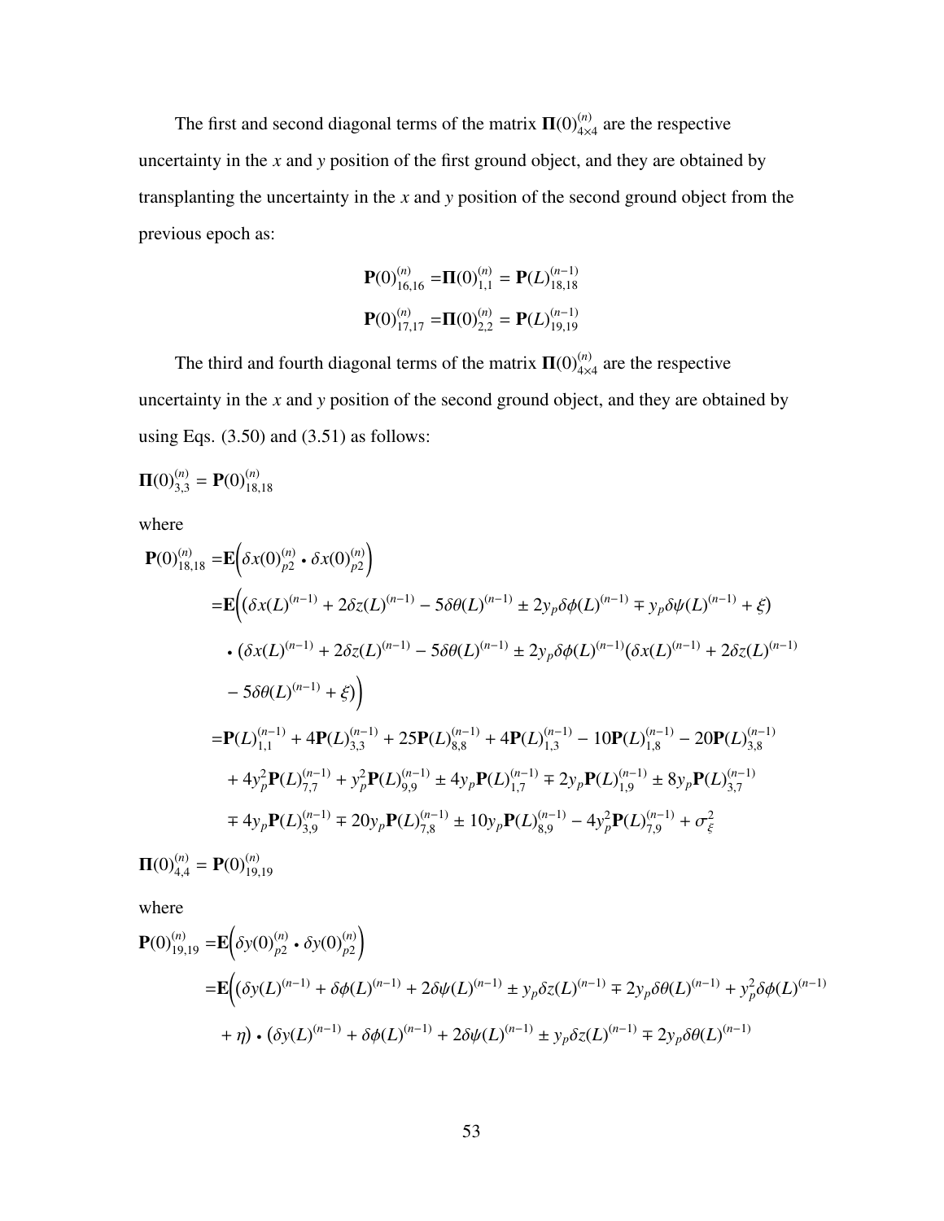The first and second diagonal terms of the matrix $\mathbf{\Pi}(0)^{(n)}_{4\times4}$ are the respective uncertainty in the *x* and *y* position of the first ground object, and they are obtained by transplanting the uncertainty in the *x* and *y* position of the second ground object from the previous epoch as:

$$
\begin{aligned}
\mathbf{P}(0)^{(n)}_{16,16} &= \mathbf{\Pi}(0)^{(n)}_{1,1} = \mathbf{P}(L)^{(n-1)}_{18,18} \\
\mathbf{P}(0)^{(n)}_{17,17} &= \mathbf{\Pi}(0)^{(n)}_{2,2} = \mathbf{P}(L)^{(n-1)}_{19,19}
\end{aligned}
$$

The third and fourth diagonal terms of the matrix $\mathbf{\Pi}(0)^{(n)}_{4\times4}$ are the respective uncertainty in the *x* and *y* position of the second ground object, and they are obtained by using Eqs. (3.50) and (3.51) as follows:

$\mathbf{\Pi}(0)^{(n)}_{3,3} = \mathbf{P}(0)^{(n)}_{18,18}$

where

$$
\begin{aligned}
\mathbf{P}(0)^{(n)}_{18,18} =& \mathbf{E}\Big(\delta x(0)^{(n)}_{p2} \bullet \delta x(0)^{(n)}_{p2}\Big) \\
=& \mathbf{E}\Big(\big(\delta x(L)^{(n-1)} + 2\delta z(L)^{(n-1)} - 5\delta\theta(L)^{(n-1)} \pm 2y_p\delta\phi(L)^{(n-1)} \mp y_p\delta\psi(L)^{(n-1)} + \xi\big) \\
& \bullet \big(\delta x(L)^{(n-1)} + 2\delta z(L)^{(n-1)} - 5\delta\theta(L)^{(n-1)} \pm 2y_p\delta\phi(L)^{(n-1)}\big(\delta x(L)^{(n-1)} + 2\delta z(L)^{(n-1)} \\
& - 5\delta\theta(L)^{(n-1)} + \xi\big)\Big) \\
=& \mathbf{P}(L)^{(n-1)}_{1,1} + 4\mathbf{P}(L)^{(n-1)}_{3,3} + 25\mathbf{P}(L)^{(n-1)}_{8,8} + 4\mathbf{P}(L)^{(n-1)}_{1,3} - 10\mathbf{P}(L)^{(n-1)}_{1,8} - 20\mathbf{P}(L)^{(n-1)}_{3,8} \\
& + 4y_p^2\mathbf{P}(L)^{(n-1)}_{7,7} + y_p^2\mathbf{P}(L)^{(n-1)}_{9,9} \pm 4y_p\mathbf{P}(L)^{(n-1)}_{1,7} \mp 2y_p\mathbf{P}(L)^{(n-1)}_{1,9} \pm 8y_p\mathbf{P}(L)^{(n-1)}_{3,7} \\
& \mp 4y_p\mathbf{P}(L)^{(n-1)}_{3,9} \mp 20y_p\mathbf{P}(L)^{(n-1)}_{7,8} \pm 10y_p\mathbf{P}(L)^{(n-1)}_{8,9} - 4y_p^2\mathbf{P}(L)^{(n-1)}_{7,9} + \sigma_\xi^2
\end{aligned}
$$

$\mathbf{\Pi}(0)^{(n)}_{4,4} = \mathbf{P}(0)^{(n)}_{19,19}$

where

$$
\begin{aligned}
\mathbf{P}(0)^{(n)}_{19,19} =& \mathbf{E}\Big(\delta y(0)^{(n)}_{p2} \bullet \delta y(0)^{(n)}_{p2}\Big) \\
=& \mathbf{E}\Big(\big(\delta y(L)^{(n-1)} + \delta\phi(L)^{(n-1)} + 2\delta\psi(L)^{(n-1)} \pm y_p\delta z(L)^{(n-1)} \mp 2y_p\delta\theta(L)^{(n-1)} + y_p^2\delta\phi(L)^{(n-1)} \\
& + \eta\big) \bullet \big(\delta y(L)^{(n-1)} + \delta\phi(L)^{(n-1)} + 2\delta\psi(L)^{(n-1)} \pm y_p\delta z(L)^{(n-1)} \mp 2y_p\delta\theta(L)^{(n-1)}
\end{aligned}
$$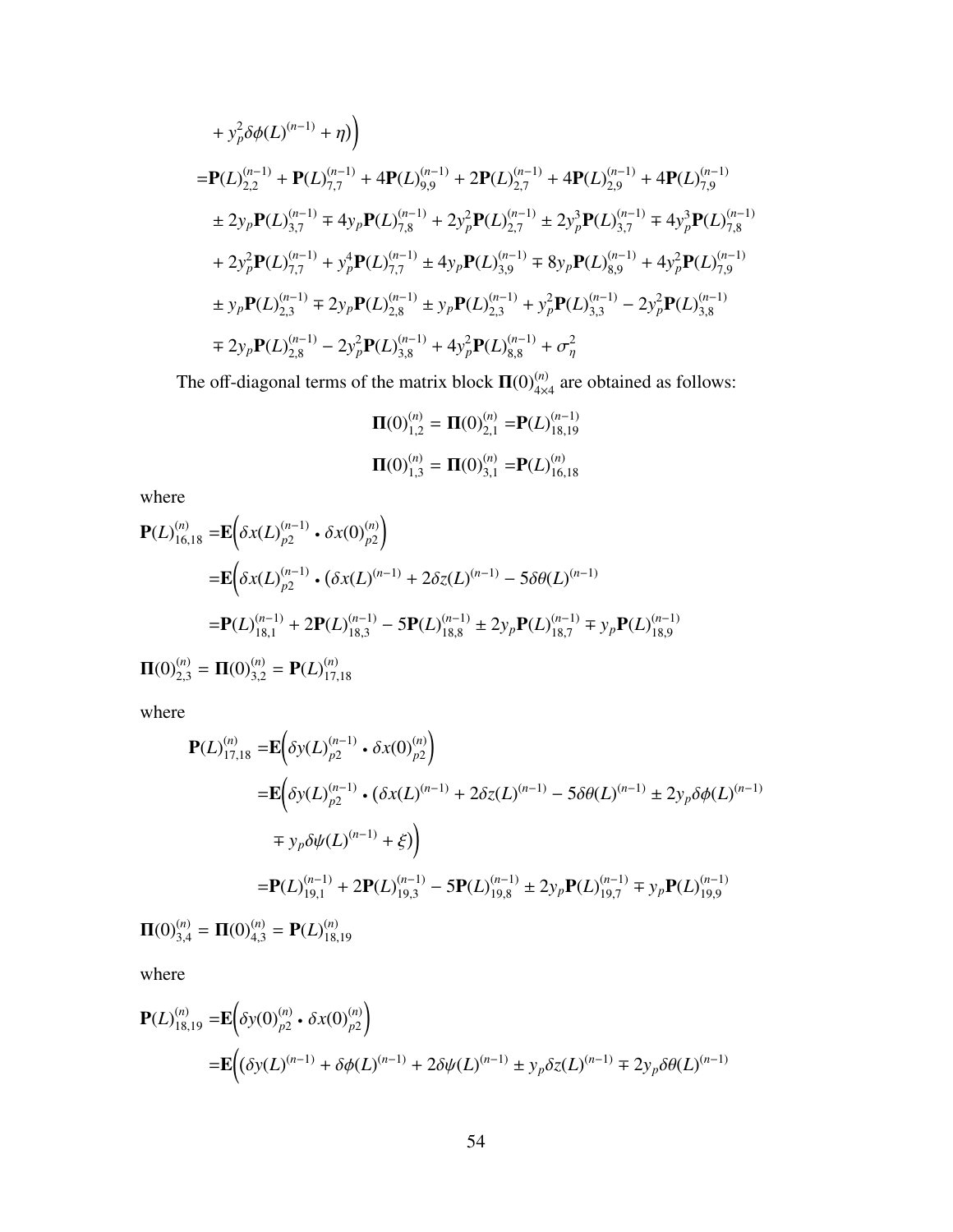$$
\begin{aligned}
&+ y_p^2 \delta\phi(L)^{(n-1)} + \eta)\Big) \\
=&\mathbf{P}(L)_{2,2}^{(n-1)} + \mathbf{P}(L)_{7,7}^{(n-1)} + 4\mathbf{P}(L)_{9,9}^{(n-1)} + 2\mathbf{P}(L)_{2,7}^{(n-1)} + 4\mathbf{P}(L)_{2,9}^{(n-1)} + 4\mathbf{P}(L)_{7,9}^{(n-1)} \\
&\pm 2y_p\mathbf{P}(L)_{3,7}^{(n-1)} \mp 4y_p\mathbf{P}(L)_{7,8}^{(n-1)} + 2y_p^2\mathbf{P}(L)_{2,7}^{(n-1)} \pm 2y_p^3\mathbf{P}(L)_{3,7}^{(n-1)} \mp 4y_p^3\mathbf{P}(L)_{7,8}^{(n-1)} \\
&+ 2y_p^2\mathbf{P}(L)_{7,7}^{(n-1)} + y_p^4\mathbf{P}(L)_{7,7}^{(n-1)} \pm 4y_p\mathbf{P}(L)_{3,9}^{(n-1)} \mp 8y_p\mathbf{P}(L)_{8,9}^{(n-1)} + 4y_p^2\mathbf{P}(L)_{7,9}^{(n-1)} \\
&\pm y_p\mathbf{P}(L)_{2,3}^{(n-1)} \mp 2y_p\mathbf{P}(L)_{2,8}^{(n-1)} \pm y_p\mathbf{P}(L)_{2,3}^{(n-1)} + y_p^2\mathbf{P}(L)_{3,3}^{(n-1)} - 2y_p^2\mathbf{P}(L)_{3,8}^{(n-1)} \\
&\mp 2y_p\mathbf{P}(L)_{2,8}^{(n-1)} - 2y_p^2\mathbf{P}(L)_{3,8}^{(n-1)} + 4y_p^2\mathbf{P}(L)_{8,8}^{(n-1)} + \sigma_\eta^2
\end{aligned}
$$

The off-diagonal terms of the matrix block $\mathbf{\Pi}(0)_{4\times4}^{(n)}$ are obtained as follows:

$$
\mathbf{\Pi}(0)_{1,2}^{(n)} = \mathbf{\Pi}(0)_{2,1}^{(n)} = \mathbf{P}(L)_{18,19}^{(n-1)}
$$

$$
\mathbf{\Pi}(0)_{1,3}^{(n)} = \mathbf{\Pi}(0)_{3,1}^{(n)} = \mathbf{P}(L)_{16,18}^{(n)}
$$

where

$$
\begin{aligned}
\mathbf{P}(L)_{16,18}^{(n)} =&\mathbf{E}\Big(\delta x(L)_{p2}^{(n-1)} \bullet \delta x(0)_{p2}^{(n)}\Big) \\
=&\mathbf{E}\Big(\delta x(L)_{p2}^{(n-1)} \bullet (\delta x(L)^{(n-1)} + 2\delta z(L)^{(n-1)} - 5\delta\theta(L)^{(n-1)} \\
=&\mathbf{P}(L)_{18,1}^{(n-1)} + 2\mathbf{P}(L)_{18,3}^{(n-1)} - 5\mathbf{P}(L)_{18,8}^{(n-1)} \pm 2y_p\mathbf{P}(L)_{18,7}^{(n-1)} \mp y_p\mathbf{P}(L)_{18,9}^{(n-1)}
\end{aligned}
$$

$$
\mathbf{\Pi}(0)_{2,3}^{(n)} = \mathbf{\Pi}(0)_{3,2}^{(n)} = \mathbf{P}(L)_{17,18}^{(n)}
$$

where

$$
\begin{aligned}
\mathbf{P}(L)_{17,18}^{(n)} =&\mathbf{E}\Big(\delta y(L)_{p2}^{(n-1)} \bullet \delta x(0)_{p2}^{(n)}\Big) \\
=&\mathbf{E}\Big(\delta y(L)_{p2}^{(n-1)} \bullet (\delta x(L)^{(n-1)} + 2\delta z(L)^{(n-1)} - 5\delta\theta(L)^{(n-1)} \pm 2y_p\delta\phi(L)^{(n-1)} \\
&\mp y_p\delta\psi(L)^{(n-1)} + \xi)\Big) \\
=&\mathbf{P}(L)_{19,1}^{(n-1)} + 2\mathbf{P}(L)_{19,3}^{(n-1)} - 5\mathbf{P}(L)_{19,8}^{(n-1)} \pm 2y_p\mathbf{P}(L)_{19,7}^{(n-1)} \mp y_p\mathbf{P}(L)_{19,9}^{(n-1)}
\end{aligned}
$$

$$
\mathbf{\Pi}(0)_{3,4}^{(n)} = \mathbf{\Pi}(0)_{4,3}^{(n)} = \mathbf{P}(L)_{18,19}^{(n)}
$$

where

$$
\begin{aligned}
\mathbf{P}(L)_{18,19}^{(n)} =&\mathbf{E}\Big(\delta y(0)_{p2}^{(n)} \bullet \delta x(0)_{p2}^{(n)}\Big) \\
=&\mathbf{E}\Big(\big(\delta y(L)^{(n-1)} + \delta\phi(L)^{(n-1)} + 2\delta\psi(L)^{(n-1)} \pm y_p\delta z(L)^{(n-1)} \mp 2y_p\delta\theta(L)^{(n-1)}
\end{aligned}
$$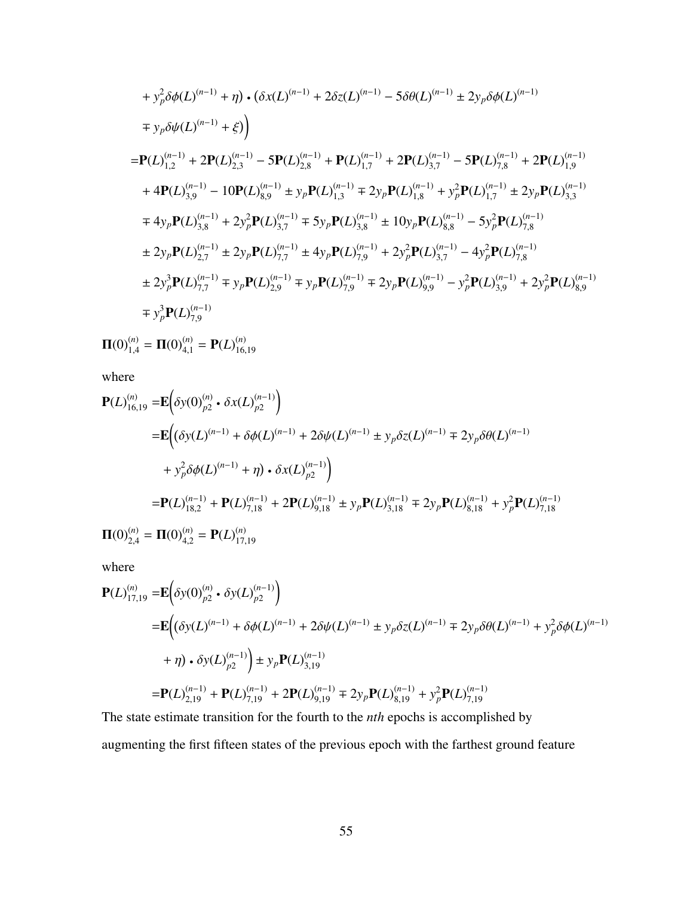$$+ y_p^2 \delta\phi(L)^{(n-1)} + \eta) \bullet (\delta x(L)^{(n-1)} + 2\delta z(L)^{(n-1)} - 5\delta\theta(L)^{(n-1)} \pm 2y_p \delta\phi(L)^{(n-1)}$$

$$\mp y_p \delta\psi(L)^{(n-1)} + \xi)\Big)$$

$$\begin{aligned}
=&\mathbf{P}(L)_{1,2}^{(n-1)} + 2\mathbf{P}(L)_{2,3}^{(n-1)} - 5\mathbf{P}(L)_{2,8}^{(n-1)} + \mathbf{P}(L)_{1,7}^{(n-1)} + 2\mathbf{P}(L)_{3,7}^{(n-1)} - 5\mathbf{P}(L)_{7,8}^{(n-1)} + 2\mathbf{P}(L)_{1,9}^{(n-1)} \\
&+ 4\mathbf{P}(L)_{3,9}^{(n-1)} - 10\mathbf{P}(L)_{8,9}^{(n-1)} \pm y_p\mathbf{P}(L)_{1,3}^{(n-1)} \mp 2y_p\mathbf{P}(L)_{1,8}^{(n-1)} + y_p^2\mathbf{P}(L)_{1,7}^{(n-1)} \pm 2y_p\mathbf{P}(L)_{3,3}^{(n-1)} \\
&\mp 4y_p\mathbf{P}(L)_{3,8}^{(n-1)} + 2y_p^2\mathbf{P}(L)_{3,7}^{(n-1)} \mp 5y_p\mathbf{P}(L)_{3,8}^{(n-1)} \pm 10y_p\mathbf{P}(L)_{8,8}^{(n-1)} - 5y_p^2\mathbf{P}(L)_{7,8}^{(n-1)} \\
&\pm 2y_p\mathbf{P}(L)_{2,7}^{(n-1)} \pm 2y_p\mathbf{P}(L)_{7,7}^{(n-1)} \pm 4y_p\mathbf{P}(L)_{7,9}^{(n-1)} + 2y_p^2\mathbf{P}(L)_{3,7}^{(n-1)} - 4y_p^2\mathbf{P}(L)_{7,8}^{(n-1)} \\
&\pm 2y_p^3\mathbf{P}(L)_{7,7}^{(n-1)} \mp y_p\mathbf{P}(L)_{2,9}^{(n-1)} \mp y_p\mathbf{P}(L)_{7,9}^{(n-1)} \mp 2y_p\mathbf{P}(L)_{9,9}^{(n-1)} - y_p^2\mathbf{P}(L)_{3,9}^{(n-1)} + 2y_p^2\mathbf{P}(L)_{8,9}^{(n-1)} \\
&\mp y_p^3\mathbf{P}(L)_{7,9}^{(n-1)}
\end{aligned}$$

$$\mathbf{\Pi}(0)_{1,4}^{(n)} = \mathbf{\Pi}(0)_{4,1}^{(n)} = \mathbf{P}(L)_{16,19}^{(n)}$$

where

$$\begin{aligned}
\mathbf{P}(L)_{16,19}^{(n)} =&\mathbf{E}\Big(\delta y(0)_{p2}^{(n)} \bullet \delta x(L)_{p2}^{(n-1)}\Big) \\
=&\mathbf{E}\Big((\delta y(L)^{(n-1)} + \delta\phi(L)^{(n-1)} + 2\delta\psi(L)^{(n-1)} \pm y_p\delta z(L)^{(n-1)} \mp 2y_p\delta\theta(L)^{(n-1)} \\
&+ y_p^2\delta\phi(L)^{(n-1)} + \eta) \bullet \delta x(L)_{p2}^{(n-1)}\Big) \\
=&\mathbf{P}(L)_{18,2}^{(n-1)} + \mathbf{P}(L)_{7,18}^{(n-1)} + 2\mathbf{P}(L)_{9,18}^{(n-1)} \pm y_p\mathbf{P}(L)_{3,18}^{(n-1)} \mp 2y_p\mathbf{P}(L)_{8,18}^{(n-1)} + y_p^2\mathbf{P}(L)_{7,18}^{(n-1)}
\end{aligned}$$

$$\mathbf{\Pi}(0)_{2,4}^{(n)} = \mathbf{\Pi}(0)_{4,2}^{(n)} = \mathbf{P}(L)_{17,19}^{(n)}$$

where

$$\begin{aligned}
\mathbf{P}(L)_{17,19}^{(n)} =&\mathbf{E}\Big(\delta y(0)_{p2}^{(n)} \bullet \delta y(L)_{p2}^{(n-1)}\Big) \\
=&\mathbf{E}\Big((\delta y(L)^{(n-1)} + \delta\phi(L)^{(n-1)} + 2\delta\psi(L)^{(n-1)} \pm y_p\delta z(L)^{(n-1)} \mp 2y_p\delta\theta(L)^{(n-1)} + y_p^2\delta\phi(L)^{(n-1)} \\
&+ \eta) \bullet \delta y(L)_{p2}^{(n-1)}\Big) \pm y_p\mathbf{P}(L)_{3,19}^{(n-1)} \\
=&\mathbf{P}(L)_{2,19}^{(n-1)} + \mathbf{P}(L)_{7,19}^{(n-1)} + 2\mathbf{P}(L)_{9,19}^{(n-1)} \mp 2y_p\mathbf{P}(L)_{8,19}^{(n-1)} + y_p^2\mathbf{P}(L)_{7,19}^{(n-1)}
\end{aligned}$$

The state estimate transition for the fourth to the *nth* epochs is accomplished by augmenting the first fifteen states of the previous epoch with the farthest ground feature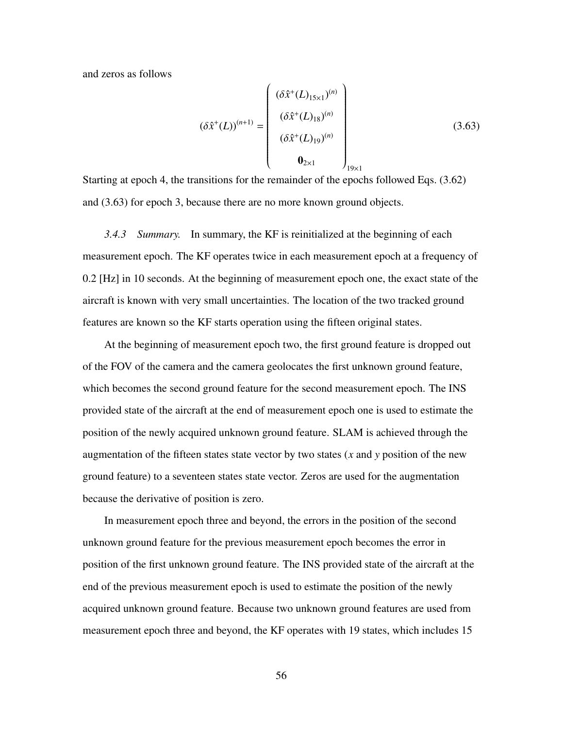and zeros as follows

$$
(\delta\hat{x}^{+}(L))^{(n+1)} = \begin{pmatrix} (\delta\hat{x}^{+}(L)_{15\times 1})^{(n)} \\ (\delta\hat{x}^{+}(L)_{18})^{(n)} \\ (\delta\hat{x}^{+}(L)_{19})^{(n)} \\ \mathbf{0}_{2\times 1} \end{pmatrix}_{19\times 1} \tag{3.63}
$$

Starting at epoch 4, the transitions for the remainder of the epochs followed Eqs. (3.62) and (3.63) for epoch 3, because there are no more known ground objects.

*3.4.3 Summary.* In summary, the KF is reinitialized at the beginning of each measurement epoch. The KF operates twice in each measurement epoch at a frequency of 0.2 [Hz] in 10 seconds. At the beginning of measurement epoch one, the exact state of the aircraft is known with very small uncertainties. The location of the two tracked ground features are known so the KF starts operation using the fifteen original states.

At the beginning of measurement epoch two, the first ground feature is dropped out of the FOV of the camera and the camera geolocates the first unknown ground feature, which becomes the second ground feature for the second measurement epoch. The INS provided state of the aircraft at the end of measurement epoch one is used to estimate the position of the newly acquired unknown ground feature. SLAM is achieved through the augmentation of the fifteen states state vector by two states ($x$ and $y$ position of the new ground feature) to a seventeen states state vector. Zeros are used for the augmentation because the derivative of position is zero.

In measurement epoch three and beyond, the errors in the position of the second unknown ground feature for the previous measurement epoch becomes the error in position of the first unknown ground feature. The INS provided state of the aircraft at the end of the previous measurement epoch is used to estimate the position of the newly acquired unknown ground feature. Because two unknown ground features are used from measurement epoch three and beyond, the KF operates with 19 states, which includes 15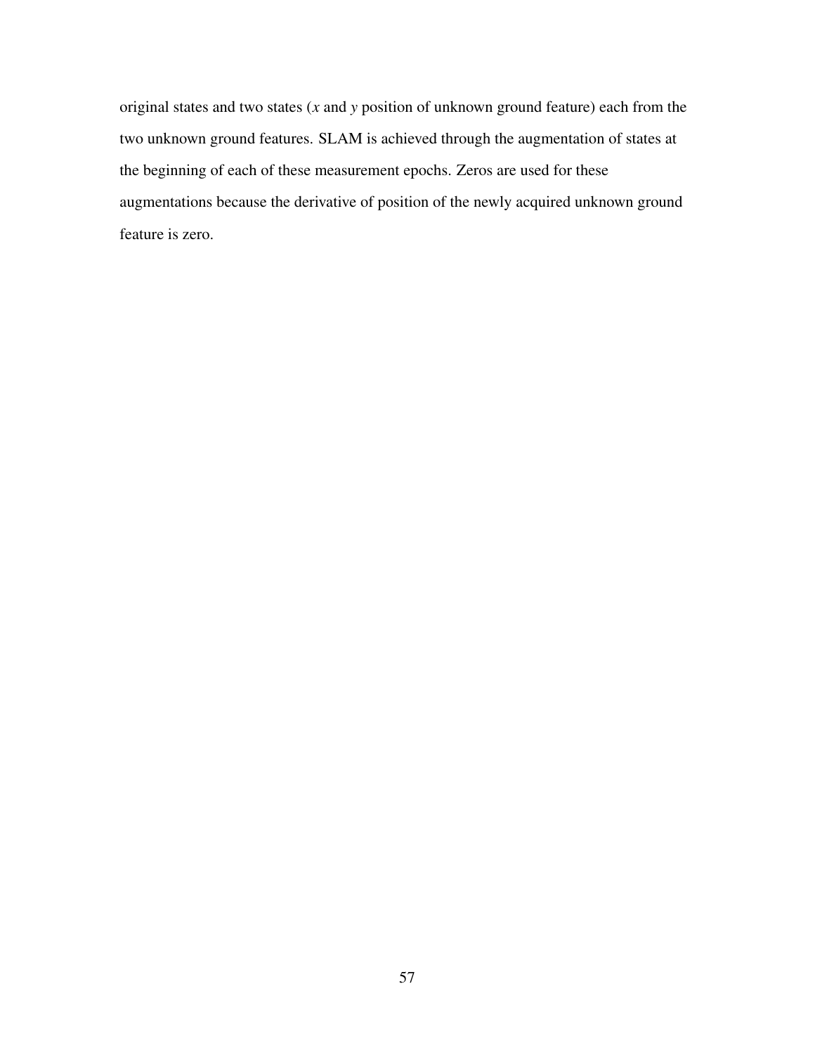original states and two states ($x$ and $y$ position of unknown ground feature) each from the two unknown ground features. SLAM is achieved through the augmentation of states at the beginning of each of these measurement epochs. Zeros are used for these augmentations because the derivative of position of the newly acquired unknown ground feature is zero.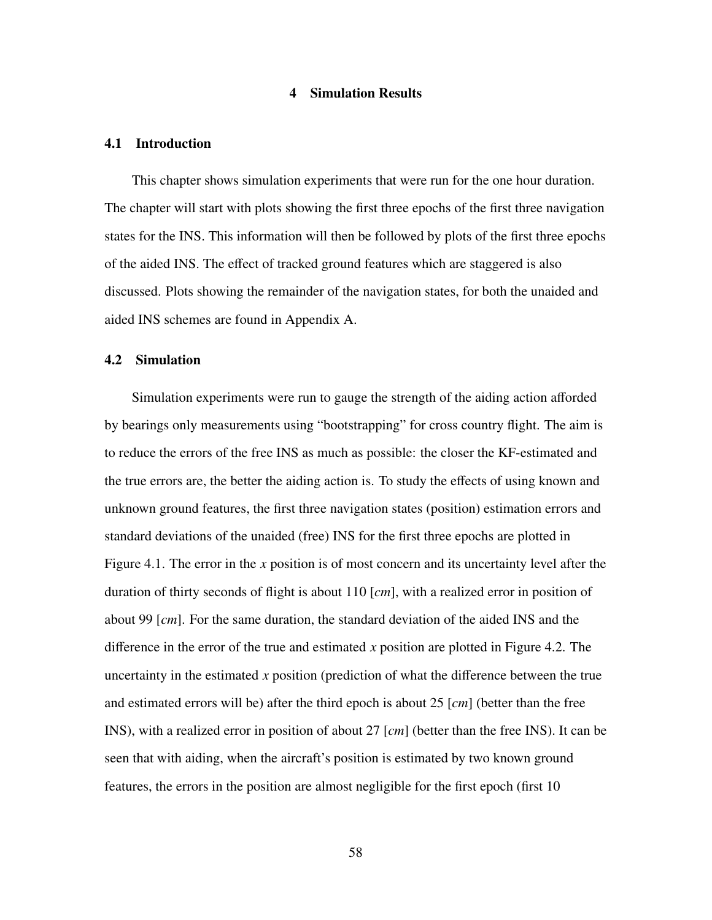# 4 Simulation Results

## 4.1 Introduction

This chapter shows simulation experiments that were run for the one hour duration. The chapter will start with plots showing the first three epochs of the first three navigation states for the INS. This information will then be followed by plots of the first three epochs of the aided INS. The effect of tracked ground features which are staggered is also discussed. Plots showing the remainder of the navigation states, for both the unaided and aided INS schemes are found in Appendix A.

## 4.2 Simulation

Simulation experiments were run to gauge the strength of the aiding action afforded by bearings only measurements using "bootstrapping" for cross country flight. The aim is to reduce the errors of the free INS as much as possible: the closer the KF-estimated and the true errors are, the better the aiding action is. To study the effects of using known and unknown ground features, the first three navigation states (position) estimation errors and standard deviations of the unaided (free) INS for the first three epochs are plotted in Figure 4.1. The error in the $x$ position is of most concern and its uncertainty level after the duration of thirty seconds of flight is about 110 [*cm*], with a realized error in position of about 99 [*cm*]. For the same duration, the standard deviation of the aided INS and the difference in the error of the true and estimated $x$ position are plotted in Figure 4.2. The uncertainty in the estimated $x$ position (prediction of what the difference between the true and estimated errors will be) after the third epoch is about 25 [*cm*] (better than the free INS), with a realized error in position of about 27 [*cm*] (better than the free INS). It can be seen that with aiding, when the aircraft's position is estimated by two known ground features, the errors in the position are almost negligible for the first epoch (first 10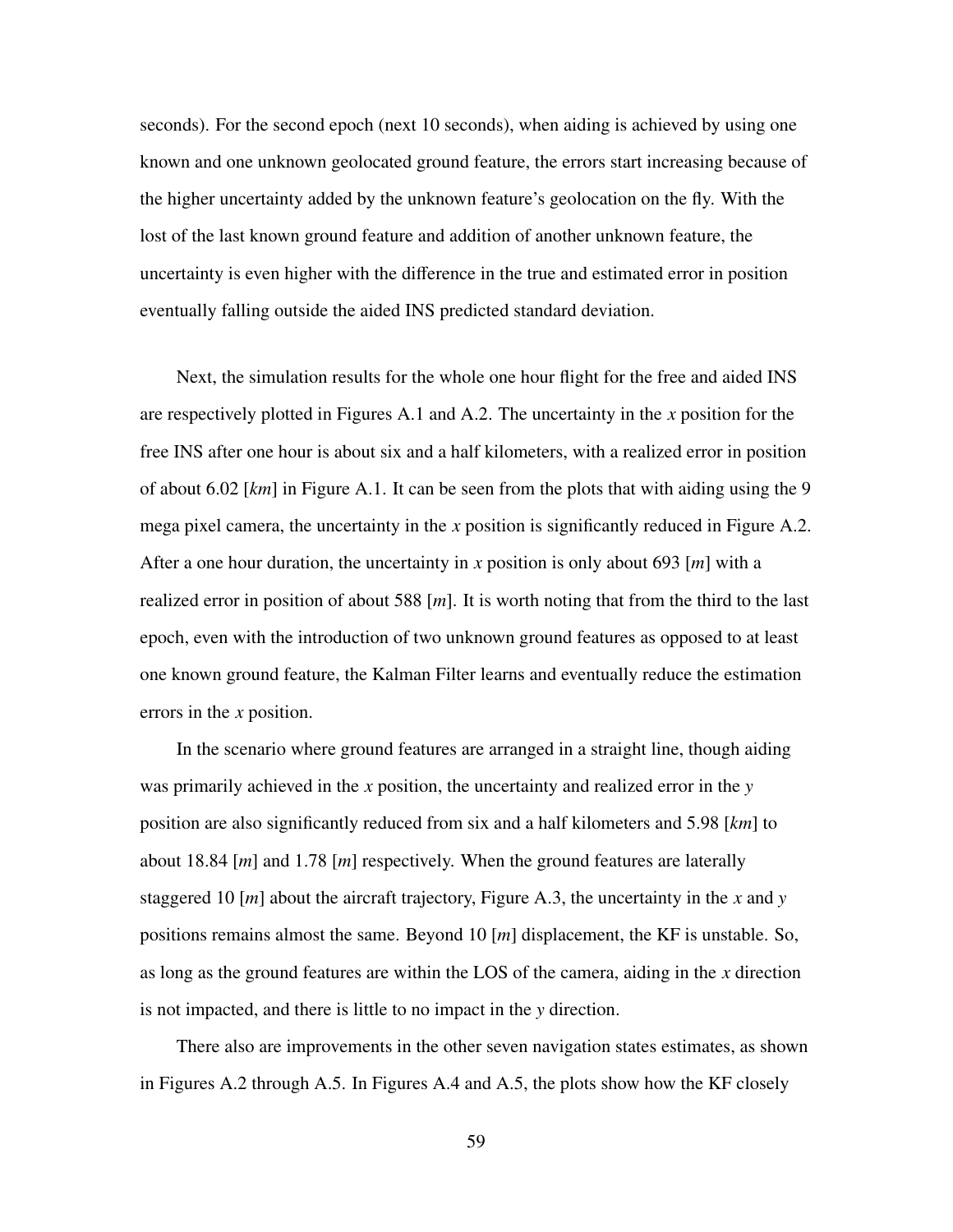seconds). For the second epoch (next 10 seconds), when aiding is achieved by using one known and one unknown geolocated ground feature, the errors start increasing because of the higher uncertainty added by the unknown feature's geolocation on the fly. With the lost of the last known ground feature and addition of another unknown feature, the uncertainty is even higher with the difference in the true and estimated error in position eventually falling outside the aided INS predicted standard deviation.

Next, the simulation results for the whole one hour flight for the free and aided INS are respectively plotted in Figures A.1 and A.2. The uncertainty in the $x$ position for the free INS after one hour is about six and a half kilometers, with a realized error in position of about 6.02 [*km*] in Figure A.1. It can be seen from the plots that with aiding using the 9 mega pixel camera, the uncertainty in the $x$ position is significantly reduced in Figure A.2. After a one hour duration, the uncertainty in $x$ position is only about 693 [*m*] with a realized error in position of about 588 [*m*]. It is worth noting that from the third to the last epoch, even with the introduction of two unknown ground features as opposed to at least one known ground feature, the Kalman Filter learns and eventually reduce the estimation errors in the $x$ position.

In the scenario where ground features are arranged in a straight line, though aiding was primarily achieved in the $x$ position, the uncertainty and realized error in the $y$ position are also significantly reduced from six and a half kilometers and 5.98 [*km*] to about 18.84 [*m*] and 1.78 [*m*] respectively. When the ground features are laterally staggered 10 [*m*] about the aircraft trajectory, Figure A.3, the uncertainty in the $x$ and $y$ positions remains almost the same. Beyond 10 [*m*] displacement, the KF is unstable. So, as long as the ground features are within the LOS of the camera, aiding in the $x$ direction is not impacted, and there is little to no impact in the $y$ direction.

There also are improvements in the other seven navigation states estimates, as shown in Figures A.2 through A.5. In Figures A.4 and A.5, the plots show how the KF closely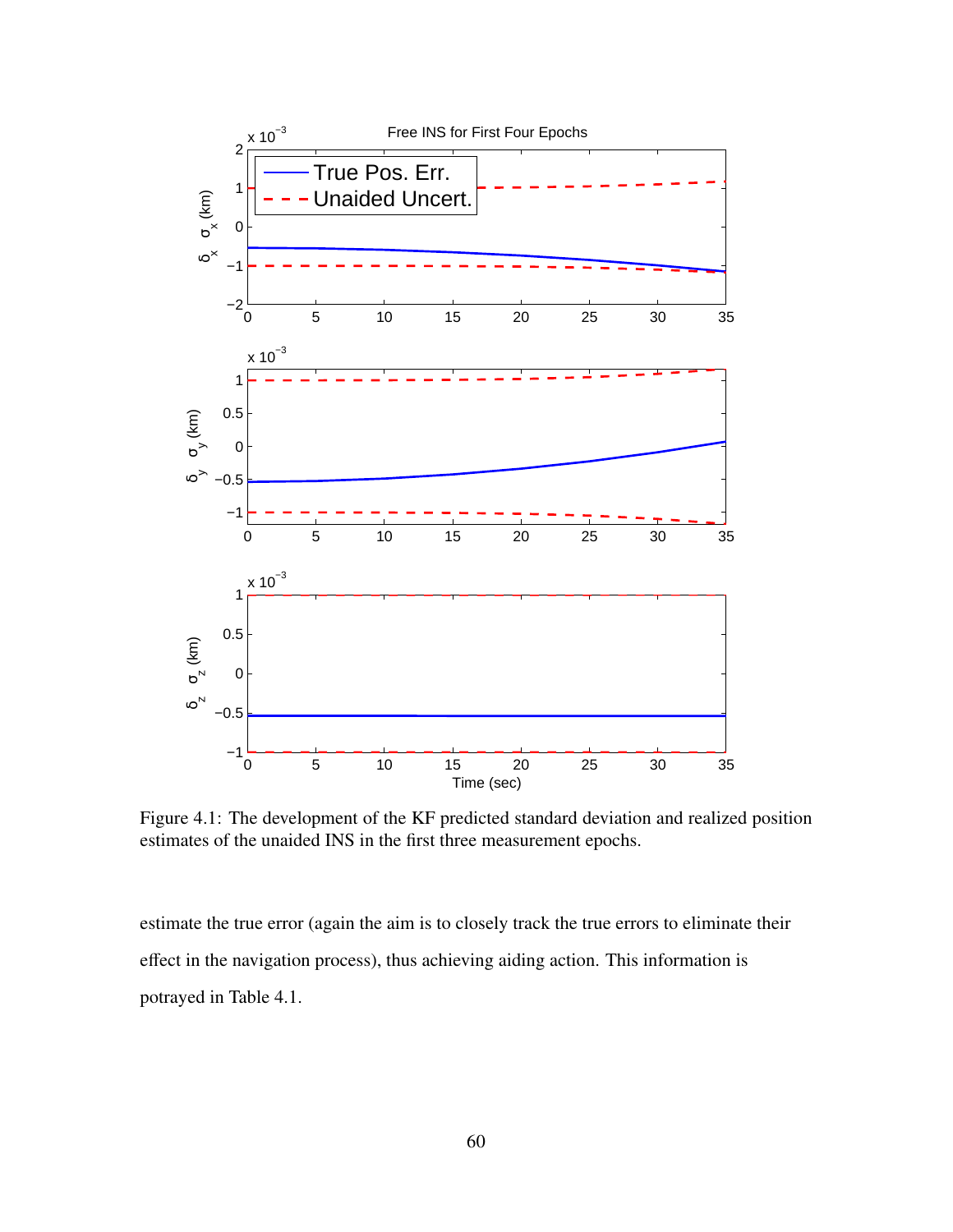Figure 4.1: The development of the KF predicted standard deviation and realized position estimates of the unaided INS in the first three measurement epochs.

estimate the true error (again the aim is to closely track the true errors to eliminate their effect in the navigation process), thus achieving aiding action. This information is potrayed in Table 4.1.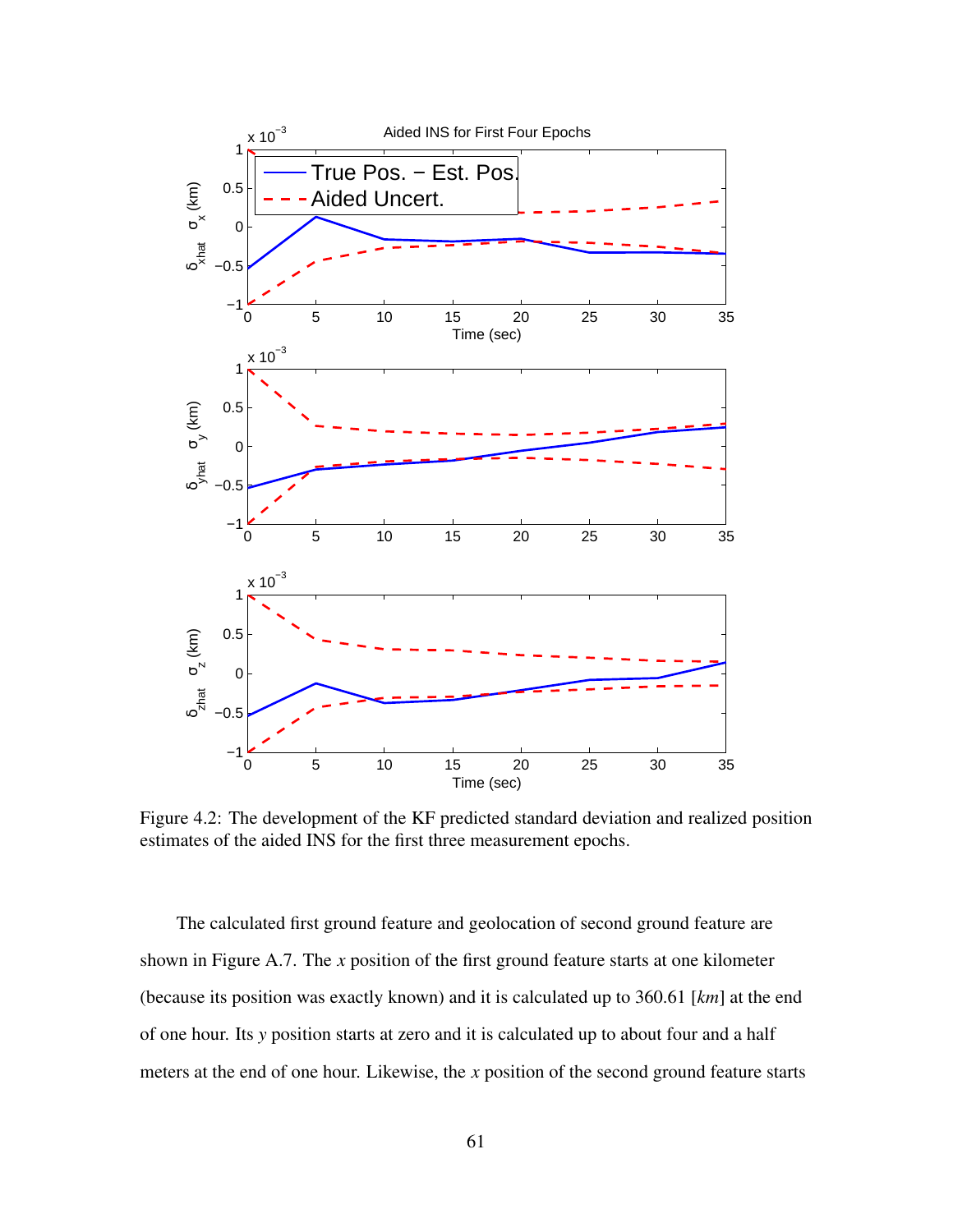Figure 4.2: The development of the KF predicted standard deviation and realized position estimates of the aided INS for the first three measurement epochs.

The calculated first ground feature and geolocation of second ground feature are shown in Figure A.7. The $x$ position of the first ground feature starts at one kilometer (because its position was exactly known) and it is calculated up to 360.61 [$km$] at the end of one hour. Its $y$ position starts at zero and it is calculated up to about four and a half meters at the end of one hour. Likewise, the $x$ position of the second ground feature starts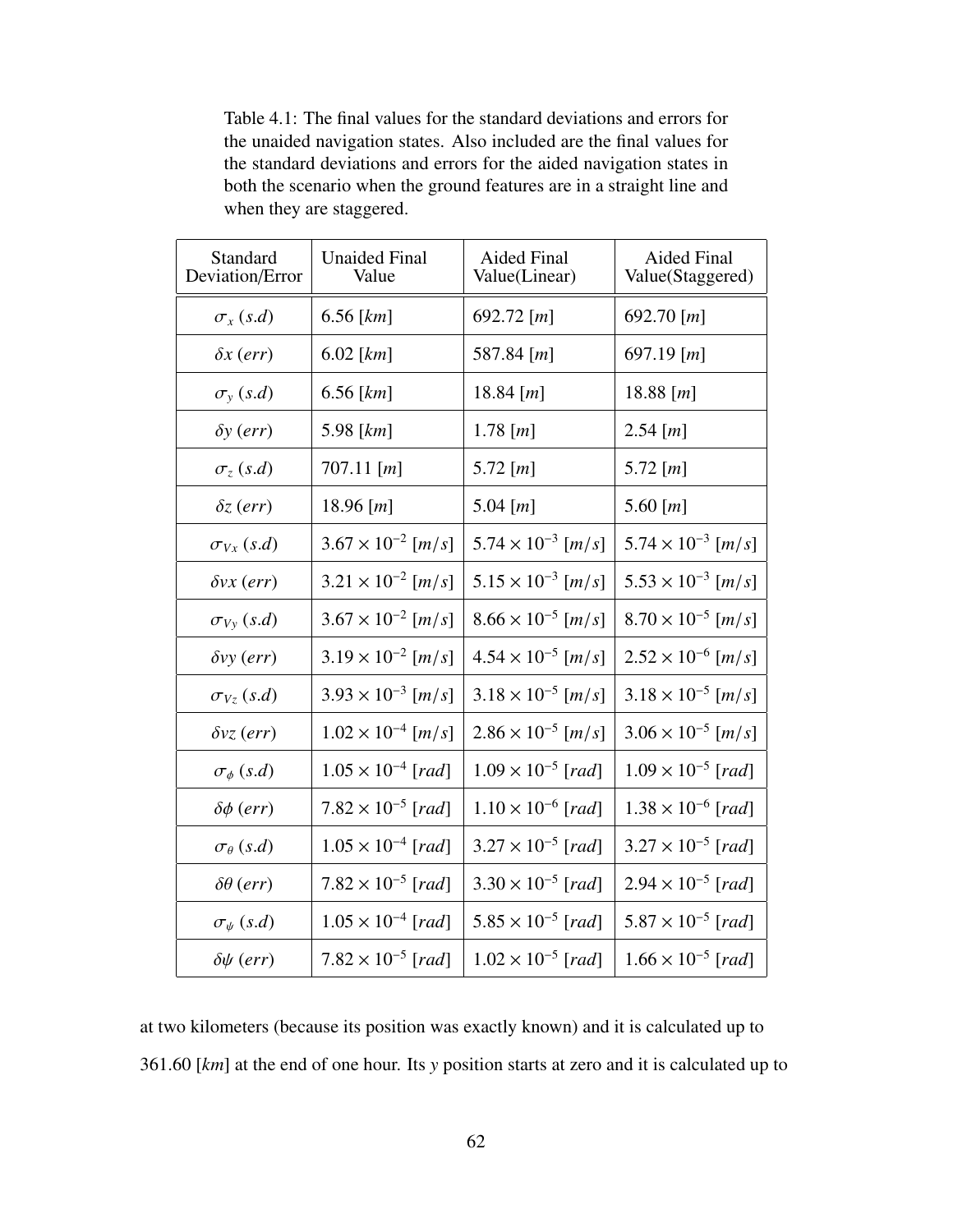Table 4.1: The final values for the standard deviations and errors for the unaided navigation states. Also included are the final values for the standard deviations and errors for the aided navigation states in both the scenario when the ground features are in a straight line and when they are staggered.

| Standard Deviation/Error | Unaided Final Value | Aided Final Value(Linear) | Aided Final Value(Staggered) |
|---|---|---|---|
| $\sigma_x\ (s.d)$ | 6.56 $[km]$ | 692.72 $[m]$ | 692.70 $[m]$ |
| $\delta x\ (err)$ | 6.02 $[km]$ | 587.84 $[m]$ | 697.19 $[m]$ |
| $\sigma_y\ (s.d)$ | 6.56 $[km]$ | 18.84 $[m]$ | 18.88 $[m]$ |
| $\delta y\ (err)$ | 5.98 $[km]$ | 1.78 $[m]$ | 2.54 $[m]$ |
| $\sigma_z\ (s.d)$ | 707.11 $[m]$ | 5.72 $[m]$ | 5.72 $[m]$ |
| $\delta z\ (err)$ | 18.96 $[m]$ | 5.04 $[m]$ | 5.60 $[m]$ |
| $\sigma_{Vx}\ (s.d)$ | $3.67 \times 10^{-2}\ [m/s]$ | $5.74 \times 10^{-3}\ [m/s]$ | $5.74 \times 10^{-3}\ [m/s]$ |
| $\delta vx\ (err)$ | $3.21 \times 10^{-2}\ [m/s]$ | $5.15 \times 10^{-3}\ [m/s]$ | $5.53 \times 10^{-3}\ [m/s]$ |
| $\sigma_{Vy}\ (s.d)$ | $3.67 \times 10^{-2}\ [m/s]$ | $8.66 \times 10^{-5}\ [m/s]$ | $8.70 \times 10^{-5}\ [m/s]$ |
| $\delta vy\ (err)$ | $3.19 \times 10^{-2}\ [m/s]$ | $4.54 \times 10^{-5}\ [m/s]$ | $2.52 \times 10^{-6}\ [m/s]$ |
| $\sigma_{Vz}\ (s.d)$ | $3.93 \times 10^{-3}\ [m/s]$ | $3.18 \times 10^{-5}\ [m/s]$ | $3.18 \times 10^{-5}\ [m/s]$ |
| $\delta vz\ (err)$ | $1.02 \times 10^{-4}\ [m/s]$ | $2.86 \times 10^{-5}\ [m/s]$ | $3.06 \times 10^{-5}\ [m/s]$ |
| $\sigma_\phi\ (s.d)$ | $1.05 \times 10^{-4}\ [rad]$ | $1.09 \times 10^{-5}\ [rad]$ | $1.09 \times 10^{-5}\ [rad]$ |
| $\delta\phi\ (err)$ | $7.82 \times 10^{-5}\ [rad]$ | $1.10 \times 10^{-6}\ [rad]$ | $1.38 \times 10^{-6}\ [rad]$ |
| $\sigma_\theta\ (s.d)$ | $1.05 \times 10^{-4}\ [rad]$ | $3.27 \times 10^{-5}\ [rad]$ | $3.27 \times 10^{-5}\ [rad]$ |
| $\delta\theta\ (err)$ | $7.82 \times 10^{-5}\ [rad]$ | $3.30 \times 10^{-5}\ [rad]$ | $2.94 \times 10^{-5}\ [rad]$ |
| $\sigma_\psi\ (s.d)$ | $1.05 \times 10^{-4}\ [rad]$ | $5.85 \times 10^{-5}\ [rad]$ | $5.87 \times 10^{-5}\ [rad]$ |
| $\delta\psi\ (err)$ | $7.82 \times 10^{-5}\ [rad]$ | $1.02 \times 10^{-5}\ [rad]$ | $1.66 \times 10^{-5}\ [rad]$ |

at two kilometers (because its position was exactly known) and it is calculated up to 361.60 $[km]$ at the end of one hour. Its $y$ position starts at zero and it is calculated up to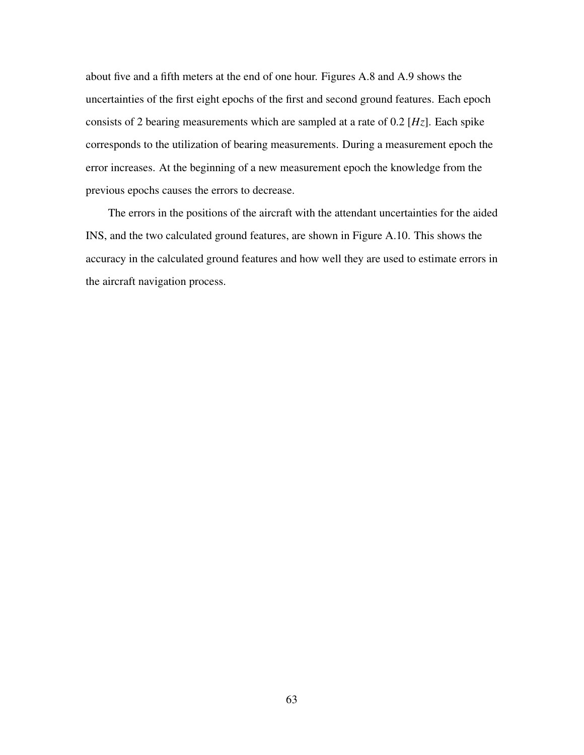about five and a fifth meters at the end of one hour. Figures A.8 and A.9 shows the uncertainties of the first eight epochs of the first and second ground features. Each epoch consists of 2 bearing measurements which are sampled at a rate of 0.2 [$Hz$]. Each spike corresponds to the utilization of bearing measurements. During a measurement epoch the error increases. At the beginning of a new measurement epoch the knowledge from the previous epochs causes the errors to decrease.

The errors in the positions of the aircraft with the attendant uncertainties for the aided INS, and the two calculated ground features, are shown in Figure A.10. This shows the accuracy in the calculated ground features and how well they are used to estimate errors in the aircraft navigation process.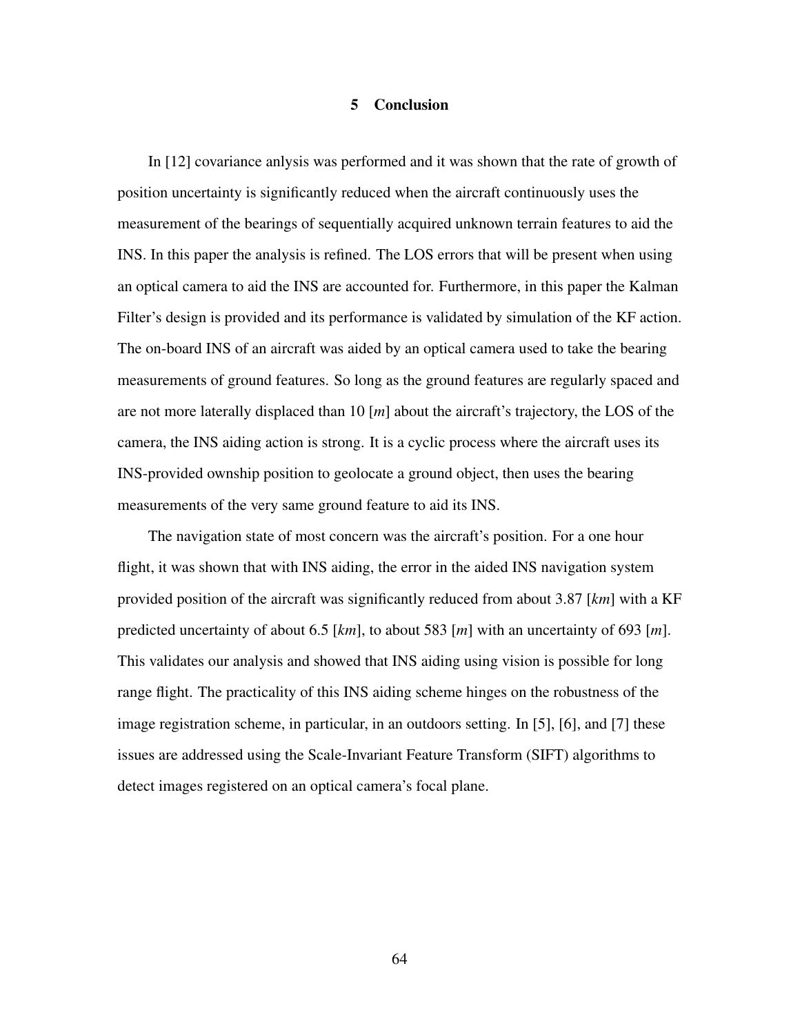# 5 Conclusion

In [12] covariance anlysis was performed and it was shown that the rate of growth of position uncertainty is significantly reduced when the aircraft continuously uses the measurement of the bearings of sequentially acquired unknown terrain features to aid the INS. In this paper the analysis is refined. The LOS errors that will be present when using an optical camera to aid the INS are accounted for. Furthermore, in this paper the Kalman Filter's design is provided and its performance is validated by simulation of the KF action. The on-board INS of an aircraft was aided by an optical camera used to take the bearing measurements of ground features. So long as the ground features are regularly spaced and are not more laterally displaced than 10 [*m*] about the aircraft's trajectory, the LOS of the camera, the INS aiding action is strong. It is a cyclic process where the aircraft uses its INS-provided ownship position to geolocate a ground object, then uses the bearing measurements of the very same ground feature to aid its INS.

The navigation state of most concern was the aircraft's position. For a one hour flight, it was shown that with INS aiding, the error in the aided INS navigation system provided position of the aircraft was significantly reduced from about 3.87 [*km*] with a KF predicted uncertainty of about 6.5 [*km*], to about 583 [*m*] with an uncertainty of 693 [*m*]. This validates our analysis and showed that INS aiding using vision is possible for long range flight. The practicality of this INS aiding scheme hinges on the robustness of the image registration scheme, in particular, in an outdoors setting. In [5], [6], and [7] these issues are addressed using the Scale-Invariant Feature Transform (SIFT) algorithms to detect images registered on an optical camera's focal plane.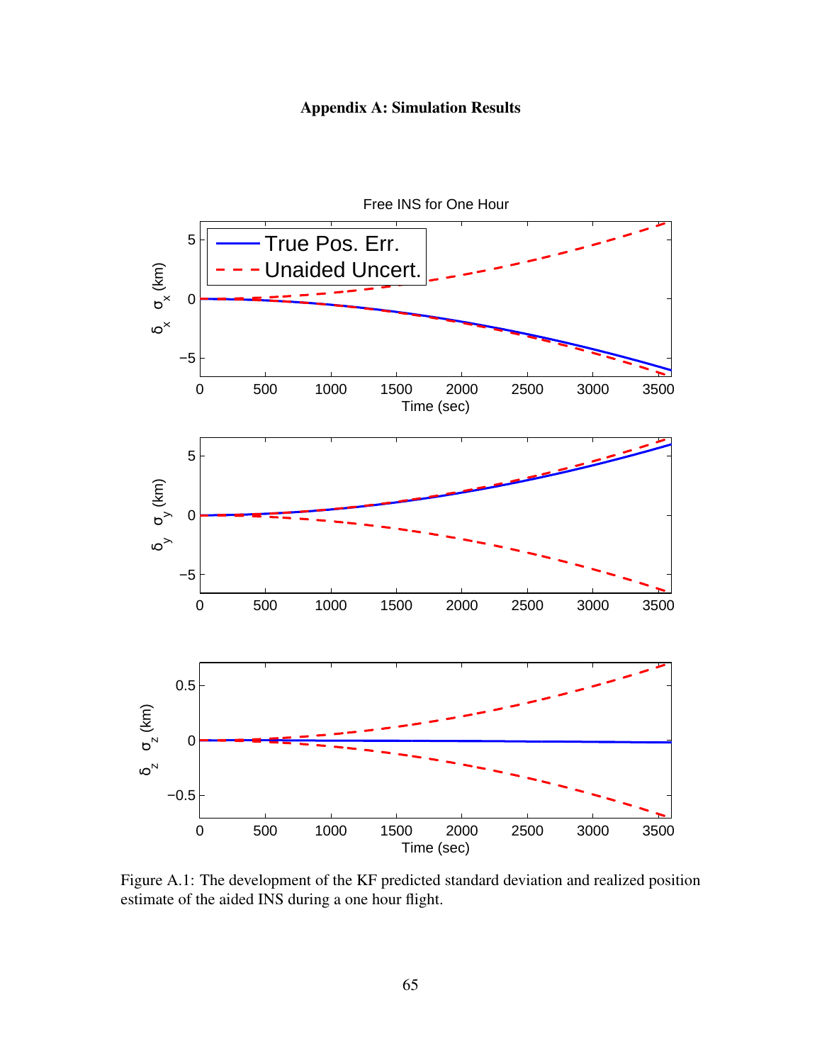# Appendix A: Simulation Results

Figure A.1: The development of the KF predicted standard deviation and realized position estimate of the aided INS during a one hour flight.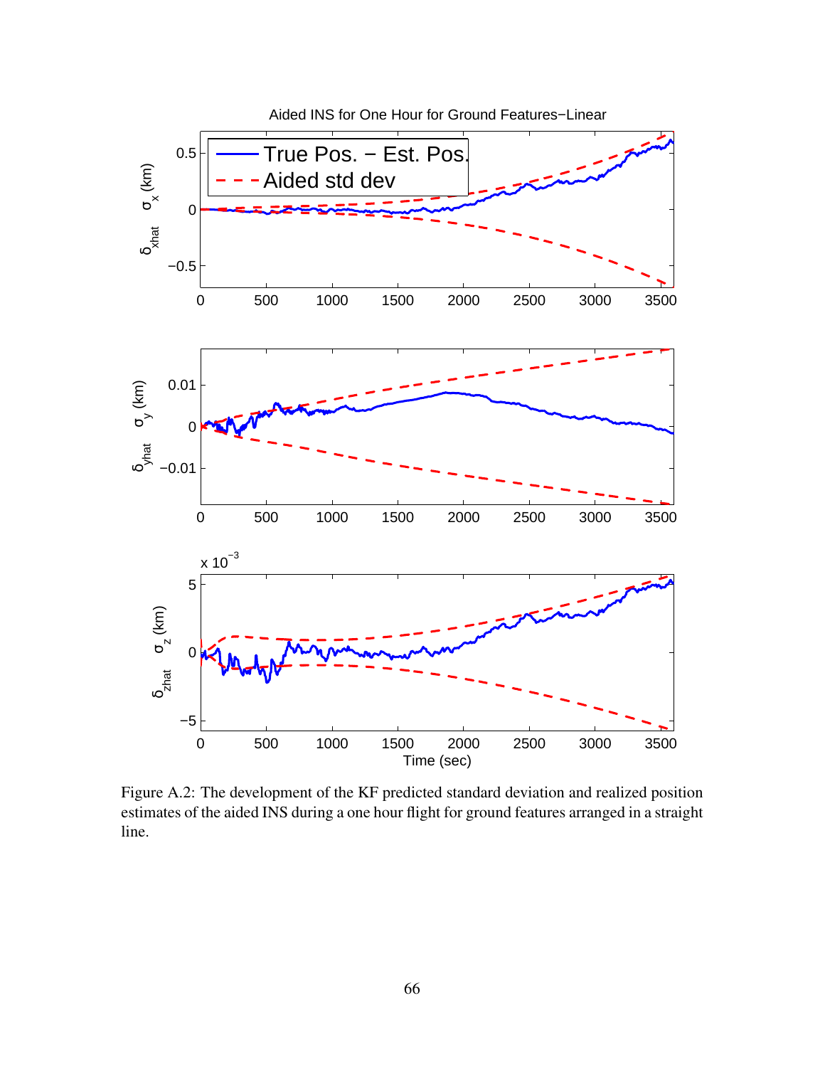Figure A.2: The development of the KF predicted standard deviation and realized position estimates of the aided INS during a one hour flight for ground features arranged in a straight line.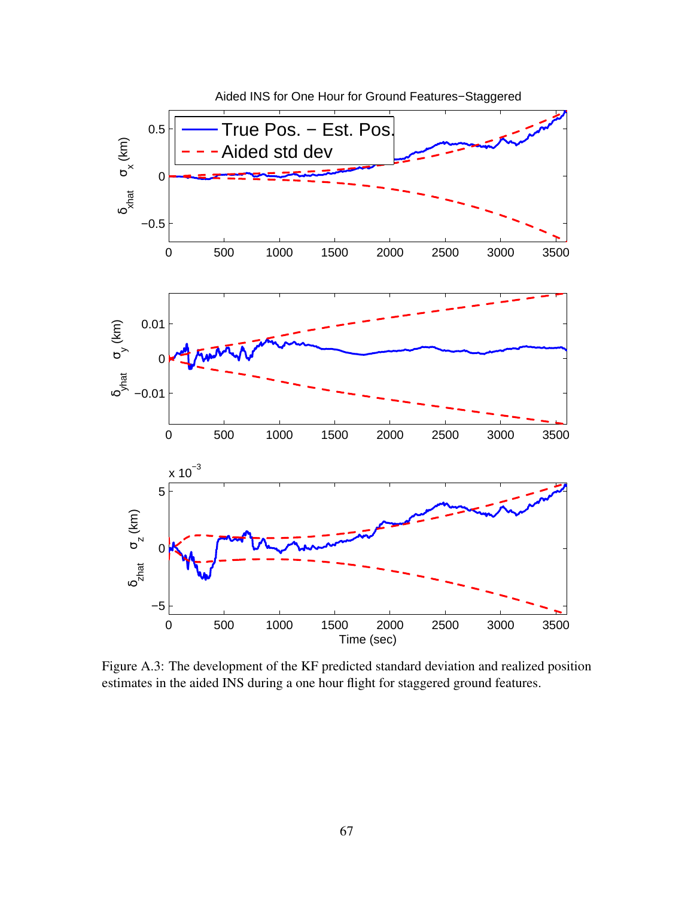Figure A.3: The development of the KF predicted standard deviation and realized position estimates in the aided INS during a one hour flight for staggered ground features.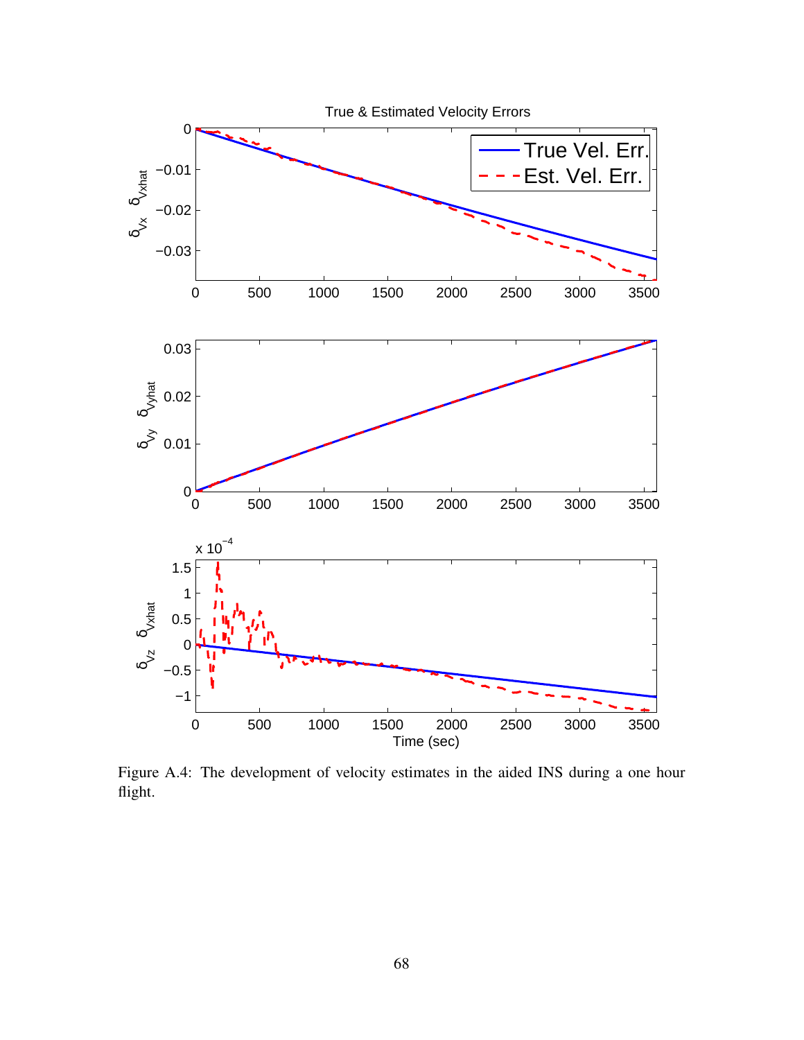Figure A.4: The development of velocity estimates in the aided INS during a one hour flight.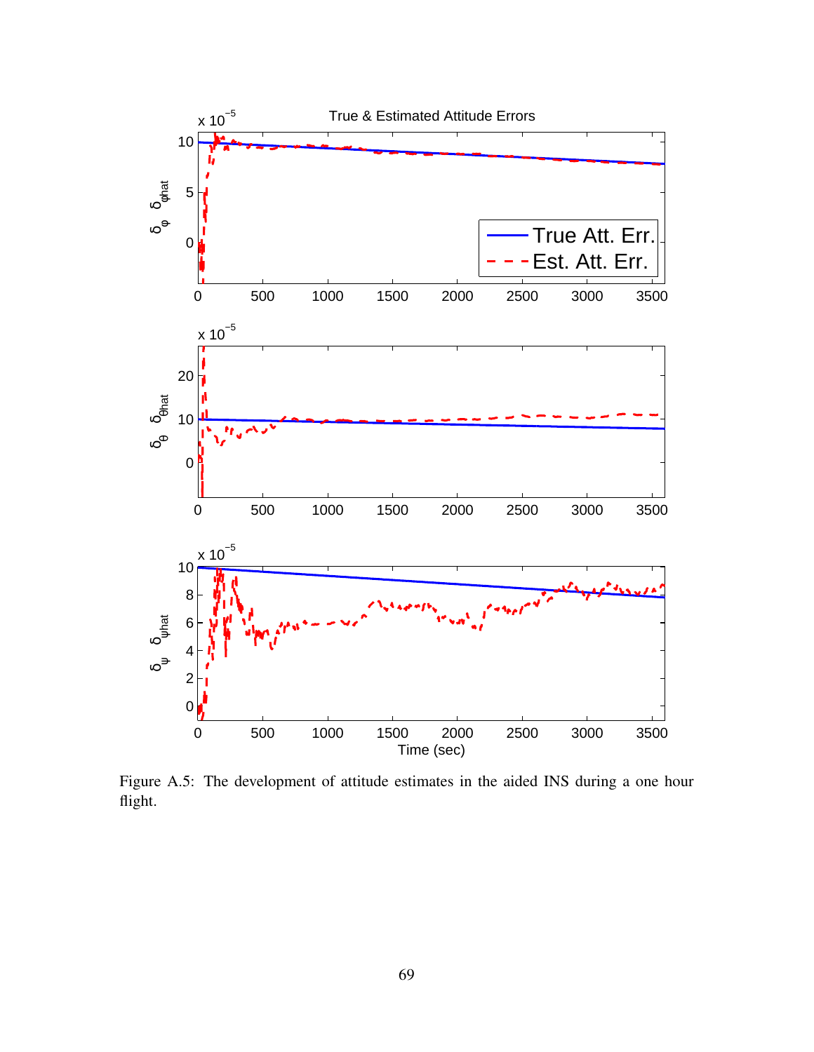Figure A.5: The development of attitude estimates in the aided INS during a one hour flight.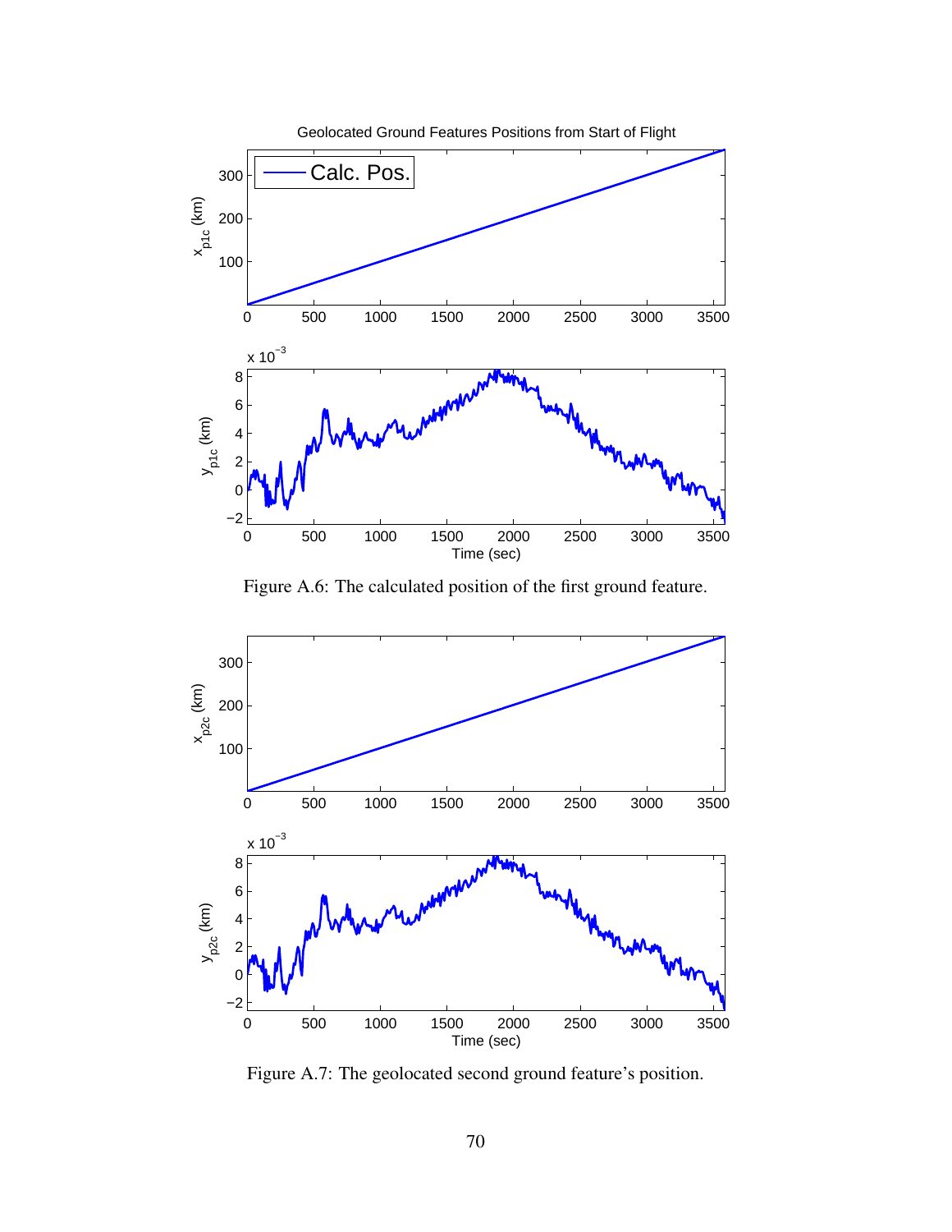Figure A.6: The calculated position of the first ground feature.

Figure A.7: The geolocated second ground feature's position.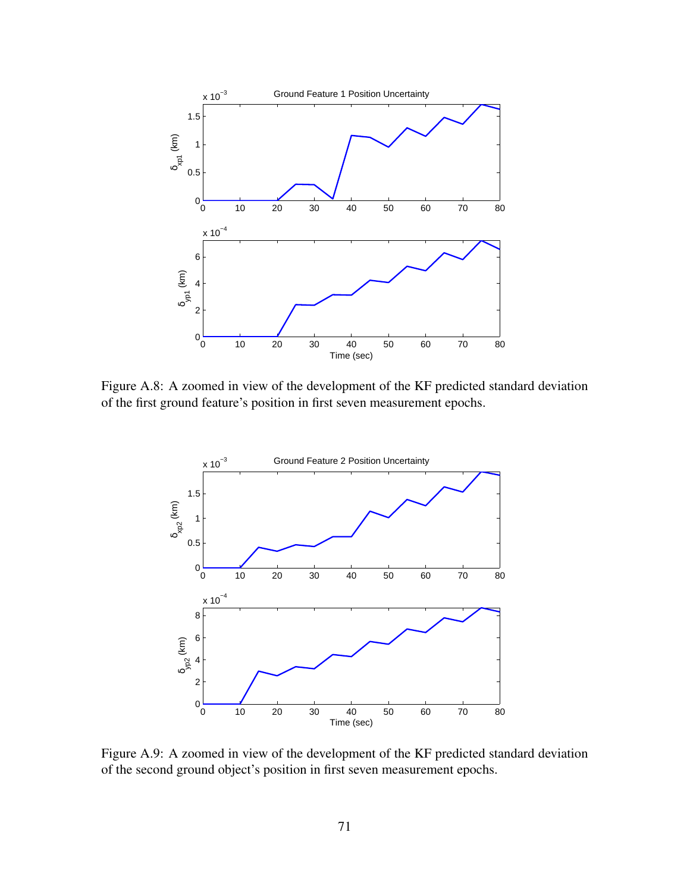Figure A.8: A zoomed in view of the development of the KF predicted standard deviation of the first ground feature's position in first seven measurement epochs.

Figure A.9: A zoomed in view of the development of the KF predicted standard deviation of the second ground object's position in first seven measurement epochs.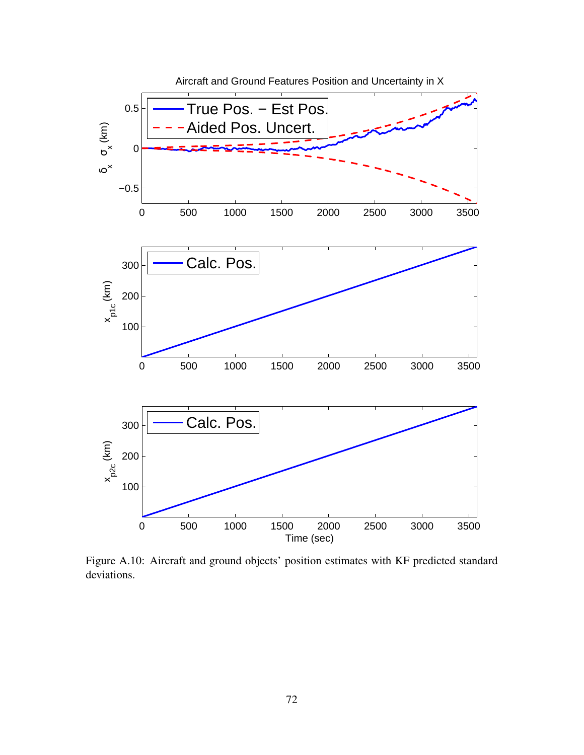Figure A.10: Aircraft and ground objects' position estimates with KF predicted standard deviations.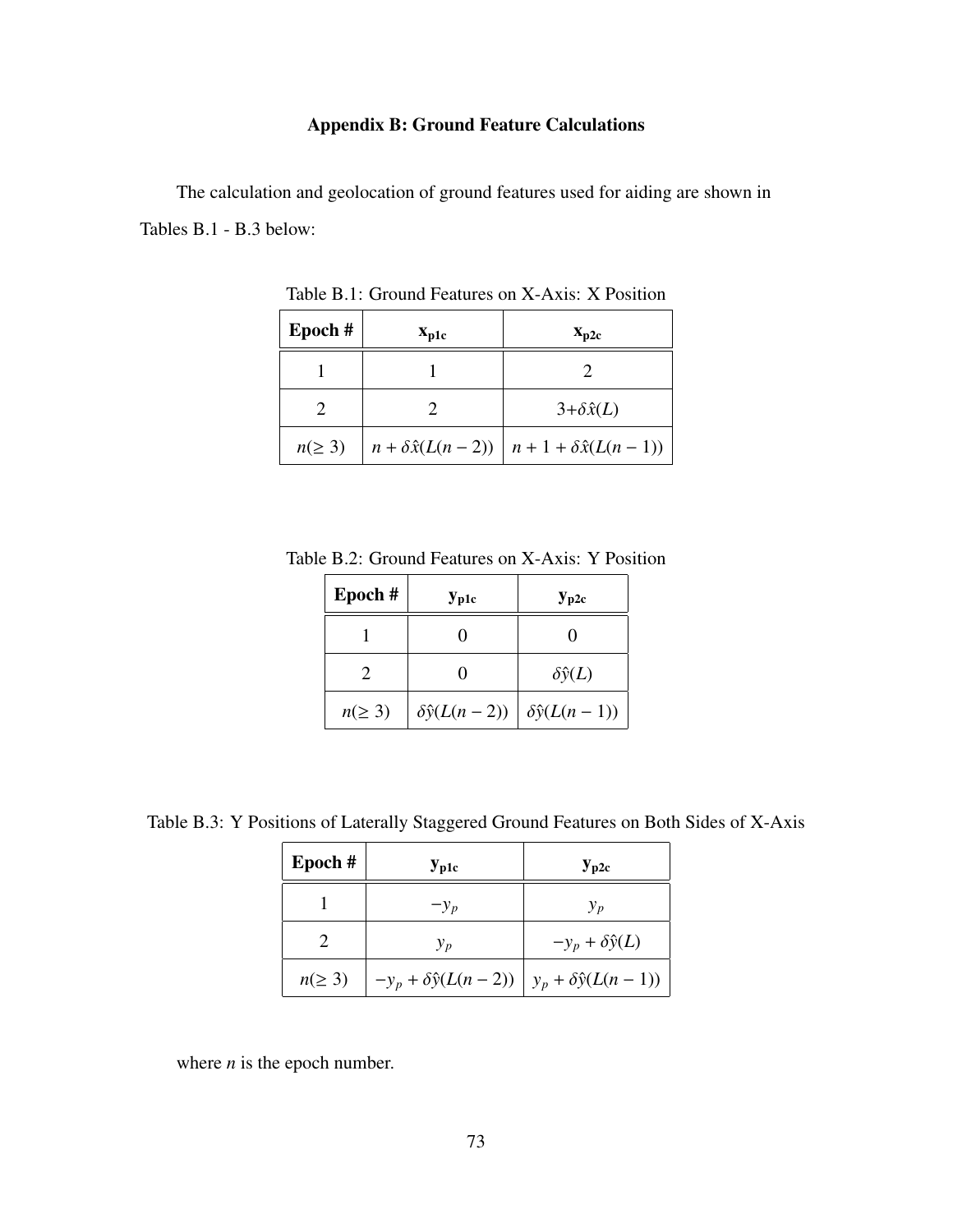## Appendix B: Ground Feature Calculations

The calculation and geolocation of ground features used for aiding are shown in Tables B.1 - B.3 below:

Table B.1: Ground Features on X-Axis: X Position

| Epoch # | $\mathbf{x_{p1c}}$ | $\mathbf{x_{p2c}}$ |
|---|---|---|
| 1 | 1 | 2 |
| 2 | 2 | $3+\delta\hat{x}(L)$ |
| $n(\geq 3)$ | $n + \delta\hat{x}(L(n-2))$ | $n + 1 + \delta\hat{x}(L(n-1))$ |

Table B.2: Ground Features on X-Axis: Y Position

| Epoch # | $\mathbf{y_{p1c}}$ | $\mathbf{y_{p2c}}$ |
|---|---|---|
| 1 | 0 | 0 |
| 2 | 0 | $\delta\hat{y}(L)$ |
| $n(\geq 3)$ | $\delta\hat{y}(L(n-2))$ | $\delta\hat{y}(L(n-1))$ |

Table B.3: Y Positions of Laterally Staggered Ground Features on Both Sides of X-Axis

| Epoch # | $\mathbf{y_{p1c}}$ | $\mathbf{y_{p2c}}$ |
|---|---|---|
| 1 | $-y_p$ | $y_p$ |
| 2 | $y_p$ | $-y_p + \delta\hat{y}(L)$ |
| $n(\geq 3)$ | $-y_p + \delta\hat{y}(L(n-2))$ | $y_p + \delta\hat{y}(L(n-1))$ |

where $n$ is the epoch number.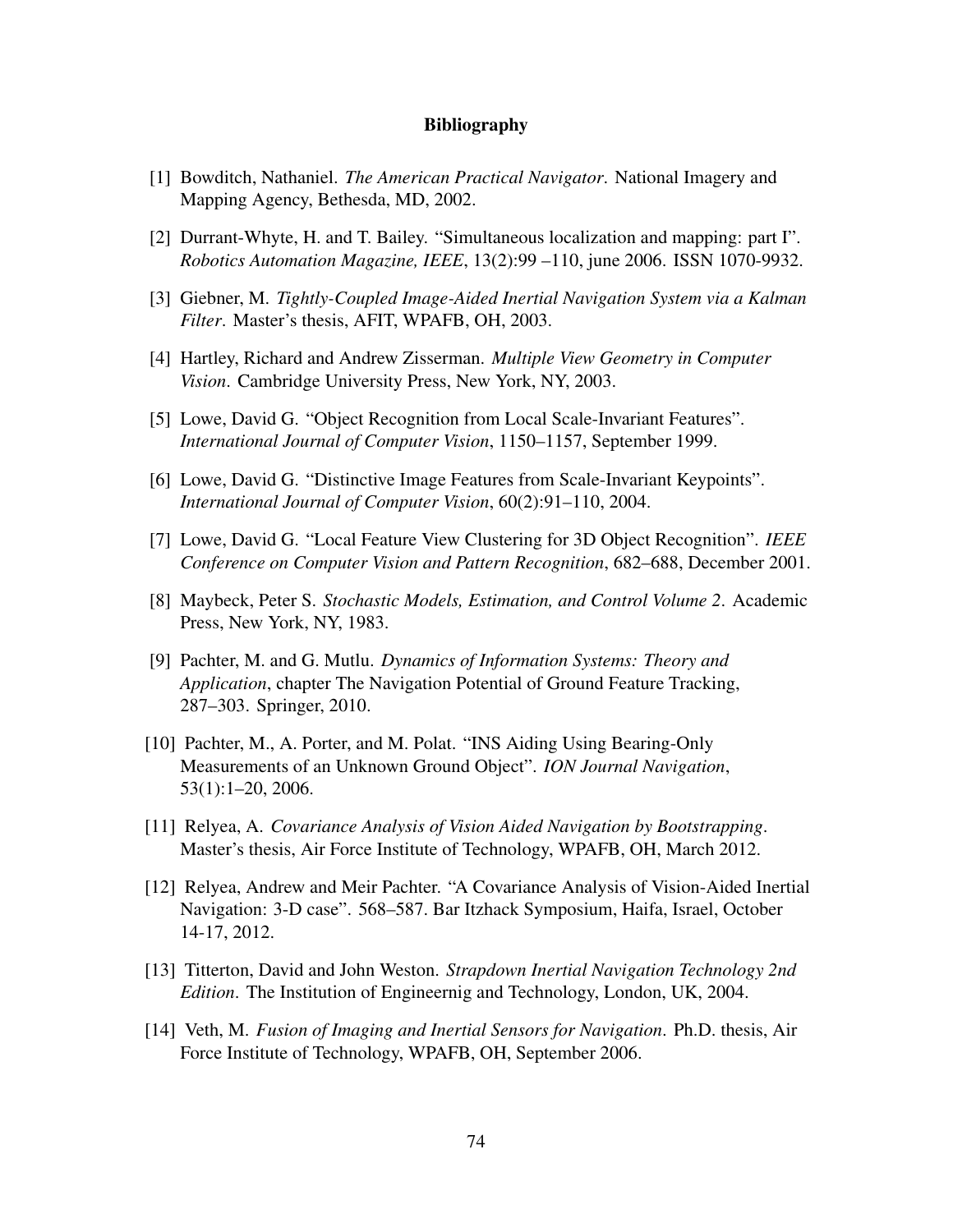# Bibliography

[1] Bowditch, Nathaniel. *The American Practical Navigator*. National Imagery and Mapping Agency, Bethesda, MD, 2002.

[2] Durrant-Whyte, H. and T. Bailey. "Simultaneous localization and mapping: part I". *Robotics Automation Magazine, IEEE*, 13(2):99 –110, june 2006. ISSN 1070-9932.

[3] Giebner, M. *Tightly-Coupled Image-Aided Inertial Navigation System via a Kalman Filter*. Master's thesis, AFIT, WPAFB, OH, 2003.

[4] Hartley, Richard and Andrew Zisserman. *Multiple View Geometry in Computer Vision*. Cambridge University Press, New York, NY, 2003.

[5] Lowe, David G. "Object Recognition from Local Scale-Invariant Features". *International Journal of Computer Vision*, 1150–1157, September 1999.

[6] Lowe, David G. "Distinctive Image Features from Scale-Invariant Keypoints". *International Journal of Computer Vision*, 60(2):91–110, 2004.

[7] Lowe, David G. "Local Feature View Clustering for 3D Object Recognition". *IEEE Conference on Computer Vision and Pattern Recognition*, 682–688, December 2001.

[8] Maybeck, Peter S. *Stochastic Models, Estimation, and Control Volume 2*. Academic Press, New York, NY, 1983.

[9] Pachter, M. and G. Mutlu. *Dynamics of Information Systems: Theory and Application*, chapter The Navigation Potential of Ground Feature Tracking, 287–303. Springer, 2010.

[10] Pachter, M., A. Porter, and M. Polat. "INS Aiding Using Bearing-Only Measurements of an Unknown Ground Object". *ION Journal Navigation*, 53(1):1–20, 2006.

[11] Relyea, A. *Covariance Analysis of Vision Aided Navigation by Bootstrapping*. Master's thesis, Air Force Institute of Technology, WPAFB, OH, March 2012.

[12] Relyea, Andrew and Meir Pachter. "A Covariance Analysis of Vision-Aided Inertial Navigation: 3-D case". 568–587. Bar Itzhack Symposium, Haifa, Israel, October 14-17, 2012.

[13] Titterton, David and John Weston. *Strapdown Inertial Navigation Technology 2nd Edition*. The Institution of Engineernig and Technology, London, UK, 2004.

[14] Veth, M. *Fusion of Imaging and Inertial Sensors for Navigation*. Ph.D. thesis, Air Force Institute of Technology, WPAFB, OH, September 2006.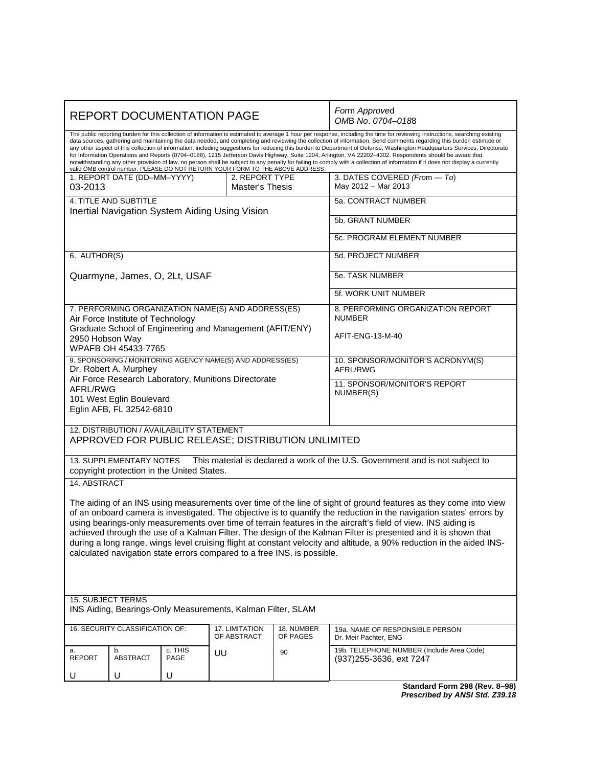# REPORT DOCUMENTATION PAGE

*Form Approved*
*OMB No. 0704–0188*

The public reporting burden for this collection of information is estimated to average 1 hour per response, including the time for reviewing instructions, searching existing data sources, gathering and maintaining the data needed, and completing and reviewing the collection of information. Send comments regarding this burden estimate or any other aspect of this collection of information, including suggestions for reducing this burden to Department of Defense, Washington Headquarters Services, Directorate for Information Operations and Reports (0704–0188), 1215 Jefferson Davis Highway, Suite 1204, Arlington, VA 22202–4302. Respondents should be aware that notwithstanding any other provision of law, no person shall be subject to any penalty for failing to comply with a collection of information if it does not display a currently valid OMB control number. PLEASE DO NOT RETURN YOUR FORM TO THE ABOVE ADDRESS.

| | | |
|---|---|---|
| 1. REPORT DATE (DD–MM–YYYY) 03-2013 | 2. REPORT TYPE Master's Thesis | 3. DATES COVERED *(From — To)* May 2012 – Mar 2013 |
| 4. TITLE AND SUBTITLE Inertial Navigation System Aiding Using Vision | | 5a. CONTRACT NUMBER |
| | | 5b. GRANT NUMBER |
| | | 5c. PROGRAM ELEMENT NUMBER |
| 6. AUTHOR(S) Quarmyne, James, O, 2Lt, USAF | | 5d. PROJECT NUMBER |
| | | 5e. TASK NUMBER |
| | | 5f. WORK UNIT NUMBER |
| 7. PERFORMING ORGANIZATION NAME(S) AND ADDRESS(ES) Air Force Institute of Technology Graduate School of Engineering and Management (AFIT/ENY) 2950 Hobson Way WPAFB OH 45433-7765 | | 8. PERFORMING ORGANIZATION REPORT NUMBER AFIT-ENG-13-M-40 |
| 9. SPONSORING / MONITORING AGENCY NAME(S) AND ADDRESS(ES) Dr. Robert A. Murphey Air Force Research Laboratory, Munitions Directorate AFRL/RWG 101 West Eglin Boulevard Eglin AFB, FL 32542-6810 | | 10. SPONSOR/MONITOR'S ACRONYM(S) AFRL/RWG |
| | | 11. SPONSOR/MONITOR'S REPORT NUMBER(S) |

12. DISTRIBUTION / AVAILABILITY STATEMENT
APPROVED FOR PUBLIC RELEASE; DISTRIBUTION UNLIMITED

13. SUPPLEMENTARY NOTES This material is declared a work of the U.S. Government and is not subject to copyright protection in the United States.

14. ABSTRACT

The aiding of an INS using measurements over time of the line of sight of ground features as they come into view of an onboard camera is investigated. The objective is to quantify the reduction in the navigation states' errors by using bearings-only measurements over time of terrain features in the aircraft's field of view. INS aiding is achieved through the use of a Kalman Filter. The design of the Kalman Filter is presented and it is shown that during a long range, wings level cruising flight at constant velocity and altitude, a 90% reduction in the aided INS-calculated navigation state errors compared to a free INS, is possible.

15. SUBJECT TERMS
INS Aiding, Bearings-Only Measurements, Kalman Filter, SLAM

| 16. SECURITY CLASSIFICATION OF: | | | 17. LIMITATION OF ABSTRACT | 18. NUMBER OF PAGES | 19a. NAME OF RESPONSIBLE PERSON |
|---|---|---|---|---|---|
| a. REPORT | b. ABSTRACT | c. THIS PAGE | | | Dr. Meir Pachter, ENG |
| U | U | U | UU | 90 | 19b. TELEPHONE NUMBER (Include Area Code) (937)255-3636, ext 7247 |

**Standard Form 298 (Rev. 8–98)**
***Prescribed by ANSI Std. Z39.18***